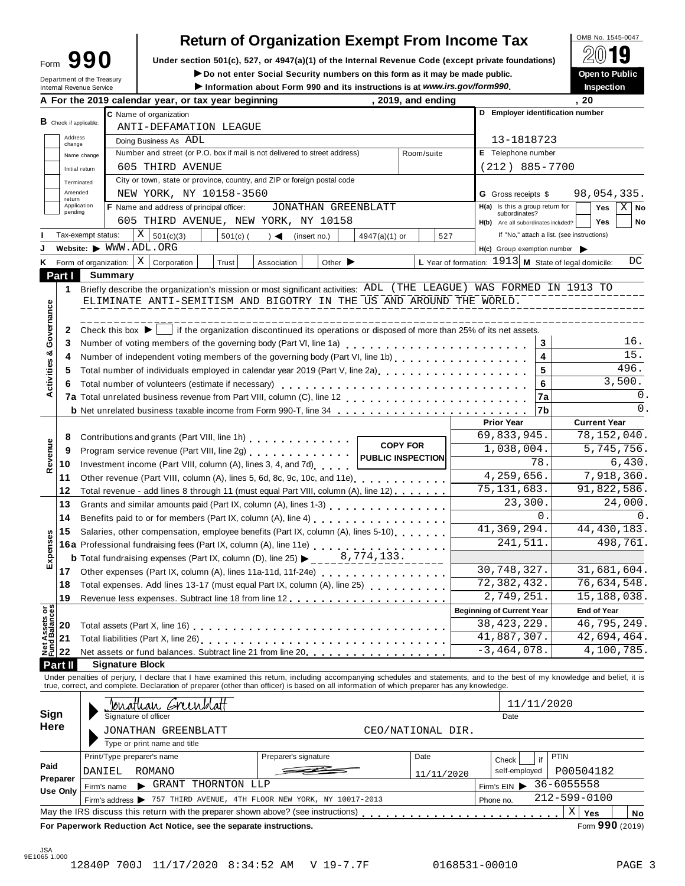Form **990**

Department of the Treasury
Internal Revenue Service

# Return of Organization Exempt From Income Tax

**Under section 501(c), 527, or 4947(a)(1) of the Internal Revenue Code (except private foundations)**

▶ **Do not enter Social Security numbers on this form as it may be made public.**

▶ **Information about Form 990 and its instructions is at** ***www.irs.gov/form990*****.**

OMB No. 1545-0047

**2019**

**Open to Public Inspection**

**A** For the 2019 calendar year, or tax year beginning , 2019, and ending , 20

**B** Check if applicable: Address change; Name change; Initial return; Terminated; Amended return; Application pending

**C** Name of organization: ANTI-DEFAMATION LEAGUE

Doing Business As: ADL

Number and street (or P.O. box if mail is not delivered to street address): 605 THIRD AVENUE — Room/suite:

City or town, state or province, country, and ZIP or foreign postal code: NEW YORK, NY 10158-3560

**D** Employer identification number: 13-1818723

**E** Telephone number: (212) 885-7700

**G** Gross receipts $ 98,054,335.

**F** Name and address of principal officer: JONATHAN GREENBLATT, 605 THIRD AVENUE, NEW YORK, NY 10158

**H(a)** Is this a group return for subordinates? Yes ☐ No ☒

**H(b)** Are all subordinates included? Yes ☐ No ☐ — If "No," attach a list. (see instructions)

**H(c)** Group exemption number ▶

**I** Tax-exempt status: ☒ 501(c)(3) ☐ 501(c) ( ) ◀ (insert no.) ☐ 4947(a)(1) or ☐ 527

**J** Website: ▶ WWW.ADL.ORG

**K** Form of organization: ☒ Corporation ☐ Trust ☐ Association ☐ Other ▶

**L** Year of formation: 1913 **M** State of legal domicile: DC

## Part I Summary

**Activities & Governance**

1 Briefly describe the organization's mission or most significant activities: ADL (THE LEAGUE) WAS FORMED IN 1913 TO ELIMINATE ANTI-SEMITISM AND BIGOTRY IN THE US AND AROUND THE WORLD.

2 Check this box ▶ ☐ if the organization discontinued its operations or disposed of more than 25% of its net assets.

| | | | |
|---|---|---|---|
| 3 | Number of voting members of the governing body (Part VI, line 1a) | 3 | 16. |
| 4 | Number of independent voting members of the governing body (Part VI, line 1b) | 4 | 15. |
| 5 | Total number of individuals employed in calendar year 2019 (Part V, line 2a) | 5 | 496. |
| 6 | Total number of volunteers (estimate if necessary) | 6 | 3,500. |
| 7a | Total unrelated business revenue from Part VIII, column (C), line 12 | 7a | 0. |
| b | Net unrelated business taxable income from Form 990-T, line 34 | 7b | 0. |

**COPY FOR PUBLIC INSPECTION**

| | | | Prior Year | Current Year |
|---|---|---|---|---|
| **Revenue** | 8 | Contributions and grants (Part VIII, line 1h) | 69,833,945. | 78,152,040. |
| | 9 | Program service revenue (Part VIII, line 2g) | 1,038,004. | 5,745,756. |
| | 10 | Investment income (Part VIII, column (A), lines 3, 4, and 7d) | 78. | 6,430. |
| | 11 | Other revenue (Part VIII, column (A), lines 5, 6d, 8c, 9c, 10c, and 11e) | 4,259,656. | 7,918,360. |
| | 12 | Total revenue - add lines 8 through 11 (must equal Part VIII, column (A), line 12) | 75,131,683. | 91,822,586. |
| **Expenses** | 13 | Grants and similar amounts paid (Part IX, column (A), lines 1-3) | 23,300. | 24,000. |
| | 14 | Benefits paid to or for members (Part IX, column (A), line 4) | 0. | 0. |
| | 15 | Salaries, other compensation, employee benefits (Part IX, column (A), lines 5-10) | 41,369,294. | 44,430,183. |
| | 16a | Professional fundraising fees (Part IX, column (A), line 11e) | 241,511. | 498,761. |
| | b | Total fundraising expenses (Part IX, column (D), line 25) ▶ 8,774,133. | | |
| | 17 | Other expenses (Part IX, column (A), lines 11a-11d, 11f-24e) | 30,748,327. | 31,681,604. |
| | 18 | Total expenses. Add lines 13-17 (must equal Part IX, column (A), line 25) | 72,382,432. | 76,634,548. |
| | 19 | Revenue less expenses. Subtract line 18 from line 12 | 2,749,251. | 15,188,038. |
| | | | **Beginning of Current Year** | **End of Year** |
| **Net Assets or Fund Balances** | 20 | Total assets (Part X, line 16) | 38,423,229. | 46,795,249. |
| | 21 | Total liabilities (Part X, line 26) | 41,887,307. | 42,694,464. |
| | 22 | Net assets or fund balances. Subtract line 21 from line 20 | -3,464,078. | 4,100,785. |

## Part II Signature Block

Under penalties of perjury, I declare that I have examined this return, including accompanying schedules and statements, and to the best of my knowledge and belief, it is true, correct, and complete. Declaration of preparer (other than officer) is based on all information of which preparer has any knowledge.

**Sign Here**

Signature of officer: Jonathan Greenblatt — Date: 11/11/2020

Type or print name and title: JONATHAN GREENBLATT — CEO/NATIONAL DIR.

**Paid Preparer Use Only**

| Print/Type preparer's name | Preparer's signature | Date | Check ☐ if self-employed | PTIN |
|---|---|---|---|---|
| DANIEL ROMANO | | 11/11/2020 | | P00504182 |

Firm's name ▶ GRANT THORNTON LLP — Firm's EIN ▶ 36-6055558

Firm's address ▶ 757 THIRD AVENUE, 4TH FLOOR NEW YORK, NY 10017-2013 — Phone no. 212-599-0100

May the IRS discuss this return with the preparer shown above? (see instructions) ☒ Yes ☐ No

**For Paperwork Reduction Act Notice, see the separate instructions.** Form **990** (2019)

JSA 9E1065 1.000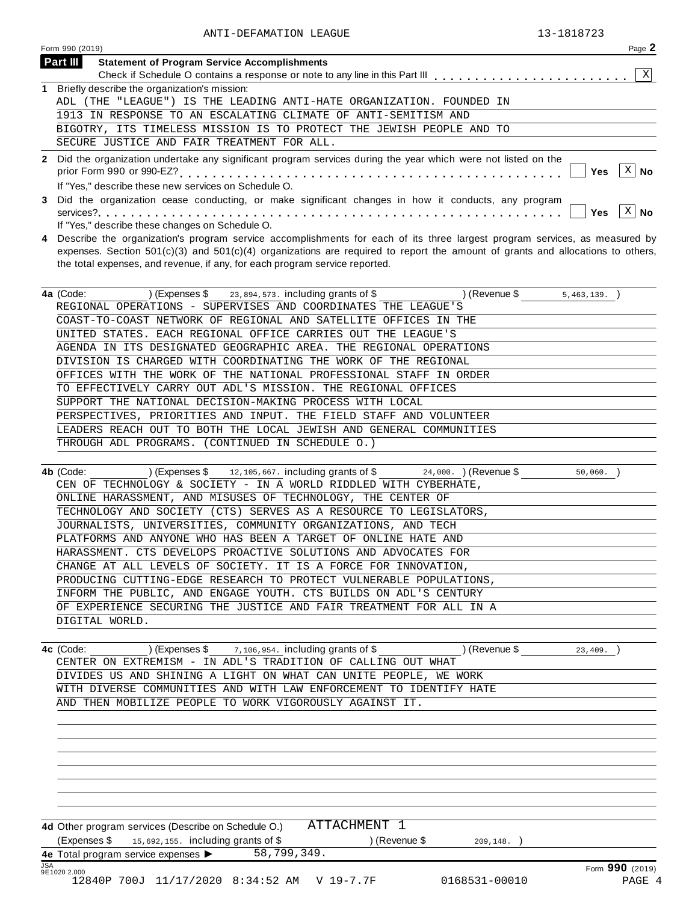ANTI-DEFAMATION LEAGUE 13-1818723

Form 990 (2019) Page **2**

## Part III Statement of Program Service Accomplishments

Check if Schedule O contains a response or note to any line in this Part III . . . . . . . . . . . . . . . . . . . . . . . [X]

**1** Briefly describe the organization's mission:

ADL (THE "LEAGUE") IS THE LEADING ANTI-HATE ORGANIZATION. FOUNDED IN 1913 IN RESPONSE TO AN ESCALATING CLIMATE OF ANTI-SEMITISM AND BIGOTRY, ITS TIMELESS MISSION IS TO PROTECT THE JEWISH PEOPLE AND TO SECURE JUSTICE AND FAIR TREATMENT FOR ALL.

**2** Did the organization undertake any significant program services during the year which were not listed on the prior Form 990 or 990-EZ? . . . . . . . . . . . . . . . . . . . . . . . . . . . . . . . . . . . . . . . . . . . . . [ ] Yes [X] No

If "Yes," describe these new services on Schedule O.

**3** Did the organization cease conducting, or make significant changes in how it conducts, any program services? . . . . . . . . . . . . . . . . . . . . . . . . . . . . . . . . . . . . . . . . . . . . . . . . . . . . [ ] Yes [X] No

If "Yes," describe these changes on Schedule O.

**4** Describe the organization's program service accomplishments for each of its three largest program services, as measured by expenses. Section 501(c)(3) and 501(c)(4) organizations are required to report the amount of grants and allocations to others, the total expenses, and revenue, if any, for each program service reported.

**4a** (Code: ) (Expenses $ 23,894,573. including grants of $ ) (Revenue $ 5,463,139. )

REGIONAL OPERATIONS - SUPERVISES AND COORDINATES THE LEAGUE'S COAST-TO-COAST NETWORK OF REGIONAL AND SATELLITE OFFICES IN THE UNITED STATES. EACH REGIONAL OFFICE CARRIES OUT THE LEAGUE'S AGENDA IN ITS DESIGNATED GEOGRAPHIC AREA. THE REGIONAL OPERATIONS DIVISION IS CHARGED WITH COORDINATING THE WORK OF THE REGIONAL OFFICES WITH THE WORK OF THE NATIONAL PROFESSIONAL STAFF IN ORDER TO EFFECTIVELY CARRY OUT ADL'S MISSION. THE REGIONAL OFFICES SUPPORT THE NATIONAL DECISION-MAKING PROCESS WITH LOCAL PERSPECTIVES, PRIORITIES AND INPUT. THE FIELD STAFF AND VOLUNTEER LEADERS REACH OUT TO BOTH THE LOCAL JEWISH AND GENERAL COMMUNITIES THROUGH ADL PROGRAMS. (CONTINUED IN SCHEDULE O.)

**4b** (Code: ) (Expenses $ 12,105,667. including grants of $ 24,000. ) (Revenue $ 50,060. )

CEN OF TECHNOLOGY & SOCIETY - IN A WORLD RIDDLED WITH CYBERHATE, ONLINE HARASSMENT, AND MISUSES OF TECHNOLOGY, THE CENTER OF TECHNOLOGY AND SOCIETY (CTS) SERVES AS A RESOURCE TO LEGISLATORS, JOURNALISTS, UNIVERSITIES, COMMUNITY ORGANIZATIONS, AND TECH PLATFORMS AND ANYONE WHO HAS BEEN A TARGET OF ONLINE HATE AND HARASSMENT. CTS DEVELOPS PROACTIVE SOLUTIONS AND ADVOCATES FOR CHANGE AT ALL LEVELS OF SOCIETY. IT IS A FORCE FOR INNOVATION, PRODUCING CUTTING-EDGE RESEARCH TO PROTECT VULNERABLE POPULATIONS, INFORM THE PUBLIC, AND ENGAGE YOUTH. CTS BUILDS ON ADL'S CENTURY OF EXPERIENCE SECURING THE JUSTICE AND FAIR TREATMENT FOR ALL IN A DIGITAL WORLD.

**4c** (Code: ) (Expenses $ 7,106,954. including grants of $ ) (Revenue $ 23,409. )

CENTER ON EXTREMISM - IN ADL'S TRADITION OF CALLING OUT WHAT DIVIDES US AND SHINING A LIGHT ON WHAT CAN UNITE PEOPLE, WE WORK WITH DIVERSE COMMUNITIES AND WITH LAW ENFORCEMENT TO IDENTIFY HATE AND THEN MOBILIZE PEOPLE TO WORK VIGOROUSLY AGAINST IT.

**4d** Other program services (Describe on Schedule O.) ATTACHMENT 1

(Expenses $ 15,692,155. including grants of $ ) (Revenue $ 209,148. )

**4e** Total program service expenses ▶ 58,799,349.

Form **990** (2019)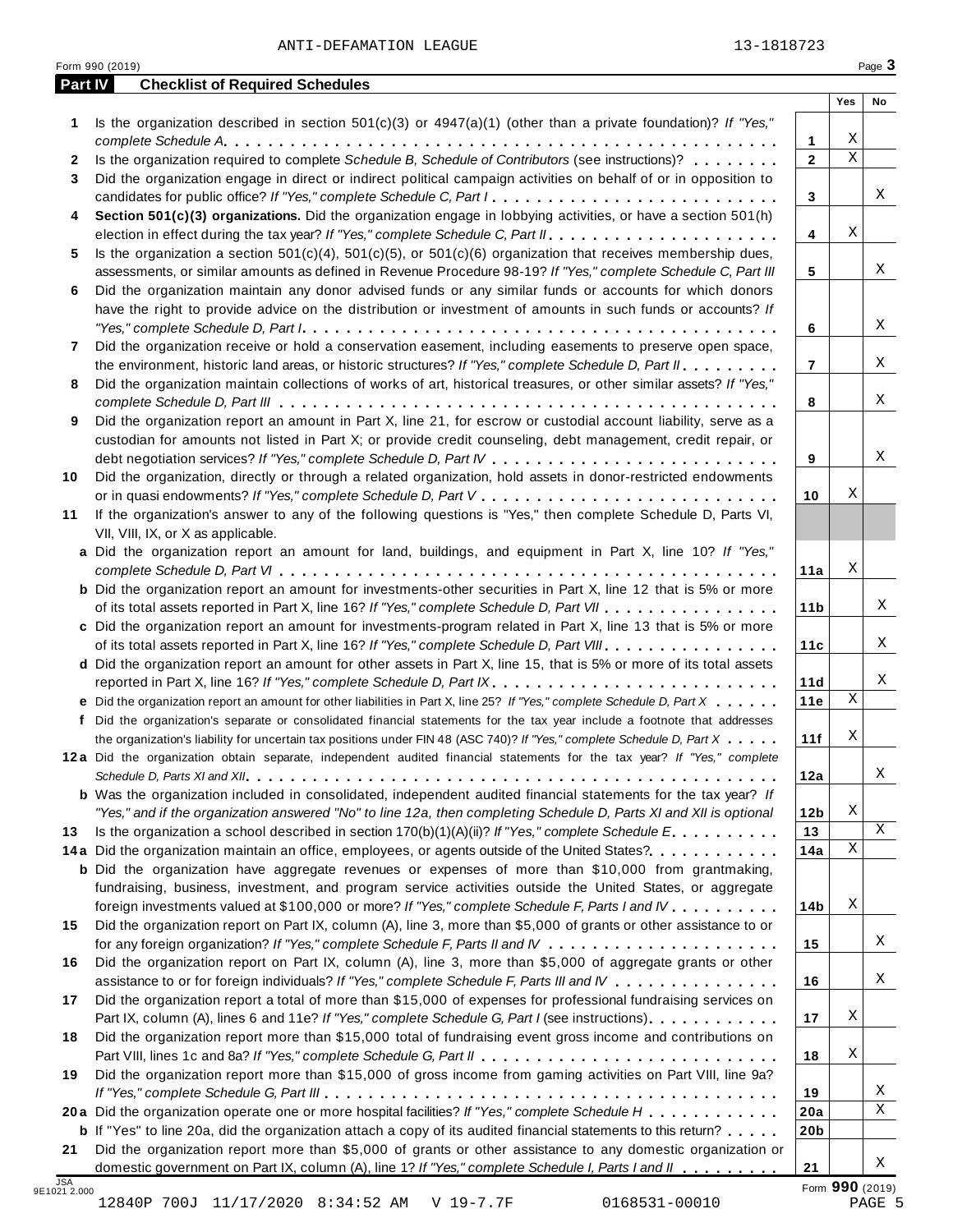ANTI-DEFAMATION LEAGUE 13-1818723

Form 990 (2019) Page 3

## Part IV Checklist of Required Schedules

| | | | Yes | No |
|---|---|---|---|---|
| 1 | Is the organization described in section 501(c)(3) or 4947(a)(1) (other than a private foundation)? *If "Yes," complete Schedule A* | 1 | X | |
| 2 | Is the organization required to complete *Schedule B, Schedule of Contributors* (see instructions)? | 2 | X | |
| 3 | Did the organization engage in direct or indirect political campaign activities on behalf of or in opposition to candidates for public office? *If "Yes," complete Schedule C, Part I* | 3 | | X |
| 4 | **Section 501(c)(3) organizations.** Did the organization engage in lobbying activities, or have a section 501(h) election in effect during the tax year? *If "Yes," complete Schedule C, Part II* | 4 | X | |
| 5 | Is the organization a section 501(c)(4), 501(c)(5), or 501(c)(6) organization that receives membership dues, assessments, or similar amounts as defined in Revenue Procedure 98-19? *If "Yes," complete Schedule C, Part III* | 5 | | X |
| 6 | Did the organization maintain any donor advised funds or any similar funds or accounts for which donors have the right to provide advice on the distribution or investment of amounts in such funds or accounts? *If "Yes," complete Schedule D, Part I* | 6 | | X |
| 7 | Did the organization receive or hold a conservation easement, including easements to preserve open space, the environment, historic land areas, or historic structures? *If "Yes," complete Schedule D, Part II* | 7 | | X |
| 8 | Did the organization maintain collections of works of art, historical treasures, or other similar assets? *If "Yes," complete Schedule D, Part III* | 8 | | X |
| 9 | Did the organization report an amount in Part X, line 21, for escrow or custodial account liability, serve as a custodian for amounts not listed in Part X; or provide credit counseling, debt management, credit repair, or debt negotiation services? *If "Yes," complete Schedule D, Part IV* | 9 | | X |
| 10 | Did the organization, directly or through a related organization, hold assets in donor-restricted endowments or in quasi endowments? *If "Yes," complete Schedule D, Part V* | 10 | X | |
| 11 | If the organization's answer to any of the following questions is "Yes," then complete Schedule D, Parts VI, VII, VIII, IX, or X as applicable. | | | |
| a | Did the organization report an amount for land, buildings, and equipment in Part X, line 10? *If "Yes," complete Schedule D, Part VI* | 11a | X | |
| b | Did the organization report an amount for investments-other securities in Part X, line 12 that is 5% or more of its total assets reported in Part X, line 16? *If "Yes," complete Schedule D, Part VII* | 11b | | X |
| c | Did the organization report an amount for investments-program related in Part X, line 13 that is 5% or more of its total assets reported in Part X, line 16? *If "Yes," complete Schedule D, Part VIII* | 11c | | X |
| d | Did the organization report an amount for other assets in Part X, line 15, that is 5% or more of its total assets reported in Part X, line 16? *If "Yes," complete Schedule D, Part IX* | 11d | | X |
| e | Did the organization report an amount for other liabilities in Part X, line 25? *If "Yes," complete Schedule D, Part X* | 11e | X | |
| f | Did the organization's separate or consolidated financial statements for the tax year include a footnote that addresses the organization's liability for uncertain tax positions under FIN 48 (ASC 740)? *If "Yes," complete Schedule D, Part X* | 11f | X | |
| 12a | Did the organization obtain separate, independent audited financial statements for the tax year? *If "Yes," complete Schedule D, Parts XI and XII* | 12a | | X |
| b | Was the organization included in consolidated, independent audited financial statements for the tax year? *If "Yes," and if the organization answered "No" to line 12a, then completing Schedule D, Parts XI and XII is optional* | 12b | X | |
| 13 | Is the organization a school described in section 170(b)(1)(A)(ii)? *If "Yes," complete Schedule E* | 13 | | X |
| 14a | Did the organization maintain an office, employees, or agents outside of the United States? | 14a | X | |
| b | Did the organization have aggregate revenues or expenses of more than $10,000 from grantmaking, fundraising, business, investment, and program service activities outside the United States, or aggregate foreign investments valued at $100,000 or more? *If "Yes," complete Schedule F, Parts I and IV* | 14b | X | |
| 15 | Did the organization report on Part IX, column (A), line 3, more than $5,000 of grants or other assistance to or for any foreign organization? *If "Yes," complete Schedule F, Parts II and IV* | 15 | | X |
| 16 | Did the organization report on Part IX, column (A), line 3, more than $5,000 of aggregate grants or other assistance to or for foreign individuals? *If "Yes," complete Schedule F, Parts III and IV* | 16 | | X |
| 17 | Did the organization report a total of more than $15,000 of expenses for professional fundraising services on Part IX, column (A), lines 6 and 11e? *If "Yes," complete Schedule G, Part I* (see instructions) | 17 | X | |
| 18 | Did the organization report more than $15,000 total of fundraising event gross income and contributions on Part VIII, lines 1c and 8a? *If "Yes," complete Schedule G, Part II* | 18 | X | |
| 19 | Did the organization report more than $15,000 of gross income from gaming activities on Part VIII, line 9a? *If "Yes," complete Schedule G, Part III* | 19 | | X |
| 20a | Did the organization operate one or more hospital facilities? *If "Yes," complete Schedule H* | 20a | | X |
| b | If "Yes" to line 20a, did the organization attach a copy of its audited financial statements to this return? | 20b | | |
| 21 | Did the organization report more than $5,000 of grants or other assistance to any domestic organization or domestic government on Part IX, column (A), line 1? *If "Yes," complete Schedule I, Parts I and II* | 21 | | X |

JSA 9E1021 2.000

Form **990** (2019)

12840P 700J 11/17/2020 8:34:52 AM V 19-7.7F 0168531-00010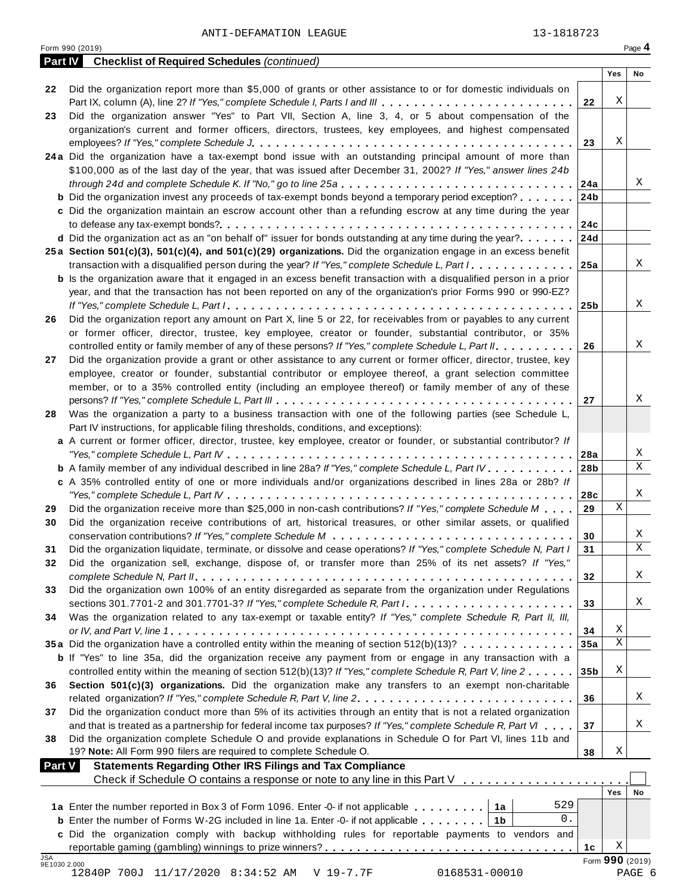ANTI-DEFAMATION LEAGUE 13-1818723

Form 990 (2019) Page **4**

## Part IV Checklist of Required Schedules *(continued)*

| | | | Yes | No |
|---|---|---|---|---|
| **22** | Did the organization report more than $5,000 of grants or other assistance to or for domestic individuals on Part IX, column (A), line 2? *If "Yes," complete Schedule I, Parts I and III* | **22** | X | |
| **23** | Did the organization answer "Yes" to Part VII, Section A, line 3, 4, or 5 about compensation of the organization's current and former officers, directors, trustees, key employees, and highest compensated employees? *If "Yes," complete Schedule J* | **23** | X | |
| **24a** | Did the organization have a tax-exempt bond issue with an outstanding principal amount of more than $100,000 as of the last day of the year, that was issued after December 31, 2002? *If "Yes," answer lines 24b through 24d and complete Schedule K. If "No," go to line 25a* | **24a** | | X |
| **b** | Did the organization invest any proceeds of tax-exempt bonds beyond a temporary period exception? | **24b** | | |
| **c** | Did the organization maintain an escrow account other than a refunding escrow at any time during the year to defease any tax-exempt bonds? | **24c** | | |
| **d** | Did the organization act as an "on behalf of" issuer for bonds outstanding at any time during the year? | **24d** | | |
| **25a** | **Section 501(c)(3), 501(c)(4), and 501(c)(29) organizations.** Did the organization engage in an excess benefit transaction with a disqualified person during the year? *If "Yes," complete Schedule L, Part I* | **25a** | | X |
| **b** | Is the organization aware that it engaged in an excess benefit transaction with a disqualified person in a prior year, and that the transaction has not been reported on any of the organization's prior Forms 990 or 990-EZ? *If "Yes," complete Schedule L, Part I* | **25b** | | X |
| **26** | Did the organization report any amount on Part X, line 5 or 22, for receivables from or payables to any current or former officer, director, trustee, key employee, creator or founder, substantial contributor, or 35% controlled entity or family member of any of these persons? *If "Yes," complete Schedule L, Part II* | **26** | | X |
| **27** | Did the organization provide a grant or other assistance to any current or former officer, director, trustee, key employee, creator or founder, substantial contributor or employee thereof, a grant selection committee member, or to a 35% controlled entity (including an employee thereof) or family member of any of these persons? *If "Yes," complete Schedule L, Part III* | **27** | | X |
| **28** | Was the organization a party to a business transaction with one of the following parties (see Schedule L, Part IV instructions, for applicable filing thresholds, conditions, and exceptions): | | | |
| **a** | A current or former officer, director, trustee, key employee, creator or founder, or substantial contributor? *If "Yes," complete Schedule L, Part IV* | **28a** | | X |
| **b** | A family member of any individual described in line 28a? *If "Yes," complete Schedule L, Part IV* | **28b** | | X |
| **c** | A 35% controlled entity of one or more individuals and/or organizations described in lines 28a or 28b? *If "Yes," complete Schedule L, Part IV* | **28c** | | X |
| **29** | Did the organization receive more than $25,000 in non-cash contributions? *If "Yes," complete Schedule M* | **29** | X | |
| **30** | Did the organization receive contributions of art, historical treasures, or other similar assets, or qualified conservation contributions? *If "Yes," complete Schedule M* | **30** | | X |
| **31** | Did the organization liquidate, terminate, or dissolve and cease operations? *If "Yes," complete Schedule N, Part I* | **31** | | X |
| **32** | Did the organization sell, exchange, dispose of, or transfer more than 25% of its net assets? *If "Yes," complete Schedule N, Part II* | **32** | | X |
| **33** | Did the organization own 100% of an entity disregarded as separate from the organization under Regulations sections 301.7701-2 and 301.7701-3? *If "Yes," complete Schedule R, Part I* | **33** | | X |
| **34** | Was the organization related to any tax-exempt or taxable entity? *If "Yes," complete Schedule R, Part II, III, or IV, and Part V, line 1* | **34** | X | |
| **35a** | Did the organization have a controlled entity within the meaning of section 512(b)(13)? | **35a** | X | |
| **b** | If "Yes" to line 35a, did the organization receive any payment from or engage in any transaction with a controlled entity within the meaning of section 512(b)(13)? *If "Yes," complete Schedule R, Part V, line 2* | **35b** | X | |
| **36** | **Section 501(c)(3) organizations.** Did the organization make any transfers to an exempt non-charitable related organization? *If "Yes," complete Schedule R, Part V, line 2* | **36** | | X |
| **37** | Did the organization conduct more than 5% of its activities through an entity that is not a related organization and that is treated as a partnership for federal income tax purposes? *If "Yes," complete Schedule R, Part VI* | **37** | | X |
| **38** | Did the organization complete Schedule O and provide explanations in Schedule O for Part VI, lines 11b and 19? **Note:** All Form 990 filers are required to complete Schedule O. | **38** | X | |

## Part V Statements Regarding Other IRS Filings and Tax Compliance

Check if Schedule O contains a response or note to any line in this Part V ☐

| | | | | | Yes | No |
|---|---|---|---|---|---|---|
| **1a** | Enter the number reported in Box 3 of Form 1096. Enter -0- if not applicable | **1a** | 529 | | | |
| **b** | Enter the number of Forms W-2G included in line 1a. Enter -0- if not applicable | **1b** | 0. | | | |
| **c** | Did the organization comply with backup withholding rules for reportable payments to vendors and reportable gaming (gambling) winnings to prize winners? | | | **1c** | X | |

Form **990** (2019)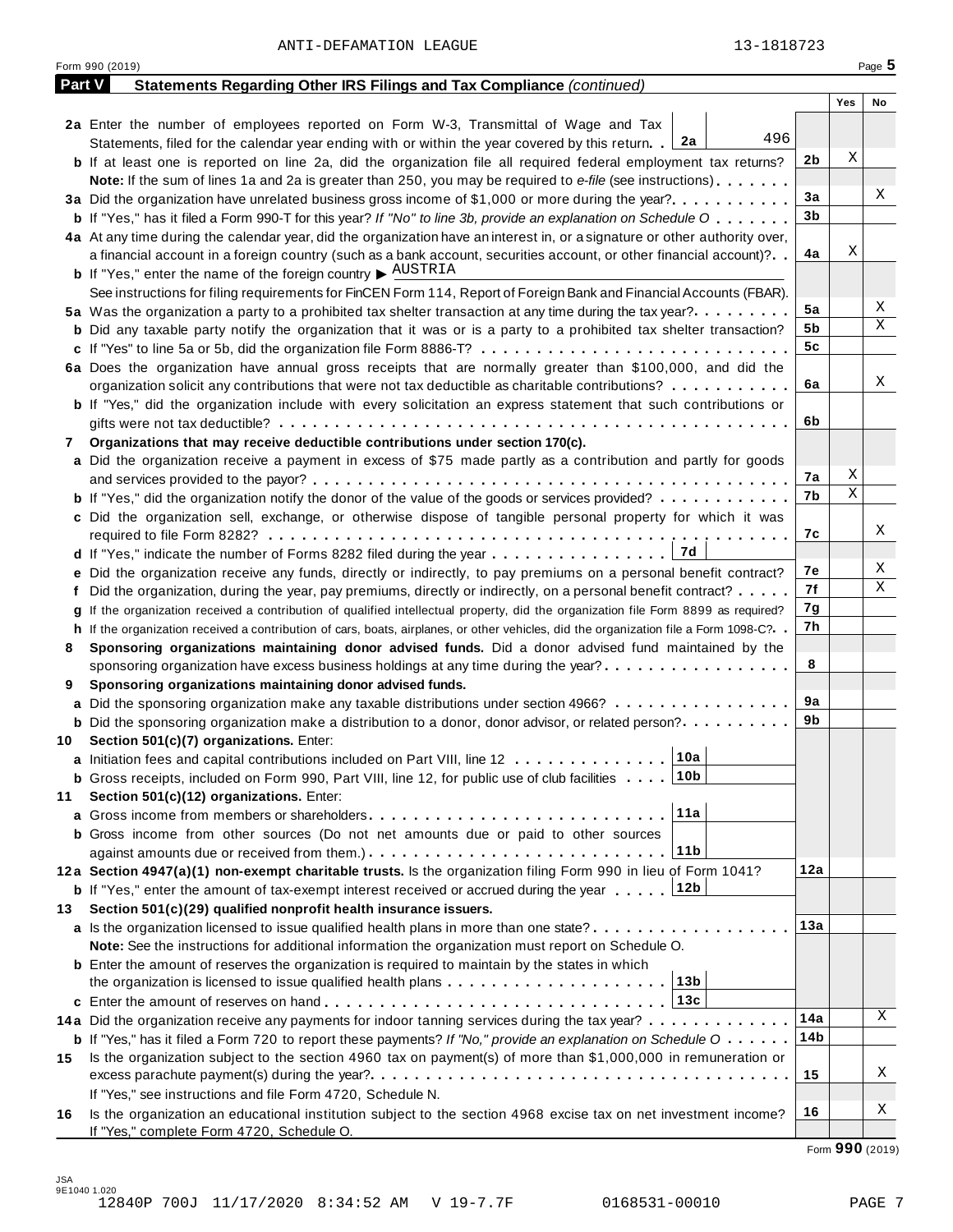ANTI-DEFAMATION LEAGUE 13-1818723

Form 990 (2019)

## Part V Statements Regarding Other IRS Filings and Tax Compliance *(continued)*

| | | | Yes | No |
|---|---|---|---|---|
| **2a** | Enter the number of employees reported on Form W-3, Transmittal of Wage and Tax Statements, filed for the calendar year ending with or within the year covered by this return . . **2a** 496 | | | |
| **b** | If at least one is reported on line 2a, did the organization file all required federal employment tax returns? | **2b** | X | |
| | **Note:** If the sum of lines 1a and 2a is greater than 250, you may be required to *e-file* (see instructions) | | | |
| **3a** | Did the organization have unrelated business gross income of $1,000 or more during the year? | **3a** | | X |
| **b** | If "Yes," has it filed a Form 990-T for this year? *If "No" to line 3b, provide an explanation on Schedule O* | **3b** | | |
| **4a** | At any time during the calendar year, did the organization have an interest in, or a signature or other authority over, a financial account in a foreign country (such as a bank account, securities account, or other financial account)? | **4a** | X | |
| **b** | If "Yes," enter the name of the foreign country ▶ AUSTRIA | | | |
| | See instructions for filing requirements for FinCEN Form 114, Report of Foreign Bank and Financial Accounts (FBAR). | | | |
| **5a** | Was the organization a party to a prohibited tax shelter transaction at any time during the tax year? | **5a** | | X |
| **b** | Did any taxable party notify the organization that it was or is a party to a prohibited tax shelter transaction? | **5b** | | X |
| **c** | If "Yes" to line 5a or 5b, did the organization file Form 8886-T? | **5c** | | |
| **6a** | Does the organization have annual gross receipts that are normally greater than $100,000, and did the organization solicit any contributions that were not tax deductible as charitable contributions? | **6a** | | X |
| **b** | If "Yes," did the organization include with every solicitation an express statement that such contributions or gifts were not tax deductible? | **6b** | | |
| **7** | **Organizations that may receive deductible contributions under section 170(c).** | | | |
| **a** | Did the organization receive a payment in excess of $75 made partly as a contribution and partly for goods and services provided to the payor? | **7a** | X | |
| **b** | If "Yes," did the organization notify the donor of the value of the goods or services provided? | **7b** | X | |
| **c** | Did the organization sell, exchange, or otherwise dispose of tangible personal property for which it was required to file Form 8282? | **7c** | | X |
| **d** | If "Yes," indicate the number of Forms 8282 filed during the year . . . **7d** | | | |
| **e** | Did the organization receive any funds, directly or indirectly, to pay premiums on a personal benefit contract? | **7e** | | X |
| **f** | Did the organization, during the year, pay premiums, directly or indirectly, on a personal benefit contract? | **7f** | | X |
| **g** | If the organization received a contribution of qualified intellectual property, did the organization file Form 8899 as required? | **7g** | | |
| **h** | If the organization received a contribution of cars, boats, airplanes, or other vehicles, did the organization file a Form 1098-C? | **7h** | | |
| **8** | **Sponsoring organizations maintaining donor advised funds.** Did a donor advised fund maintained by the sponsoring organization have excess business holdings at any time during the year? | **8** | | |
| **9** | **Sponsoring organizations maintaining donor advised funds.** | | | |
| **a** | Did the sponsoring organization make any taxable distributions under section 4966? | **9a** | | |
| **b** | Did the sponsoring organization make a distribution to a donor, donor advisor, or related person? | **9b** | | |
| **10** | **Section 501(c)(7) organizations.** Enter: | | | |
| **a** | Initiation fees and capital contributions included on Part VIII, line 12 . . . **10a** | | | |
| **b** | Gross receipts, included on Form 990, Part VIII, line 12, for public use of club facilities . . . **10b** | | | |
| **11** | **Section 501(c)(12) organizations.** Enter: | | | |
| **a** | Gross income from members or shareholders . . . **11a** | | | |
| **b** | Gross income from other sources (Do not net amounts due or paid to other sources against amounts due or received from them.) . . . **11b** | | | |
| **12a** | **Section 4947(a)(1) non-exempt charitable trusts.** Is the organization filing Form 990 in lieu of Form 1041? | **12a** | | |
| **b** | If "Yes," enter the amount of tax-exempt interest received or accrued during the year . . . **12b** | | | |
| **13** | **Section 501(c)(29) qualified nonprofit health insurance issuers.** | | | |
| **a** | Is the organization licensed to issue qualified health plans in more than one state? | **13a** | | |
| | **Note:** See the instructions for additional information the organization must report on Schedule O. | | | |
| **b** | Enter the amount of reserves the organization is required to maintain by the states in which the organization is licensed to issue qualified health plans . . . **13b** | | | |
| **c** | Enter the amount of reserves on hand . . . **13c** | | | |
| **14a** | Did the organization receive any payments for indoor tanning services during the tax year? | **14a** | | X |
| **b** | If "Yes," has it filed a Form 720 to report these payments? *If "No," provide an explanation on Schedule O* | **14b** | | |
| **15** | Is the organization subject to the section 4960 tax on payment(s) of more than $1,000,000 in remuneration or excess parachute payment(s) during the year? | **15** | | X |
| | If "Yes," see instructions and file Form 4720, Schedule N. | | | |
| **16** | Is the organization an educational institution subject to the section 4968 excise tax on net investment income? | **16** | | X |
| | If "Yes," complete Form 4720, Schedule O. | | | |

Form **990** (2019)

JSA 9E1040 1.020
12840P 700J 11/17/2020 8:34:52 AM V 19-7.7F 0168531-00010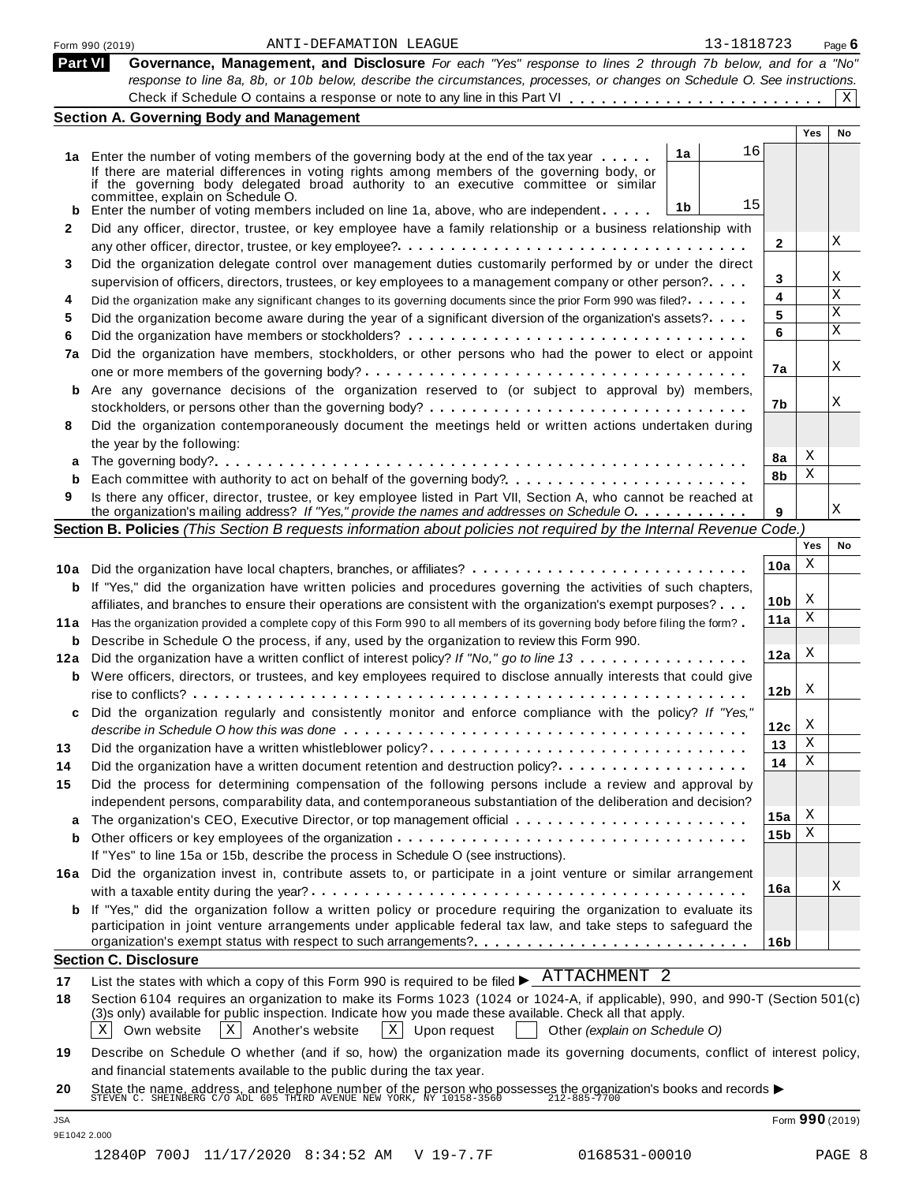Form 990 (2019) ANTI-DEFAMATION LEAGUE 13-1818723 Page **6**

## Part VI Governance, Management, and Disclosure

*For each "Yes" response to lines 2 through 7b below, and for a "No" response to line 8a, 8b, or 10b below, describe the circumstances, processes, or changes on Schedule O. See instructions.*

Check if Schedule O contains a response or note to any line in this Part VI . . . . . . . . . . . . . . . . . . . . . . . . [X]

### Section A. Governing Body and Management

| | | | | | Yes | No |
|---|---|---|---|---|---|---|
| **1a** | Enter the number of voting members of the governing body at the end of the tax year . . . . . If there are material differences in voting rights among members of the governing body, or if the governing body delegated broad authority to an executive committee or similar committee, explain on Schedule O. | 1a | 16 | | | |
| **b** | Enter the number of voting members included on line 1a, above, who are independent . . . . . | 1b | 15 | | | |
| **2** | Did any officer, director, trustee, or key employee have a family relationship or a business relationship with any other officer, director, trustee, or key employee? . . . . . | | | 2 | | X |
| **3** | Did the organization delegate control over management duties customarily performed by or under the direct supervision of officers, directors, trustees, or key employees to a management company or other person? . . . . | | | 3 | | X |
| **4** | Did the organization make any significant changes to its governing documents since the prior Form 990 was filed? . . . . . | | | 4 | | X |
| **5** | Did the organization become aware during the year of a significant diversion of the organization's assets? . . . . | | | 5 | | X |
| **6** | Did the organization have members or stockholders? . . . . . | | | 6 | | X |
| **7a** | Did the organization have members, stockholders, or other persons who had the power to elect or appoint one or more members of the governing body? . . . . . | | | 7a | | X |
| **b** | Are any governance decisions of the organization reserved to (or subject to approval by) members, stockholders, or persons other than the governing body? . . . . . | | | 7b | | X |
| **8** | Did the organization contemporaneously document the meetings held or written actions undertaken during the year by the following: | | | | | |
| **a** | The governing body? . . . . . | | | 8a | X | |
| **b** | Each committee with authority to act on behalf of the governing body? . . . . . | | | 8b | X | |
| **9** | Is there any officer, director, trustee, or key employee listed in Part VII, Section A, who cannot be reached at the organization's mailing address? *If "Yes," provide the names and addresses on Schedule O.* . . . . . | | | 9 | | X |

### Section B. Policies *(This Section B requests information about policies not required by the Internal Revenue Code.)*

| | | | Yes | No |
|---|---|---|---|---|
| **10a** | Did the organization have local chapters, branches, or affiliates? . . . . . | 10a | X | |
| **b** | If "Yes," did the organization have written policies and procedures governing the activities of such chapters, affiliates, and branches to ensure their operations are consistent with the organization's exempt purposes? . . . | 10b | X | |
| **11a** | Has the organization provided a complete copy of this Form 990 to all members of its governing body before filing the form? . | 11a | X | |
| **b** | Describe in Schedule O the process, if any, used by the organization to review this Form 990. | | | |
| **12a** | Did the organization have a written conflict of interest policy? *If "No," go to line 13* . . . . . | 12a | X | |
| **b** | Were officers, directors, or trustees, and key employees required to disclose annually interests that could give rise to conflicts? . . . . . | 12b | X | |
| **c** | Did the organization regularly and consistently monitor and enforce compliance with the policy? *If "Yes," describe in Schedule O how this was done* . . . . . | 12c | X | |
| **13** | Did the organization have a written whistleblower policy? . . . . . | 13 | X | |
| **14** | Did the organization have a written document retention and destruction policy? . . . . . | 14 | X | |
| **15** | Did the process for determining compensation of the following persons include a review and approval by independent persons, comparability data, and contemporaneous substantiation of the deliberation and decision? | | | |
| **a** | The organization's CEO, Executive Director, or top management official . . . . . | 15a | X | |
| **b** | Other officers or key employees of the organization . . . . . | 15b | X | |
| | If "Yes" to line 15a or 15b, describe the process in Schedule O (see instructions). | | | |
| **16a** | Did the organization invest in, contribute assets to, or participate in a joint venture or similar arrangement with a taxable entity during the year? . . . . . | 16a | | X |
| **b** | If "Yes," did the organization follow a written policy or procedure requiring the organization to evaluate its participation in joint venture arrangements under applicable federal tax law, and take steps to safeguard the organization's exempt status with respect to such arrangements? . . . . . | 16b | | |

### Section C. Disclosure

**17** List the states with which a copy of this Form 990 is required to be filed ▶ ATTACHMENT 2

**18** Section 6104 requires an organization to make its Forms 1023 (1024 or 1024-A, if applicable), 990, and 990-T (Section 501(c)(3)s only) available for public inspection. Indicate how you made these available. Check all that apply.

[X] Own website [X] Another's website [X] Upon request [ ] Other *(explain on Schedule O)*

**19** Describe on Schedule O whether (and if so, how) the organization made its governing documents, conflict of interest policy, and financial statements available to the public during the tax year.

**20** State the name, address, and telephone number of the person who possesses the organization's books and records ▶ STEVEN C. SHEINBERG C/O ADL 605 THIRD AVENUE NEW YORK, NY 10158-3560 212-885-7700

JSA 9E1042 2.000 Form **990** (2019)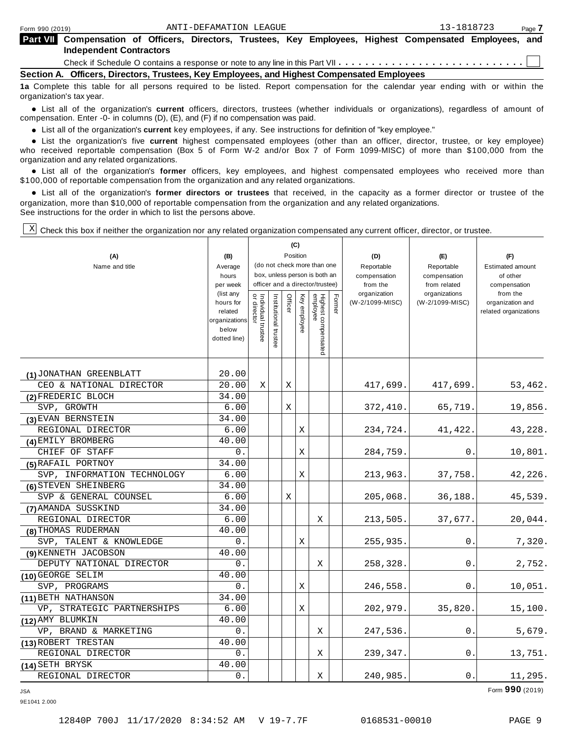Form 990 (2019) ANTI-DEFAMATION LEAGUE 13-1818723

**Part VII Compensation of Officers, Directors, Trustees, Key Employees, Highest Compensated Employees, and Independent Contractors**

Check if Schedule O contains a response or note to any line in this Part VII . . . . . . . . . . . . . . . . . . . . . . . . . . . ☐

**Section A. Officers, Directors, Trustees, Key Employees, and Highest Compensated Employees**

**1a** Complete this table for all persons required to be listed. Report compensation for the calendar year ending with or within the organization's tax year.

- List all of the organization's **current** officers, directors, trustees (whether individuals or organizations), regardless of amount of compensation. Enter -0- in columns (D), (E), and (F) if no compensation was paid.
- List all of the organization's **current** key employees, if any. See instructions for definition of "key employee."
- List the organization's five **current** highest compensated employees (other than an officer, director, trustee, or key employee) who received reportable compensation (Box 5 of Form W-2 and/or Box 7 of Form 1099-MISC) of more than $100,000 from the organization and any related organizations.
- List all of the organization's **former** officers, key employees, and highest compensated employees who received more than $100,000 of reportable compensation from the organization and any related organizations.
- List all of the organization's **former directors or trustees** that received, in the capacity as a former director or trustee of the organization, more than $10,000 of reportable compensation from the organization and any related organizations.

See instructions for the order in which to list the persons above.

☒ Check this box if neither the organization nor any related organization compensated any current officer, director, or trustee.

| (A) Name and title | (B) Average hours per week (list any hours for related organizations below dotted line) | (C) Position: Individual trustee or director | Institutional trustee | Officer | Key employee | Highest compensated employee | Former | (D) Reportable compensation from the organization (W-2/1099-MISC) | (E) Reportable compensation from related organizations (W-2/1099-MISC) | (F) Estimated amount of other compensation from the organization and related organizations |
|---|---|---|---|---|---|---|---|---|---|---|
| (1) JONATHAN GREENBLATT<br>CEO & NATIONAL DIRECTOR | 20.00<br>20.00 | X | | X | | | | 417,699. | 417,699. | 53,462. |
| (2) FREDERIC BLOCH<br>SVP, GROWTH | 34.00<br>6.00 | | | X | | | | 372,410. | 65,719. | 19,856. |
| (3) EVAN BERNSTEIN<br>REGIONAL DIRECTOR | 34.00<br>6.00 | | | | X | | | 234,724. | 41,422. | 43,228. |
| (4) EMILY BROMBERG<br>CHIEF OF STAFF | 40.00<br>0. | | | | X | | | 284,759. | 0. | 10,801. |
| (5) RAFAIL PORTNOY<br>SVP, INFORMATION TECHNOLOGY | 34.00<br>6.00 | | | | X | | | 213,963. | 37,758. | 42,226. |
| (6) STEVEN SHEINBERG<br>SVP & GENERAL COUNSEL | 34.00<br>6.00 | | | X | | | | 205,068. | 36,188. | 45,539. |
| (7) AMANDA SUSSKIND<br>REGIONAL DIRECTOR | 34.00<br>6.00 | | | | | X | | 213,505. | 37,677. | 20,044. |
| (8) THOMAS RUDERMAN<br>SVP, TALENT & KNOWLEDGE | 40.00<br>0. | | | | X | | | 255,935. | 0. | 7,320. |
| (9) KENNETH JACOBSON<br>DEPUTY NATIONAL DIRECTOR | 40.00<br>0. | | | | | X | | 258,328. | 0. | 2,752. |
| (10) GEORGE SELIM<br>SVP, PROGRAMS | 40.00<br>0. | | | | X | | | 246,558. | 0. | 10,051. |
| (11) BETH NATHANSON<br>VP, STRATEGIC PARTNERSHIPS | 34.00<br>6.00 | | | | X | | | 202,979. | 35,820. | 15,100. |
| (12) AMY BLUMKIN<br>VP, BRAND & MARKETING | 40.00<br>0. | | | | | X | | 247,536. | 0. | 5,679. |
| (13) ROBERT TRESTAN<br>REGIONAL DIRECTOR | 40.00<br>0. | | | | | X | | 239,347. | 0. | 13,751. |
| (14) SETH BRYSK<br>REGIONAL DIRECTOR | 40.00<br>0. | | | | | X | | 240,985. | 0. | 11,295. |

Form **990** (2019)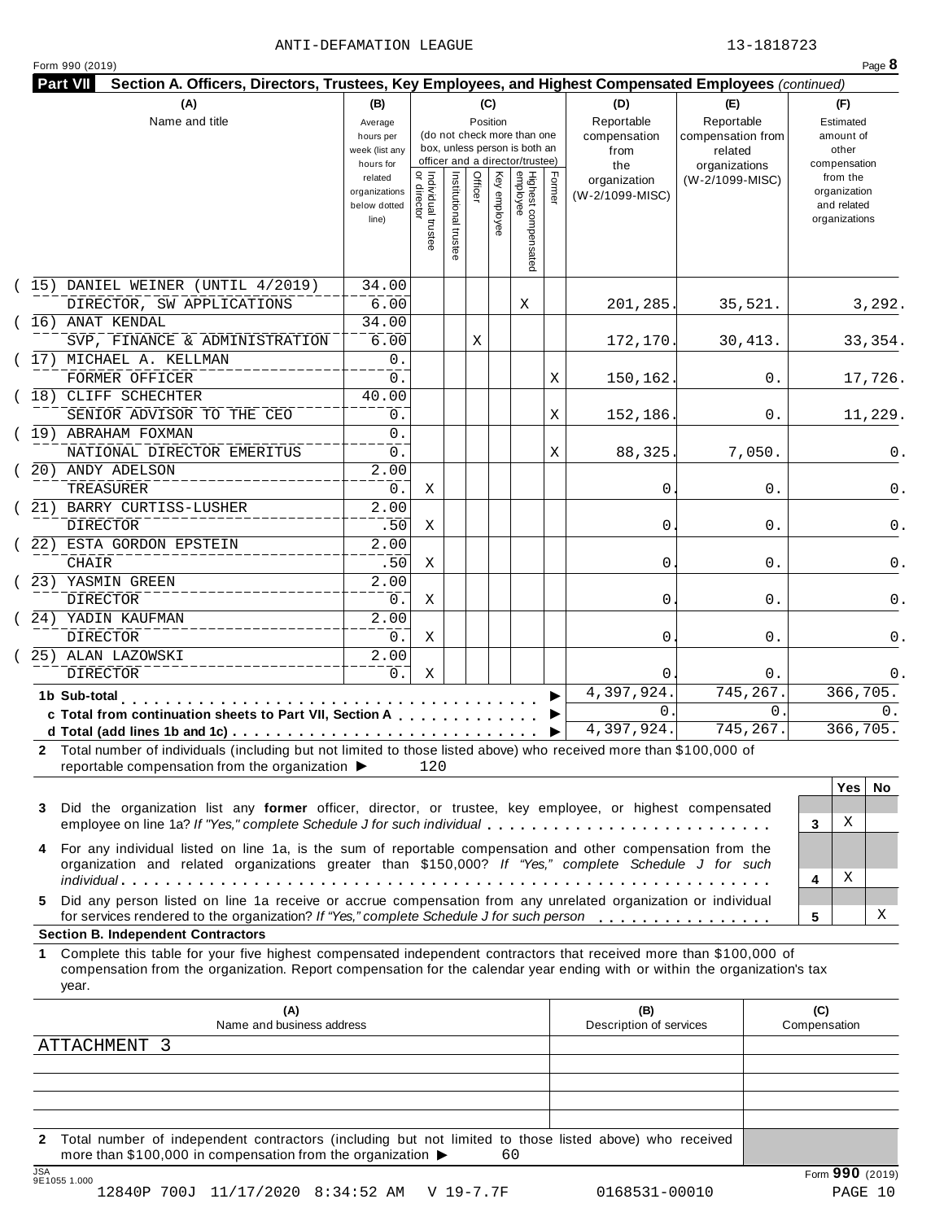ANTI-DEFAMATION LEAGUE 13-1818723

Form 990 (2019) Page **8**

**Part VII** **Section A. Officers, Directors, Trustees, Key Employees, and Highest Compensated Employees** *(continued)*

| (A) Name and title | (B) Average hours per week (list any hours for related organizations below dotted line) | (C) Position: Individual trustee or director | Institutional trustee | Officer | Key employee | Highest compensated employee | Former | (D) Reportable compensation from the organization (W-2/1099-MISC) | (E) Reportable compensation from related organizations (W-2/1099-MISC) | (F) Estimated amount of other compensation from the organization and related organizations |
|---|---|---|---|---|---|---|---|---|---|---|
| (15) DANIEL WEINER (UNTIL 4/2019) DIRECTOR, SW APPLICATIONS | 34.00 / 6.00 | | | | | X | | 201,285. | 35,521. | 3,292. |
| (16) ANAT KENDAL SVP, FINANCE & ADMINISTRATION | 34.00 / 6.00 | | | X | | | | 172,170. | 30,413. | 33,354. |
| (17) MICHAEL A. KELLMAN FORMER OFFICER | 0. / 0. | | | | | | X | 150,162. | 0. | 17,726. |
| (18) CLIFF SCHECHTER SENIOR ADVISOR TO THE CEO | 40.00 / 0. | | | | | | X | 152,186. | 0. | 11,229. |
| (19) ABRAHAM FOXMAN NATIONAL DIRECTOR EMERITUS | 0. / 0. | | | | | | X | 88,325. | 7,050. | 0. |
| (20) ANDY ADELSON TREASURER | 2.00 / 0. | X | | | | | | 0. | 0. | 0. |
| (21) BARRY CURTISS-LUSHER DIRECTOR | 2.00 / .50 | X | | | | | | 0. | 0. | 0. |
| (22) ESTA GORDON EPSTEIN CHAIR | 2.00 / .50 | X | | | | | | 0. | 0. | 0. |
| (23) YASMIN GREEN DIRECTOR | 2.00 / 0. | X | | | | | | 0. | 0. | 0. |
| (24) YADIN KAUFMAN DIRECTOR | 2.00 / 0. | X | | | | | | 0. | 0. | 0. |
| (25) ALAN LAZOWSKI DIRECTOR | 2.00 / 0. | X | | | | | | 0. | 0. | 0. |
| **1b Sub-total** | | | | | | | | 4,397,924. | 745,267. | 366,705. |
| **c Total from continuation sheets to Part VII, Section A** | | | | | | | | 0. | 0. | 0. |
| **d Total (add lines 1b and 1c)** | | | | | | | | 4,397,924. | 745,267. | 366,705. |

**2** Total number of individuals (including but not limited to those listed above) who received more than $100,000 of reportable compensation from the organization ▶ 120

| | | Yes | No |
|---|---|---|---|
| **3** Did the organization list any **former** officer, director, or trustee, key employee, or highest compensated employee on line 1a? *If "Yes," complete Schedule J for such individual* | 3 | X | |
| **4** For any individual listed on line 1a, is the sum of reportable compensation and other compensation from the organization and related organizations greater than $150,000? *If "Yes," complete Schedule J for such individual* | 4 | X | |
| **5** Did any person listed on line 1a receive or accrue compensation from any unrelated organization or individual for services rendered to the organization? *If "Yes," complete Schedule J for such person* | 5 | | X |

**Section B. Independent Contractors**

**1** Complete this table for your five highest compensated independent contractors that received more than $100,000 of compensation from the organization. Report compensation for the calendar year ending with or within the organization's tax year.

| (A) Name and business address | (B) Description of services | (C) Compensation |
|---|---|---|
| ATTACHMENT 3 | | |
| | | |
| | | |
| | | |
| | | |

**2** Total number of independent contractors (including but not limited to those listed above) who received more than $100,000 in compensation from the organization ▶ 60

Form **990** (2019)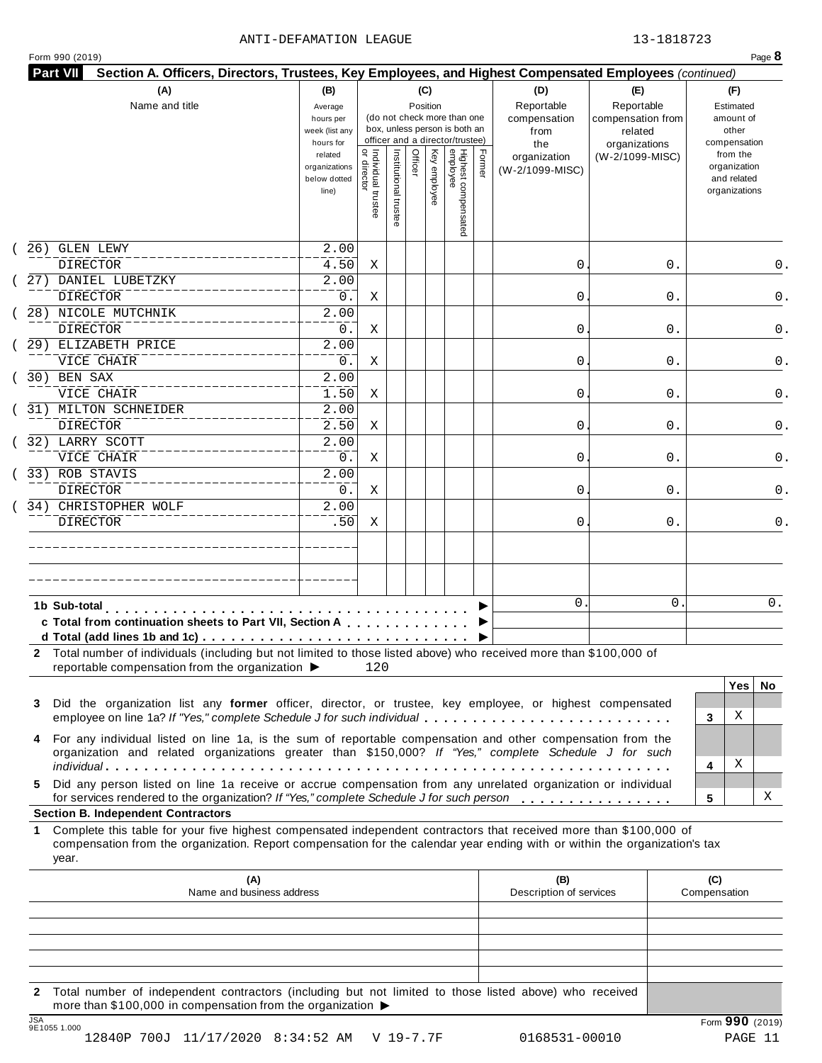ANTI-DEFAMATION LEAGUE 13-1818723

Form 990 (2019) Page **8**

**Part VII Section A. Officers, Directors, Trustees, Key Employees, and Highest Compensated Employees** *(continued)*

| (A) Name and title | (B) Average hours per week (list any hours for related organizations below dotted line) | (C) Position: Individual trustee or director | Institutional trustee | Officer | Key employee | Highest compensated employee | Former | (D) Reportable compensation from the organization (W-2/1099-MISC) | (E) Reportable compensation from related organizations (W-2/1099-MISC) | (F) Estimated amount of other compensation from the organization and related organizations |
|---|---|---|---|---|---|---|---|---|---|---|
| (26) GLEN LEWY<br>DIRECTOR | 2.00<br>4.50 | X | | | | | | 0. | 0. | 0. |
| (27) DANIEL LUBETZKY<br>DIRECTOR | 2.00<br>0. | X | | | | | | 0. | 0. | 0. |
| (28) NICOLE MUTCHNIK<br>DIRECTOR | 2.00<br>0. | X | | | | | | 0. | 0. | 0. |
| (29) ELIZABETH PRICE<br>VICE CHAIR | 2.00<br>0. | X | | | | | | 0. | 0. | 0. |
| (30) BEN SAX<br>VICE CHAIR | 2.00<br>1.50 | X | | | | | | 0. | 0. | 0. |
| (31) MILTON SCHNEIDER<br>DIRECTOR | 2.00<br>2.50 | X | | | | | | 0. | 0. | 0. |
| (32) LARRY SCOTT<br>VICE CHAIR | 2.00<br>0. | X | | | | | | 0. | 0. | 0. |
| (33) ROB STAVIS<br>DIRECTOR | 2.00<br>0. | X | | | | | | 0. | 0. | 0. |
| (34) CHRISTOPHER WOLF<br>DIRECTOR | 2.00<br>.50 | X | | | | | | 0. | 0. | 0. |
| | | | | | | | | | | |
| | | | | | | | | | | |
| **1b Sub-total** | | | | | | | ▶ | 0. | 0. | 0. |
| **c Total from continuation sheets to Part VII, Section A** | | | | | | | ▶ | | | |
| **d Total (add lines 1b and 1c)** | | | | | | | ▶ | | | |

**2** Total number of individuals (including but not limited to those listed above) who received more than $100,000 of reportable compensation from the organization ▶ 120

| | | Yes | No |
|---|---|---|---|
| **3** Did the organization list any **former** officer, director, or trustee, key employee, or highest compensated employee on line 1a? *If "Yes," complete Schedule J for such individual* | 3 | X | |
| **4** For any individual listed on line 1a, is the sum of reportable compensation and other compensation from the organization and related organizations greater than $150,000? *If "Yes," complete Schedule J for such individual* | 4 | X | |
| **5** Did any person listed on line 1a receive or accrue compensation from any unrelated organization or individual for services rendered to the organization? *If "Yes," complete Schedule J for such person* | 5 | | X |

**Section B. Independent Contractors**

**1** Complete this table for your five highest compensated independent contractors that received more than $100,000 of compensation from the organization. Report compensation for the calendar year ending with or within the organization's tax year.

| (A) Name and business address | (B) Description of services | (C) Compensation |
|---|---|---|
| | | |
| | | |
| | | |
| | | |
| | | |

**2** Total number of independent contractors (including but not limited to those listed above) who received more than $100,000 in compensation from the organization ▶

JSA 9E1055 1.000 Form **990** (2019)

12840P 700J 11/17/2020 8:34:52 AM V 19-7.7F 0168531-00010 PAGE 11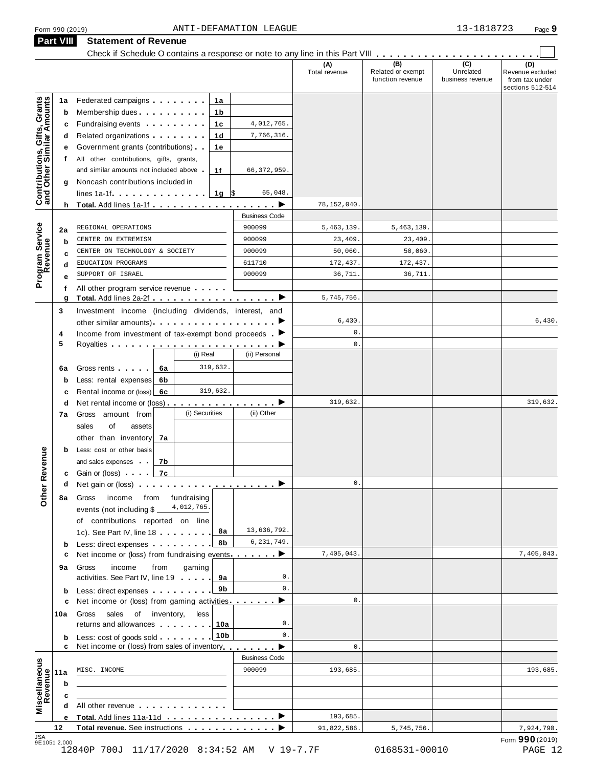Form 990 (2019) ANTI-DEFAMATION LEAGUE 13-1818723

## Part VIII Statement of Revenue

Check if Schedule O contains a response or note to any line in this Part VIII . . . . . . . . . . . . . . . . . . . . . . ☐

| | | | | (A) Total revenue | (B) Related or exempt function revenue | (C) Unrelated business revenue | (D) Revenue excluded from tax under sections 512-514 |
|---|---|---|---|---|---|---|---|
| **Contributions, Gifts, Grants and Other Similar Amounts** | 1a Federated campaigns | 1a | | | | | |
| | b Membership dues | 1b | | | | | |
| | c Fundraising events | 1c | 4,012,765. | | | | |
| | d Related organizations | 1d | 7,766,316. | | | | |
| | e Government grants (contributions) | 1e | | | | | |
| | f All other contributions, gifts, grants, and similar amounts not included above | 1f | 66,372,959. | | | | |
| | g Noncash contributions included in lines 1a-1f | 1g | $ 65,048. | | | | |
| | h **Total.** Add lines 1a-1f | | ▶ | 78,152,040. | | | |
| **Program Service Revenue** | | | Business Code | | | | |
| | 2a REGIONAL OPERATIONS | | 900099 | 5,463,139. | 5,463,139. | | |
| | b CENTER ON EXTREMISM | | 900099 | 23,409. | 23,409. | | |
| | c CENTER ON TECHNOLOGY & SOCIETY | | 900099 | 50,060. | 50,060. | | |
| | d EDUCATION PROGRAMS | | 611710 | 172,437. | 172,437. | | |
| | e SUPPORT OF ISRAEL | | 900099 | 36,711. | 36,711. | | |
| | f All other program service revenue | | | | | | |
| | g **Total.** Add lines 2a-2f | | ▶ | 5,745,756. | | | |
| **Other Revenue** | 3 Investment income (including dividends, interest, and other similar amounts) | | ▶ | 6,430. | | | 6,430. |
| | 4 Income from investment of tax-exempt bond proceeds | | ▶ | 0. | | | |
| | 5 Royalties | | ▶ | 0. | | | |
| | | (i) Real | (ii) Personal | | | | |
| | 6a Gross rents 6a | 319,632. | | | | | |
| | b Less: rental expenses 6b | | | | | | |
| | c Rental income or (loss) 6c | 319,632. | | | | | |
| | d Net rental income or (loss) | | ▶ | 319,632. | | | 319,632. |
| | | (i) Securities | (ii) Other | | | | |
| | 7a Gross amount from sales of assets other than inventory 7a | | | | | | |
| | b Less: cost or other basis and sales expenses 7b | | | | | | |
| | c Gain or (loss) 7c | | | | | | |
| | d Net gain or (loss) | | ▶ | 0. | | | |
| | 8a Gross income from fundraising events (not including $ 4,012,765. of contributions reported on line 1c). See Part IV, line 18 | 8a | 13,636,792. | | | | |
| | b Less: direct expenses | 8b | 6,231,749. | | | | |
| | c Net income or (loss) from fundraising events | | ▶ | 7,405,043. | | | 7,405,043. |
| | 9a Gross income from gaming activities. See Part IV, line 19 | 9a | 0. | | | | |
| | b Less: direct expenses | 9b | 0. | | | | |
| | c Net income or (loss) from gaming activities | | ▶ | 0. | | | |
| | 10a Gross sales of inventory, less returns and allowances | 10a | 0. | | | | |
| | b Less: cost of goods sold | 10b | 0. | | | | |
| | c Net income or (loss) from sales of inventory | | ▶ | 0. | | | |
| **Miscellaneous Revenue** | | | Business Code | | | | |
| | 11a MISC. INCOME | | 900099 | 193,685. | | | 193,685. |
| | b | | | | | | |
| | c | | | | | | |
| | d All other revenue | | | | | | |
| | e **Total.** Add lines 11a-11d | | ▶ | 193,685. | | | |
| | 12 **Total revenue.** See instructions | | ▶ | 91,822,586. | 5,745,756. | | 7,924,790. |

JSA 9E1051 2.000 Form **990** (2019)

12840P 700J 11/17/2020 8:34:52 AM V 19-7.7F 0168531-00010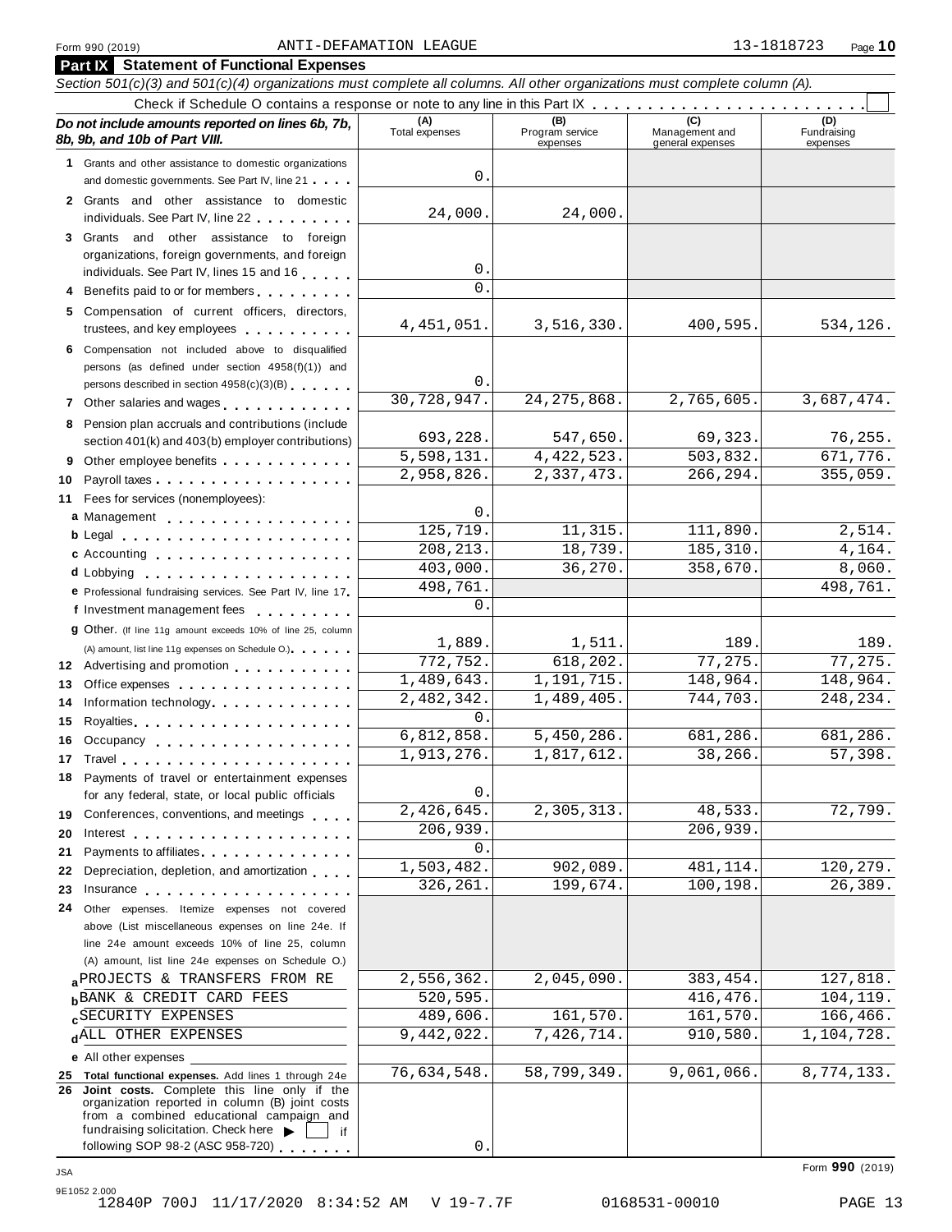Form 990 (2019) ANTI-DEFAMATION LEAGUE 13-1818723 Page **10**

## Part IX Statement of Functional Expenses

*Section 501(c)(3) and 501(c)(4) organizations must complete all columns. All other organizations must complete column (A).*

Check if Schedule O contains a response or note to any line in this Part IX . . . . . . . . . . . . . . . . . . . . . . . . ☐

| *Do not include amounts reported on lines 6b, 7b, 8b, 9b, and 10b of Part VIII.* | (A) Total expenses | (B) Program service expenses | (C) Management and general expenses | (D) Fundraising expenses |
|---|---|---|---|---|
| **1** Grants and other assistance to domestic organizations and domestic governments. See Part IV, line 21 | 0. | | | |
| **2** Grants and other assistance to domestic individuals. See Part IV, line 22 | 24,000. | 24,000. | | |
| **3** Grants and other assistance to foreign organizations, foreign governments, and foreign individuals. See Part IV, lines 15 and 16 | 0. | | | |
| **4** Benefits paid to or for members | 0. | | | |
| **5** Compensation of current officers, directors, trustees, and key employees | 4,451,051. | 3,516,330. | 400,595. | 534,126. |
| **6** Compensation not included above to disqualified persons (as defined under section 4958(f)(1)) and persons described in section 4958(c)(3)(B) | 0. | | | |
| **7** Other salaries and wages | 30,728,947. | 24,275,868. | 2,765,605. | 3,687,474. |
| **8** Pension plan accruals and contributions (include section 401(k) and 403(b) employer contributions) | 693,228. | 547,650. | 69,323. | 76,255. |
| **9** Other employee benefits | 5,598,131. | 4,422,523. | 503,832. | 671,776. |
| **10** Payroll taxes | 2,958,826. | 2,337,473. | 266,294. | 355,059. |
| **11** Fees for services (nonemployees): | | | | |
| **a** Management | 0. | | | |
| **b** Legal | 125,719. | 11,315. | 111,890. | 2,514. |
| **c** Accounting | 208,213. | 18,739. | 185,310. | 4,164. |
| **d** Lobbying | 403,000. | 36,270. | 358,670. | 8,060. |
| **e** Professional fundraising services. See Part IV, line 17 | 498,761. | | | 498,761. |
| **f** Investment management fees | 0. | | | |
| **g** Other. (If line 11g amount exceeds 10% of line 25, column (A) amount, list line 11g expenses on Schedule O.) | 1,889. | 1,511. | 189. | 189. |
| **12** Advertising and promotion | 772,752. | 618,202. | 77,275. | 77,275. |
| **13** Office expenses | 1,489,643. | 1,191,715. | 148,964. | 148,964. |
| **14** Information technology | 2,482,342. | 1,489,405. | 744,703. | 248,234. |
| **15** Royalties | 0. | | | |
| **16** Occupancy | 6,812,858. | 5,450,286. | 681,286. | 681,286. |
| **17** Travel | 1,913,276. | 1,817,612. | 38,266. | 57,398. |
| **18** Payments of travel or entertainment expenses for any federal, state, or local public officials | 0. | | | |
| **19** Conferences, conventions, and meetings | 2,426,645. | 2,305,313. | 48,533. | 72,799. |
| **20** Interest | 206,939. | | 206,939. | |
| **21** Payments to affiliates | 0. | | | |
| **22** Depreciation, depletion, and amortization | 1,503,482. | 902,089. | 481,114. | 120,279. |
| **23** Insurance | 326,261. | 199,674. | 100,198. | 26,389. |
| **24** Other expenses. Itemize expenses not covered above (List miscellaneous expenses on line 24e. If line 24e amount exceeds 10% of line 25, column (A) amount, list line 24e expenses on Schedule O.) | | | | |
| **a** PROJECTS & TRANSFERS FROM RE | 2,556,362. | 2,045,090. | 383,454. | 127,818. |
| **b** BANK & CREDIT CARD FEES | 520,595. | | 416,476. | 104,119. |
| **c** SECURITY EXPENSES | 489,606. | 161,570. | 161,570. | 166,466. |
| **d** ALL OTHER EXPENSES | 9,442,022. | 7,426,714. | 910,580. | 1,104,728. |
| **e** All other expenses | | | | |
| **25 Total functional expenses.** Add lines 1 through 24e | 76,634,548. | 58,799,349. | 9,061,066. | 8,774,133. |
| **26 Joint costs.** Complete this line only if the organization reported in column (B) joint costs from a combined educational campaign and fundraising solicitation. Check here ▶ ☐ if following SOP 98-2 (ASC 958-720) | 0. | | | |

Form **990** (2019)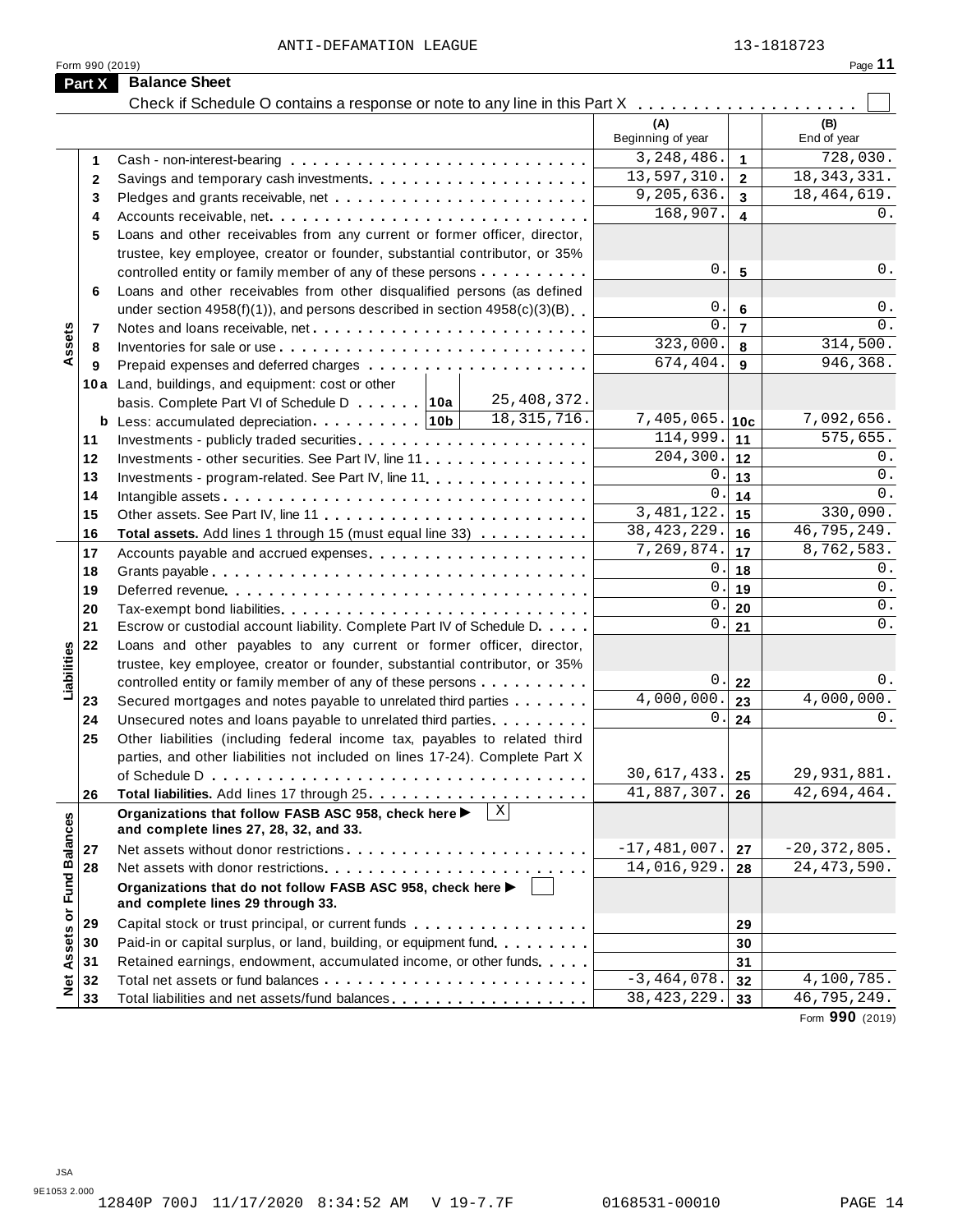ANTI-DEFAMATION LEAGUE 13-1818723

Form 990 (2019)

## Part X Balance Sheet

Check if Schedule O contains a response or note to any line in this Part X . . . . . . . . . . . . . . . . . . . . ☐

| | | | (A) Beginning of year | | (B) End of year |
|---|---|---|---|---|---|
| **Assets** | 1 | Cash - non-interest-bearing | 3,248,486. | 1 | 728,030. |
| | 2 | Savings and temporary cash investments | 13,597,310. | 2 | 18,343,331. |
| | 3 | Pledges and grants receivable, net | 9,205,636. | 3 | 18,464,619. |
| | 4 | Accounts receivable, net | 168,907. | 4 | 0. |
| | 5 | Loans and other receivables from any current or former officer, director, trustee, key employee, creator or founder, substantial contributor, or 35% controlled entity or family member of any of these persons | 0. | 5 | 0. |
| | 6 | Loans and other receivables from other disqualified persons (as defined under section 4958(f)(1)), and persons described in section 4958(c)(3)(B) | 0. | 6 | 0. |
| | 7 | Notes and loans receivable, net | 0. | 7 | 0. |
| | 8 | Inventories for sale or use | 323,000. | 8 | 314,500. |
| | 9 | Prepaid expenses and deferred charges | 674,404. | 9 | 946,368. |
| | 10a | Land, buildings, and equipment: cost or other basis. Complete Part VI of Schedule D . . . . . . 10a 25,408,372. | | | |
| | b | Less: accumulated depreciation . . . . . . . . . . 10b 18,315,716. | 7,405,065. | 10c | 7,092,656. |
| | 11 | Investments - publicly traded securities | 114,999. | 11 | 575,655. |
| | 12 | Investments - other securities. See Part IV, line 11 | 204,300. | 12 | 0. |
| | 13 | Investments - program-related. See Part IV, line 11 | 0. | 13 | 0. |
| | 14 | Intangible assets | 0. | 14 | 0. |
| | 15 | Other assets. See Part IV, line 11 | 3,481,122. | 15 | 330,090. |
| | 16 | **Total assets.** Add lines 1 through 15 (must equal line 33) | 38,423,229. | 16 | 46,795,249. |
| **Liabilities** | 17 | Accounts payable and accrued expenses | 7,269,874. | 17 | 8,762,583. |
| | 18 | Grants payable | 0. | 18 | 0. |
| | 19 | Deferred revenue | 0. | 19 | 0. |
| | 20 | Tax-exempt bond liabilities | 0. | 20 | 0. |
| | 21 | Escrow or custodial account liability. Complete Part IV of Schedule D | 0. | 21 | 0. |
| | 22 | Loans and other payables to any current or former officer, director, trustee, key employee, creator or founder, substantial contributor, or 35% controlled entity or family member of any of these persons | 0. | 22 | 0. |
| | 23 | Secured mortgages and notes payable to unrelated third parties | 4,000,000. | 23 | 4,000,000. |
| | 24 | Unsecured notes and loans payable to unrelated third parties | 0. | 24 | 0. |
| | 25 | Other liabilities (including federal income tax, payables to related third parties, and other liabilities not included on lines 17-24). Complete Part X of Schedule D | 30,617,433. | 25 | 29,931,881. |
| | 26 | **Total liabilities.** Add lines 17 through 25 | 41,887,307. | 26 | 42,694,464. |
| **Net Assets or Fund Balances** | | **Organizations that follow FASB ASC 958, check here ▶ ☒ and complete lines 27, 28, 32, and 33.** | | | |
| | 27 | Net assets without donor restrictions | -17,481,007. | 27 | -20,372,805. |
| | 28 | Net assets with donor restrictions | 14,016,929. | 28 | 24,473,590. |
| | | **Organizations that do not follow FASB ASC 958, check here ▶ ☐ and complete lines 29 through 33.** | | | |
| | 29 | Capital stock or trust principal, or current funds | | 29 | |
| | 30 | Paid-in or capital surplus, or land, building, or equipment fund | | 30 | |
| | 31 | Retained earnings, endowment, accumulated income, or other funds | | 31 | |
| | 32 | Total net assets or fund balances | -3,464,078. | 32 | 4,100,785. |
| | 33 | Total liabilities and net assets/fund balances | 38,423,229. | 33 | 46,795,249. |

Form **990** (2019)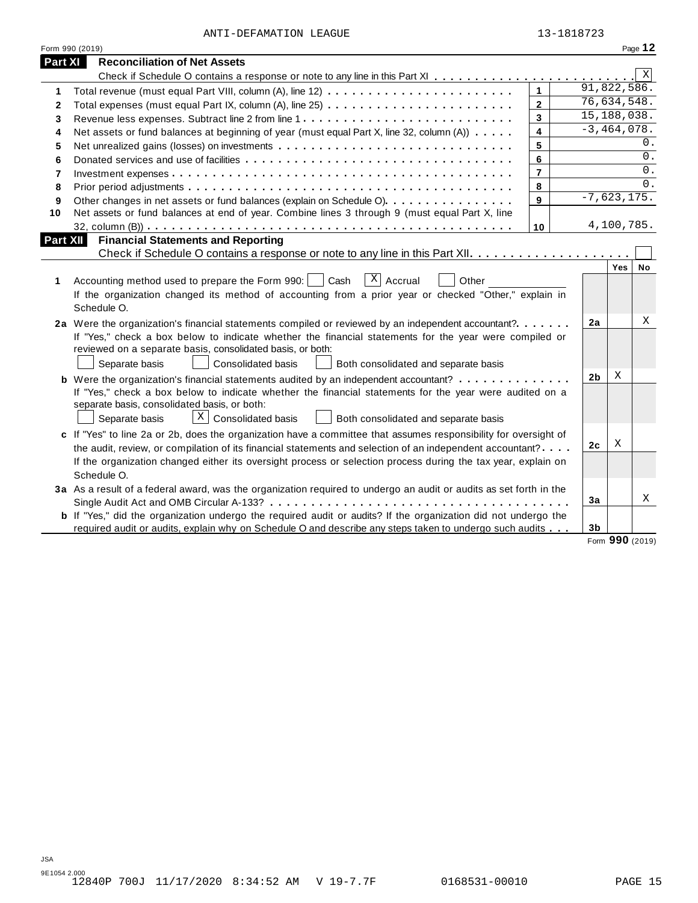ANTI-DEFAMATION LEAGUE 13-1818723

Form 990 (2019)

## Part XI Reconciliation of Net Assets

Check if Schedule O contains a response or note to any line in this Part XI . . . . . . . . . . . . . . . . . . . . . . . . . [X]

| | | | |
|---|---|---|---|
| 1 | Total revenue (must equal Part VIII, column (A), line 12) | 1 | 91,822,586. |
| 2 | Total expenses (must equal Part IX, column (A), line 25) | 2 | 76,634,548. |
| 3 | Revenue less expenses. Subtract line 2 from line 1 | 3 | 15,188,038. |
| 4 | Net assets or fund balances at beginning of year (must equal Part X, line 32, column (A)) | 4 | -3,464,078. |
| 5 | Net unrealized gains (losses) on investments | 5 | 0. |
| 6 | Donated services and use of facilities | 6 | 0. |
| 7 | Investment expenses | 7 | 0. |
| 8 | Prior period adjustments | 8 | 0. |
| 9 | Other changes in net assets or fund balances (explain on Schedule O) | 9 | -7,623,175. |
| 10 | Net assets or fund balances at end of year. Combine lines 3 through 9 (must equal Part X, line 32, column (B)) | 10 | 4,100,785. |

## Part XII Financial Statements and Reporting

Check if Schedule O contains a response or note to any line in this Part XII . . . . . . . . . . . . . . . . . . . . [ ]

| | | | Yes | No |
|---|---|---|---|---|
| 1 | Accounting method used to prepare the Form 990: [ ] Cash [X] Accrual [ ] Other ____________<br>If the organization changed its method of accounting from a prior year or checked "Other," explain in Schedule O. | | | |
| 2a | Were the organization's financial statements compiled or reviewed by an independent accountant? | 2a | | X |
| | If "Yes," check a box below to indicate whether the financial statements for the year were compiled or reviewed on a separate basis, consolidated basis, or both:<br>[ ] Separate basis [ ] Consolidated basis [ ] Both consolidated and separate basis | | | |
| b | Were the organization's financial statements audited by an independent accountant? | 2b | X | |
| | If "Yes," check a box below to indicate whether the financial statements for the year were audited on a separate basis, consolidated basis, or both:<br>[ ] Separate basis [X] Consolidated basis [ ] Both consolidated and separate basis | | | |
| c | If "Yes" to line 2a or 2b, does the organization have a committee that assumes responsibility for oversight of the audit, review, or compilation of its financial statements and selection of an independent accountant? | 2c | X | |
| | If the organization changed either its oversight process or selection process during the tax year, explain on Schedule O. | | | |
| 3a | As a result of a federal award, was the organization required to undergo an audit or audits as set forth in the Single Audit Act and OMB Circular A-133? | 3a | | X |
| b | If "Yes," did the organization undergo the required audit or audits? If the organization did not undergo the required audit or audits, explain why on Schedule O and describe any steps taken to undergo such audits | 3b | | |

Form **990** (2019)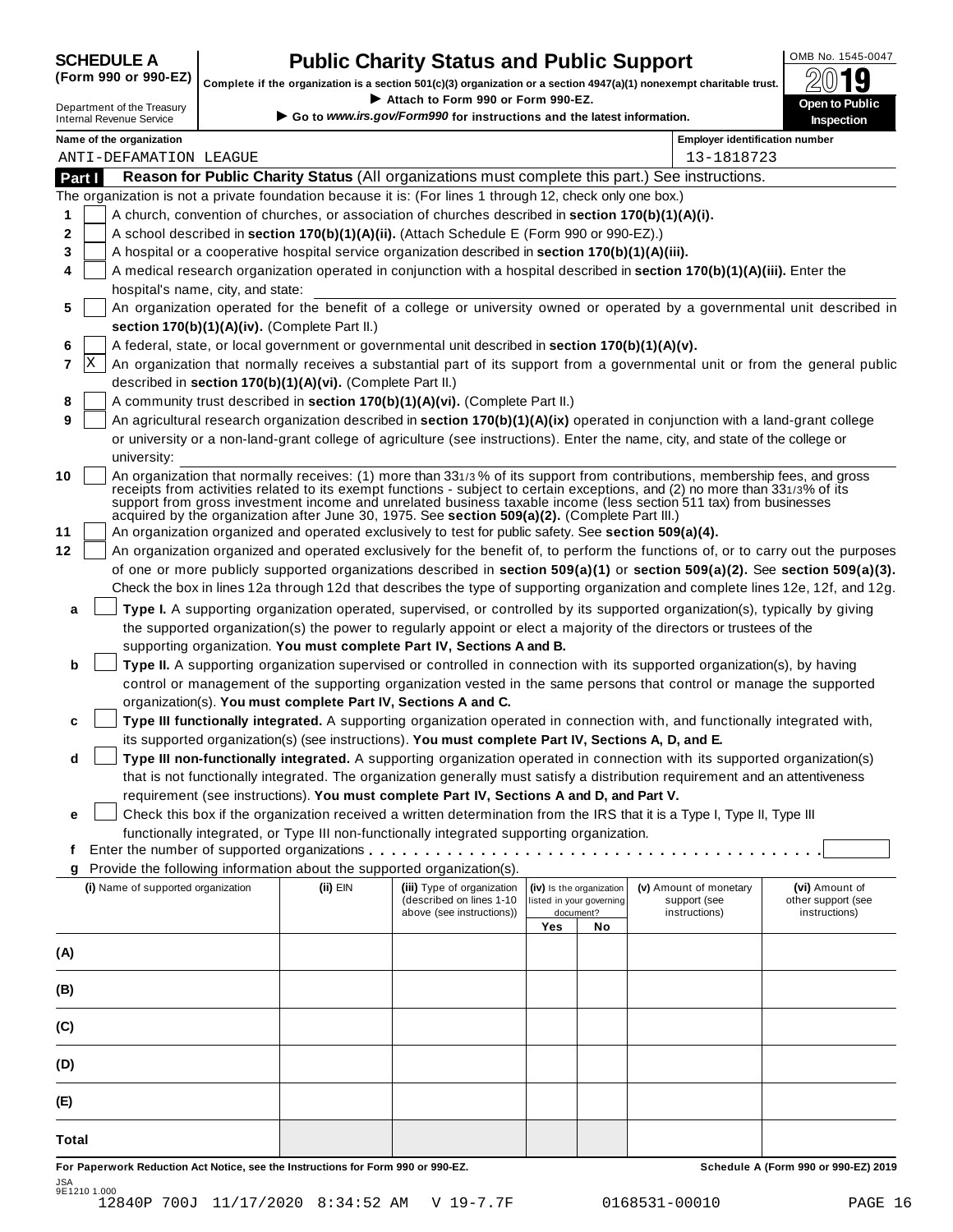**SCHEDULE A (Form 990 or 990-EZ)**

Department of the Treasury
Internal Revenue Service

# Public Charity Status and Public Support

**Complete if the organization is a section 501(c)(3) organization or a section 4947(a)(1) nonexempt charitable trust.**

▶ Attach to Form 990 or Form 990-EZ.

▶ Go to *www.irs.gov/Form990* for instructions and the latest information.

OMB No. 1545-0047

2019

**Open to Public Inspection**

**Name of the organization:** ANTI-DEFAMATION LEAGUE

**Employer identification number:** 13-1818723

## Part I Reason for Public Charity Status (All organizations must complete this part.) See instructions.

The organization is not a private foundation because it is: (For lines 1 through 12, check only one box.)

1 [ ] A church, convention of churches, or association of churches described in **section 170(b)(1)(A)(i).**

2 [ ] A school described in **section 170(b)(1)(A)(ii).** (Attach Schedule E (Form 990 or 990-EZ).)

3 [ ] A hospital or a cooperative hospital service organization described in **section 170(b)(1)(A)(iii).**

4 [ ] A medical research organization operated in conjunction with a hospital described in **section 170(b)(1)(A)(iii).** Enter the hospital's name, city, and state:

5 [ ] An organization operated for the benefit of a college or university owned or operated by a governmental unit described in **section 170(b)(1)(A)(iv).** (Complete Part II.)

6 [ ] A federal, state, or local government or governmental unit described in **section 170(b)(1)(A)(v).**

7 [X] An organization that normally receives a substantial part of its support from a governmental unit or from the general public described in **section 170(b)(1)(A)(vi).** (Complete Part II.)

8 [ ] A community trust described in **section 170(b)(1)(A)(vi).** (Complete Part II.)

9 [ ] An agricultural research organization described in **section 170(b)(1)(A)(ix)** operated in conjunction with a land-grant college or university or a non-land-grant college of agriculture (see instructions). Enter the name, city, and state of the college or university:

10 [ ] An organization that normally receives: (1) more than 33 1/3 % of its support from contributions, membership fees, and gross receipts from activities related to its exempt functions - subject to certain exceptions, and (2) no more than 33 1/3% of its support from gross investment income and unrelated business taxable income (less section 511 tax) from businesses acquired by the organization after June 30, 1975. See **section 509(a)(2).** (Complete Part III.)

11 [ ] An organization organized and operated exclusively to test for public safety. See **section 509(a)(4).**

12 [ ] An organization organized and operated exclusively for the benefit of, to perform the functions of, or to carry out the purposes of one or more publicly supported organizations described in **section 509(a)(1)** or **section 509(a)(2).** See **section 509(a)(3).** Check the box in lines 12a through 12d that describes the type of supporting organization and complete lines 12e, 12f, and 12g.

a [ ] **Type I.** A supporting organization operated, supervised, or controlled by its supported organization(s), typically by giving the supported organization(s) the power to regularly appoint or elect a majority of the directors or trustees of the supporting organization. **You must complete Part IV, Sections A and B.**

b [ ] **Type II.** A supporting organization supervised or controlled in connection with its supported organization(s), by having control or management of the supporting organization vested in the same persons that control or manage the supported organization(s). **You must complete Part IV, Sections A and C.**

c [ ] **Type III functionally integrated.** A supporting organization operated in connection with, and functionally integrated with, its supported organization(s) (see instructions). **You must complete Part IV, Sections A, D, and E.**

d [ ] **Type III non-functionally integrated.** A supporting organization operated in connection with its supported organization(s) that is not functionally integrated. The organization generally must satisfy a distribution requirement and an attentiveness requirement (see instructions). **You must complete Part IV, Sections A and D, and Part V.**

e [ ] Check this box if the organization received a written determination from the IRS that it is a Type I, Type II, Type III functionally integrated, or Type III non-functionally integrated supporting organization.

f Enter the number of supported organizations . . . . . . . . . . . . . . . . . . . . . . . . . . . . . . . . . . . . .

g Provide the following information about the supported organization(s).

| (i) Name of supported organization | (ii) EIN | (iii) Type of organization (described on lines 1-10 above (see instructions)) | (iv) Is the organization listed in your governing document? Yes | No | (v) Amount of monetary support (see instructions) | (vi) Amount of other support (see instructions) |
|---|---|---|---|---|---|---|
| (A) | | | | | | |
| (B) | | | | | | |
| (C) | | | | | | |
| (D) | | | | | | |
| (E) | | | | | | |
| Total | | | | | | |

**For Paperwork Reduction Act Notice, see the Instructions for Form 990 or 990-EZ.** **Schedule A (Form 990 or 990-EZ) 2019**

JSA
9E1210 1.000
12840P 700J 11/17/2020 8:34:52 AM V 19-7.7F 0168531-00010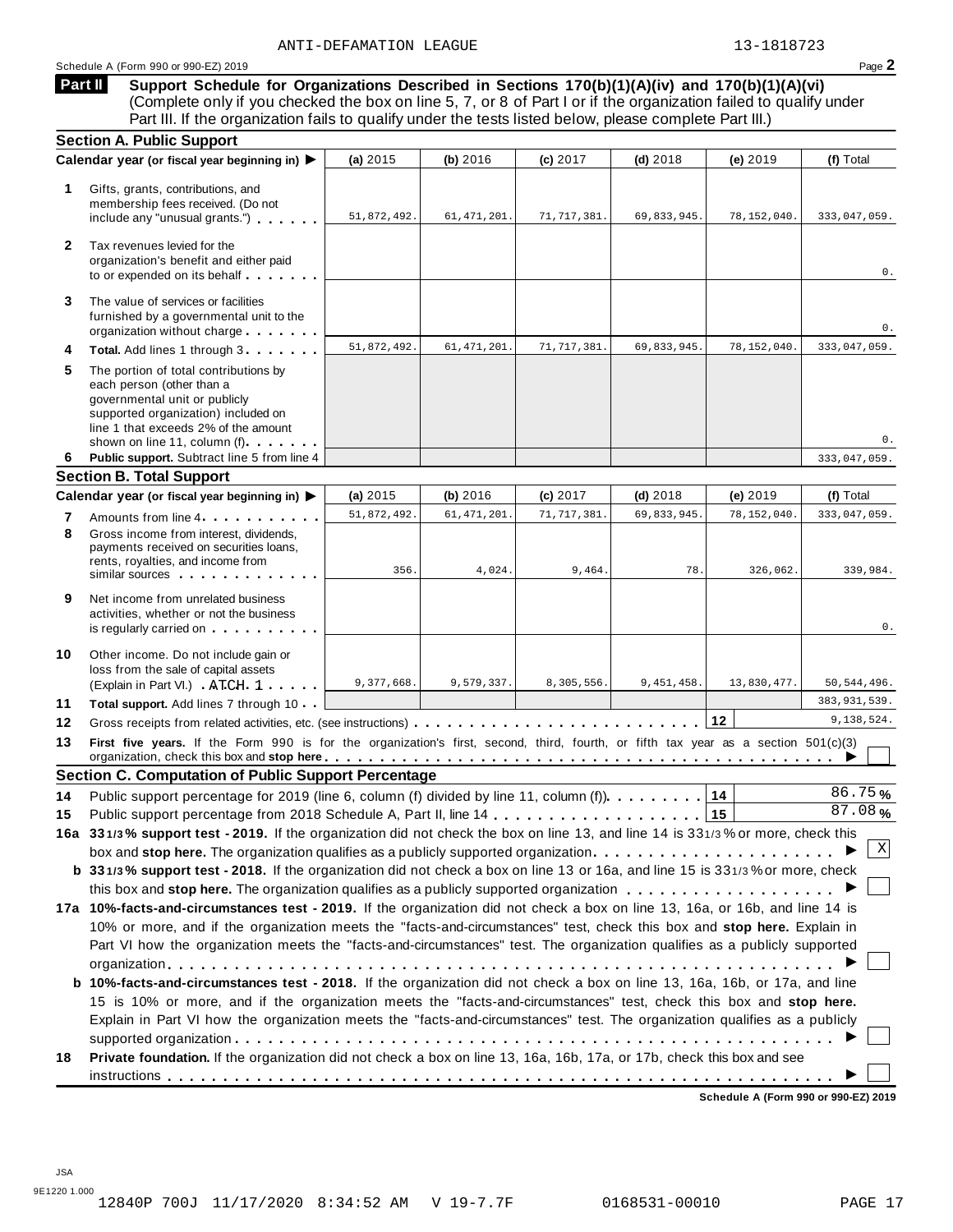ANTI-DEFAMATION LEAGUE 13-1818723

Schedule A (Form 990 or 990-EZ) 2019

**Part II** **Support Schedule for Organizations Described in Sections 170(b)(1)(A)(iv) and 170(b)(1)(A)(vi)** (Complete only if you checked the box on line 5, 7, or 8 of Part I or if the organization failed to qualify under Part III. If the organization fails to qualify under the tests listed below, please complete Part III.)

## Section A. Public Support

| Calendar year (or fiscal year beginning in) ▶ | (a) 2015 | (b) 2016 | (c) 2017 | (d) 2018 | (e) 2019 | (f) Total |
|---|---|---|---|---|---|---|
| **1** Gifts, grants, contributions, and membership fees received. (Do not include any "unusual grants.") | 51,872,492. | 61,471,201. | 71,717,381. | 69,833,945. | 78,152,040. | 333,047,059. |
| **2** Tax revenues levied for the organization's benefit and either paid to or expended on its behalf | | | | | | 0. |
| **3** The value of services or facilities furnished by a governmental unit to the organization without charge | | | | | | 0. |
| **4 Total.** Add lines 1 through 3 | 51,872,492. | 61,471,201. | 71,717,381. | 69,833,945. | 78,152,040. | 333,047,059. |
| **5** The portion of total contributions by each person (other than a governmental unit or publicly supported organization) included on line 1 that exceeds 2% of the amount shown on line 11, column (f) | | | | | | 0. |
| **6 Public support.** Subtract line 5 from line 4 | | | | | | 333,047,059. |

## Section B. Total Support

| Calendar year (or fiscal year beginning in) ▶ | (a) 2015 | (b) 2016 | (c) 2017 | (d) 2018 | (e) 2019 | (f) Total |
|---|---|---|---|---|---|---|
| **7** Amounts from line 4 | 51,872,492. | 61,471,201. | 71,717,381. | 69,833,945. | 78,152,040. | 333,047,059. |
| **8** Gross income from interest, dividends, payments received on securities loans, rents, royalties, and income from similar sources | 356. | 4,024. | 9,464. | 78. | 326,062. | 339,984. |
| **9** Net income from unrelated business activities, whether or not the business is regularly carried on | | | | | | 0. |
| **10** Other income. Do not include gain or loss from the sale of capital assets (Explain in Part VI.) ATCH 1 | 9,377,668. | 9,579,337. | 8,305,556. | 9,451,458. | 13,830,477. | 50,544,496. |
| **11 Total support.** Add lines 7 through 10 | | | | | | 383,931,539. |
| **12** Gross receipts from related activities, etc. (see instructions) | | | | | 12 | 9,138,524. |

**13 First five years.** If the Form 990 is for the organization's first, second, third, fourth, or fifth tax year as a section 501(c)(3) organization, check this box and **stop here** ▶ ☐

## Section C. Computation of Public Support Percentage

**14** Public support percentage for 2019 (line 6, column (f) divided by line 11, column (f)) **14** 86.75 %

**15** Public support percentage from 2018 Schedule A, Part II, line 14 **15** 87.08 %

**16a 33 1/3 % support test - 2019.** If the organization did not check the box on line 13, and line 14 is 33 1/3 % or more, check this box and **stop here.** The organization qualifies as a publicly supported organization ▶ ☒

**b 33 1/3 % support test - 2018.** If the organization did not check a box on line 13 or 16a, and line 15 is 33 1/3 % or more, check this box and **stop here.** The organization qualifies as a publicly supported organization ▶ ☐

**17a 10%-facts-and-circumstances test - 2019.** If the organization did not check a box on line 13, 16a, or 16b, and line 14 is 10% or more, and if the organization meets the "facts-and-circumstances" test, check this box and **stop here.** Explain in Part VI how the organization meets the "facts-and-circumstances" test. The organization qualifies as a publicly supported organization ▶ ☐

**b 10%-facts-and-circumstances test - 2018.** If the organization did not check a box on line 13, 16a, 16b, or 17a, and line 15 is 10% or more, and if the organization meets the "facts-and-circumstances" test, check this box and **stop here.** Explain in Part VI how the organization meets the "facts-and-circumstances" test. The organization qualifies as a publicly supported organization ▶ ☐

**18 Private foundation.** If the organization did not check a box on line 13, 16a, 16b, 17a, or 17b, check this box and see instructions ▶ ☐

**Schedule A (Form 990 or 990-EZ) 2019**

JSA
9E1220 1.000
12840P 700J 11/17/2020 8:34:52 AM V 19-7.7F 0168531-00010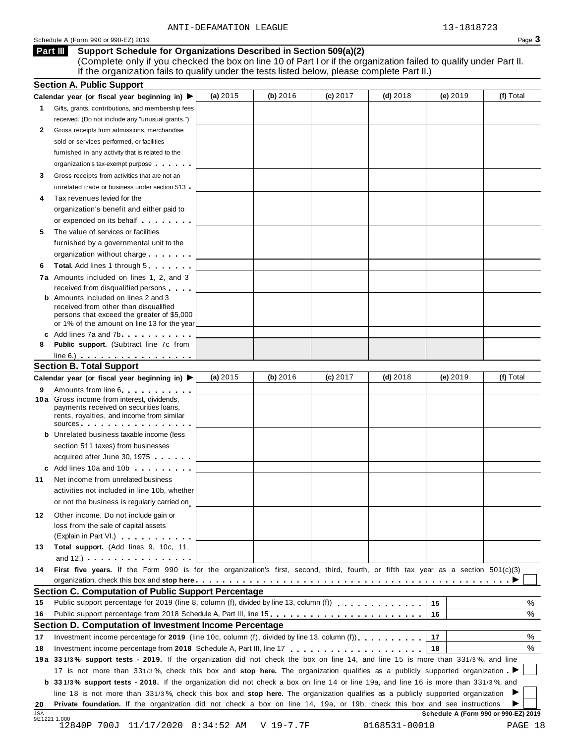ANTI-DEFAMATION LEAGUE 13-1818723

Schedule A (Form 990 or 990-EZ) 2019

## Part III Support Schedule for Organizations Described in Section 509(a)(2)

(Complete only if you checked the box on line 10 of Part I or if the organization failed to qualify under Part II. If the organization fails to qualify under the tests listed below, please complete Part II.)

### Section A. Public Support

| Calendar year (or fiscal year beginning in) ▶ | (a) 2015 | (b) 2016 | (c) 2017 | (d) 2018 | (e) 2019 | (f) Total |
|---|---|---|---|---|---|---|
| **1** Gifts, grants, contributions, and membership fees received. (Do not include any "unusual grants.") | | | | | | |
| **2** Gross receipts from admissions, merchandise sold or services performed, or facilities furnished in any activity that is related to the organization's tax-exempt purpose | | | | | | |
| **3** Gross receipts from activities that are not an unrelated trade or business under section 513 | | | | | | |
| **4** Tax revenues levied for the organization's benefit and either paid to or expended on its behalf | | | | | | |
| **5** The value of services or facilities furnished by a governmental unit to the organization without charge | | | | | | |
| **6** **Total.** Add lines 1 through 5 | | | | | | |
| **7a** Amounts included on lines 1, 2, and 3 received from disqualified persons | | | | | | |
| **b** Amounts included on lines 2 and 3 received from other than disqualified persons that exceed the greater of $5,000 or 1% of the amount on line 13 for the year | | | | | | |
| **c** Add lines 7a and 7b | | | | | | |
| **8** **Public support.** (Subtract line 7c from line 6.) | | | | | | |

### Section B. Total Support

| Calendar year (or fiscal year beginning in) ▶ | (a) 2015 | (b) 2016 | (c) 2017 | (d) 2018 | (e) 2019 | (f) Total |
|---|---|---|---|---|---|---|
| **9** Amounts from line 6 | | | | | | |
| **10a** Gross income from interest, dividends, payments received on securities loans, rents, royalties, and income from similar sources | | | | | | |
| **b** Unrelated business taxable income (less section 511 taxes) from businesses acquired after June 30, 1975 | | | | | | |
| **c** Add lines 10a and 10b | | | | | | |
| **11** Net income from unrelated business activities not included in line 10b, whether or not the business is regularly carried on | | | | | | |
| **12** Other income. Do not include gain or loss from the sale of capital assets (Explain in Part VI.) | | | | | | |
| **13** **Total support.** (Add lines 9, 10c, 11, and 12.) | | | | | | |

**14** **First five years.** If the Form 990 is for the organization's first, second, third, fourth, or fifth tax year as a section 501(c)(3) organization, check this box and **stop here** ▶ ☐

### Section C. Computation of Public Support Percentage

| | | | |
|---|---|---|---|
| **15** | Public support percentage for 2019 (line 8, column (f), divided by line 13, column (f)) | 15 | % |
| **16** | Public support percentage from 2018 Schedule A, Part III, line 15 | 16 | % |

### Section D. Computation of Investment Income Percentage

| | | | |
|---|---|---|---|
| **17** | Investment income percentage for **2019** (line 10c, column (f), divided by line 13, column (f)) | 17 | % |
| **18** | Investment income percentage from **2018** Schedule A, Part III, line 17 | 18 | % |

**19a** **33 1/3% support tests - 2019.** If the organization did not check the box on line 14, and line 15 is more than 33 1/3%, and line 17 is not more than 33 1/3%, check this box and **stop here.** The organization qualifies as a publicly supported organization ▶ ☐

**b** **33 1/3% support tests - 2018.** If the organization did not check a box on line 14 or line 19a, and line 16 is more than 33 1/3%, and line 18 is not more than 33 1/3%, check this box and **stop here.** The organization qualifies as a publicly supported organization ▶ ☐

**20** **Private foundation.** If the organization did not check a box on line 14, 19a, or 19b, check this box and see instructions ▶ ☐

Schedule A (Form 990 or 990-EZ) 2019

JSA 9E1221 1.000

12840P 700J 11/17/2020 8:34:52 AM V 19-7.7F 0168531-00010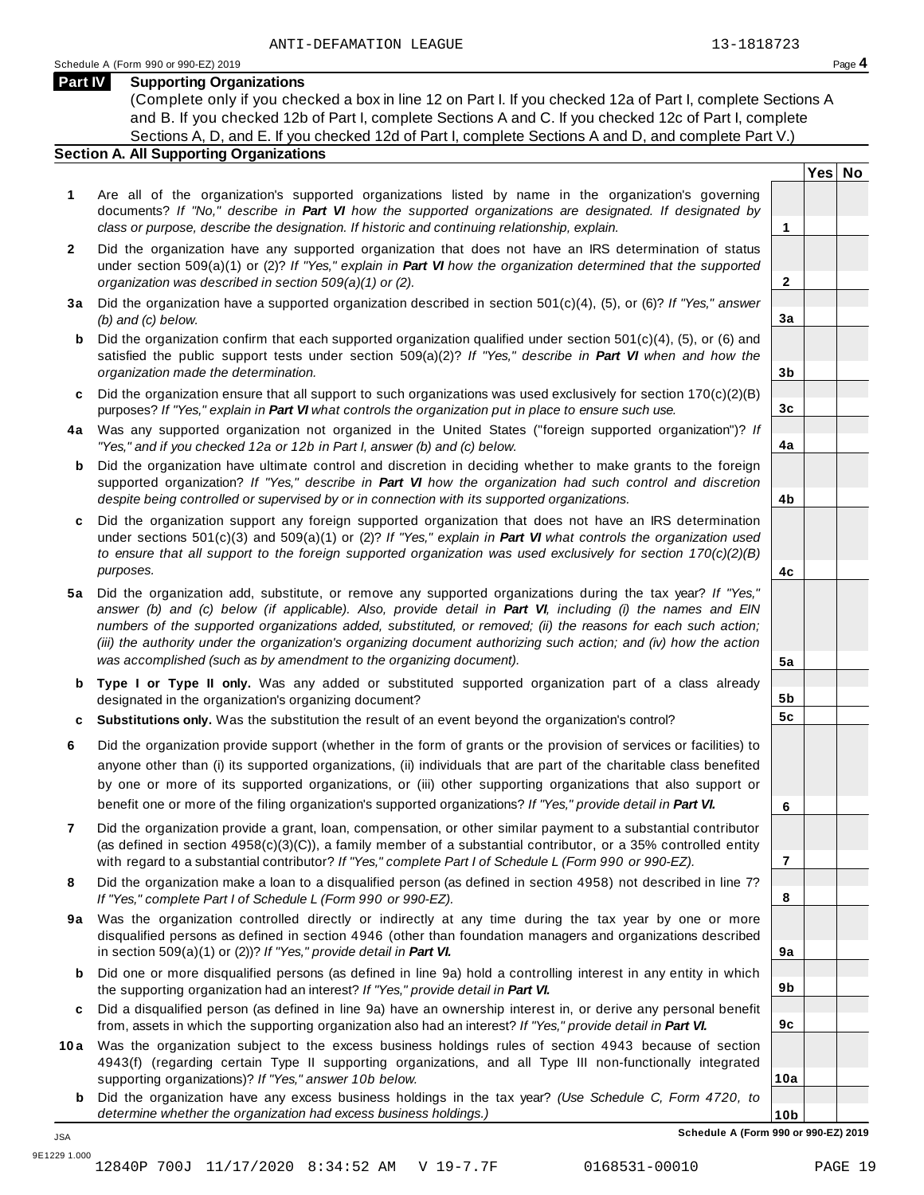ANTI-DEFAMATION LEAGUE 13-1818723

Schedule A (Form 990 or 990-EZ) 2019 Page **4**

## Part IV Supporting Organizations

(Complete only if you checked a box in line 12 on Part I. If you checked 12a of Part I, complete Sections A and B. If you checked 12b of Part I, complete Sections A and C. If you checked 12c of Part I, complete Sections A, D, and E. If you checked 12d of Part I, complete Sections A and D, and complete Part V.)

### Section A. All Supporting Organizations

| | | | Yes | No |
|---|---|---|---|---|
| **1** | Are all of the organization's supported organizations listed by name in the organization's governing documents? *If "No," describe in **Part VI** how the supported organizations are designated. If designated by class or purpose, describe the designation. If historic and continuing relationship, explain.* | **1** | | |
| **2** | Did the organization have any supported organization that does not have an IRS determination of status under section 509(a)(1) or (2)? *If "Yes," explain in **Part VI** how the organization determined that the supported organization was described in section 509(a)(1) or (2).* | **2** | | |
| **3a** | Did the organization have a supported organization described in section 501(c)(4), (5), or (6)? *If "Yes," answer (b) and (c) below.* | **3a** | | |
| **b** | Did the organization confirm that each supported organization qualified under section 501(c)(4), (5), or (6) and satisfied the public support tests under section 509(a)(2)? *If "Yes," describe in **Part VI** when and how the organization made the determination.* | **3b** | | |
| **c** | Did the organization ensure that all support to such organizations was used exclusively for section 170(c)(2)(B) purposes? *If "Yes," explain in **Part VI** what controls the organization put in place to ensure such use.* | **3c** | | |
| **4a** | Was any supported organization not organized in the United States ("foreign supported organization")? *If "Yes," and if you checked 12a or 12b in Part I, answer (b) and (c) below.* | **4a** | | |
| **b** | Did the organization have ultimate control and discretion in deciding whether to make grants to the foreign supported organization? *If "Yes," describe in **Part VI** how the organization had such control and discretion despite being controlled or supervised by or in connection with its supported organizations.* | **4b** | | |
| **c** | Did the organization support any foreign supported organization that does not have an IRS determination under sections 501(c)(3) and 509(a)(1) or (2)? *If "Yes," explain in **Part VI** what controls the organization used to ensure that all support to the foreign supported organization was used exclusively for section 170(c)(2)(B) purposes.* | **4c** | | |
| **5a** | Did the organization add, substitute, or remove any supported organizations during the tax year? *If "Yes," answer (b) and (c) below (if applicable). Also, provide detail in **Part VI**, including (i) the names and EIN numbers of the supported organizations added, substituted, or removed; (ii) the reasons for each such action; (iii) the authority under the organization's organizing document authorizing such action; and (iv) how the action was accomplished (such as by amendment to the organizing document).* | **5a** | | |
| **b** | **Type I or Type II only.** Was any added or substituted supported organization part of a class already designated in the organization's organizing document? | **5b** | | |
| **c** | **Substitutions only.** Was the substitution the result of an event beyond the organization's control? | **5c** | | |
| **6** | Did the organization provide support (whether in the form of grants or the provision of services or facilities) to anyone other than (i) its supported organizations, (ii) individuals that are part of the charitable class benefited by one or more of its supported organizations, or (iii) other supporting organizations that also support or benefit one or more of the filing organization's supported organizations? *If "Yes," provide detail in **Part VI.*** | **6** | | |
| **7** | Did the organization provide a grant, loan, compensation, or other similar payment to a substantial contributor (as defined in section 4958(c)(3)(C)), a family member of a substantial contributor, or a 35% controlled entity with regard to a substantial contributor? *If "Yes," complete Part I of Schedule L (Form 990 or 990-EZ).* | **7** | | |
| **8** | Did the organization make a loan to a disqualified person (as defined in section 4958) not described in line 7? *If "Yes," complete Part I of Schedule L (Form 990 or 990-EZ).* | **8** | | |
| **9a** | Was the organization controlled directly or indirectly at any time during the tax year by one or more disqualified persons as defined in section 4946 (other than foundation managers and organizations described in section 509(a)(1) or (2))? *If "Yes," provide detail in **Part VI.*** | **9a** | | |
| **b** | Did one or more disqualified persons (as defined in line 9a) hold a controlling interest in any entity in which the supporting organization had an interest? *If "Yes," provide detail in **Part VI.*** | **9b** | | |
| **c** | Did a disqualified person (as defined in line 9a) have an ownership interest in, or derive any personal benefit from, assets in which the supporting organization also had an interest? *If "Yes," provide detail in **Part VI.*** | **9c** | | |
| **10a** | Was the organization subject to the excess business holdings rules of section 4943 because of section 4943(f) (regarding certain Type II supporting organizations, and all Type III non-functionally integrated supporting organizations)? *If "Yes," answer 10b below.* | **10a** | | |
| **b** | Did the organization have any excess business holdings in the tax year? *(Use Schedule C, Form 4720, to determine whether the organization had excess business holdings.)* | **10b** | | |

**Schedule A (Form 990 or 990-EZ) 2019**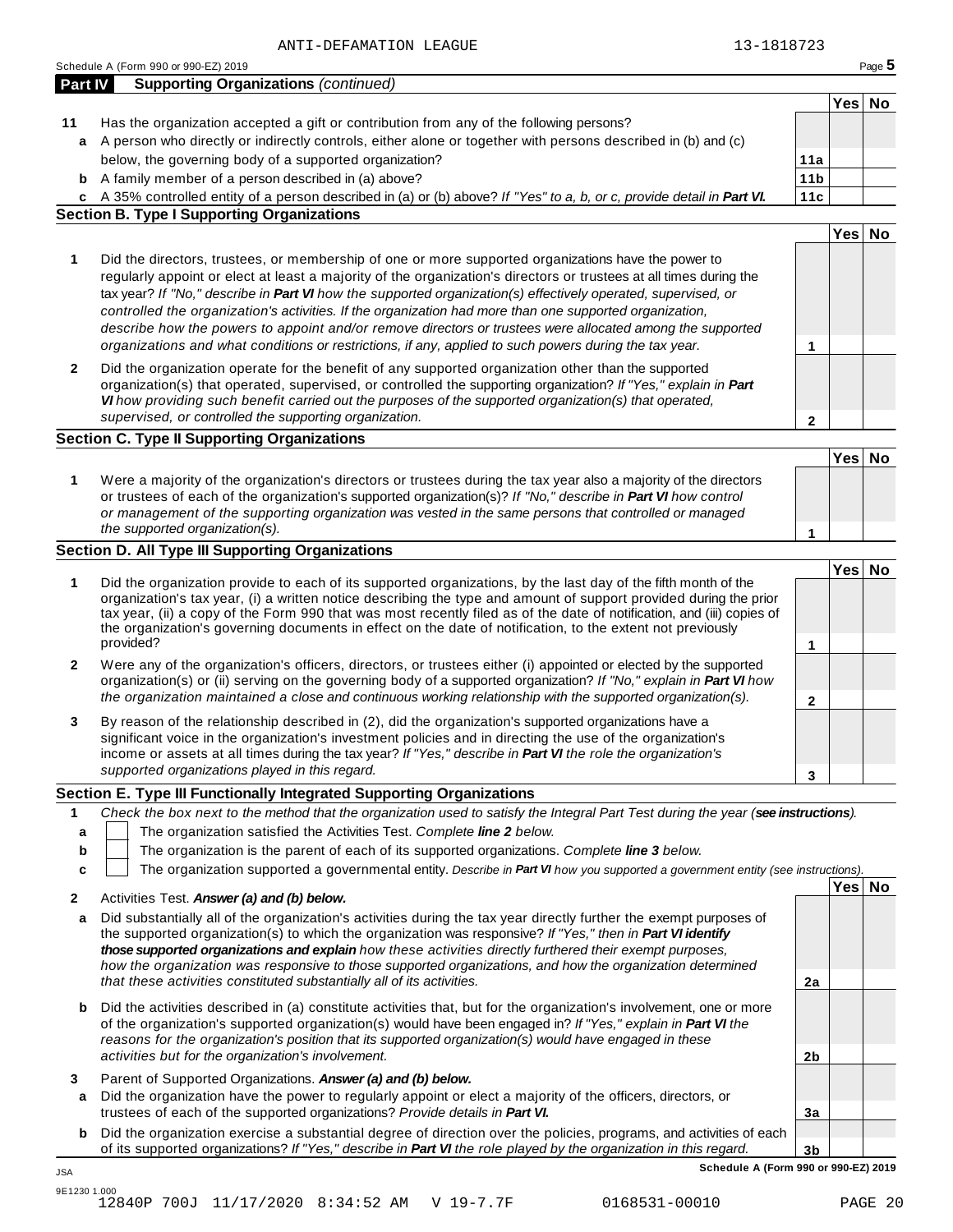ANTI-DEFAMATION LEAGUE 13-1818723

Schedule A (Form 990 or 990-EZ) 2019

## Part IV Supporting Organizations *(continued)*

| | | | Yes | No |
|---|---|---|---|---|
| **11** | Has the organization accepted a gift or contribution from any of the following persons? | | | |
| **a** | A person who directly or indirectly controls, either alone or together with persons described in (b) and (c) below, the governing body of a supported organization? | **11a** | | |
| **b** | A family member of a person described in (a) above? | **11b** | | |
| **c** | A 35% controlled entity of a person described in (a) or (b) above? *If "Yes" to a, b, or c, provide detail in **Part VI.*** | **11c** | | |

### Section B. Type I Supporting Organizations

| | | | Yes | No |
|---|---|---|---|---|
| **1** | Did the directors, trustees, or membership of one or more supported organizations have the power to regularly appoint or elect at least a majority of the organization's directors or trustees at all times during the tax year? *If "No," describe in **Part VI** how the supported organization(s) effectively operated, supervised, or controlled the organization's activities. If the organization had more than one supported organization, describe how the powers to appoint and/or remove directors or trustees were allocated among the supported organizations and what conditions or restrictions, if any, applied to such powers during the tax year.* | **1** | | |
| **2** | Did the organization operate for the benefit of any supported organization other than the supported organization(s) that operated, supervised, or controlled the supporting organization? *If "Yes," explain in **Part VI** how providing such benefit carried out the purposes of the supported organization(s) that operated, supervised, or controlled the supporting organization.* | **2** | | |

### Section C. Type II Supporting Organizations

| | | | Yes | No |
|---|---|---|---|---|
| **1** | Were a majority of the organization's directors or trustees during the tax year also a majority of the directors or trustees of each of the organization's supported organization(s)? *If "No," describe in **Part VI** how control or management of the supporting organization was vested in the same persons that controlled or managed the supported organization(s).* | **1** | | |

### Section D. All Type III Supporting Organizations

| | | | Yes | No |
|---|---|---|---|---|
| **1** | Did the organization provide to each of its supported organizations, by the last day of the fifth month of the organization's tax year, (i) a written notice describing the type and amount of support provided during the prior tax year, (ii) a copy of the Form 990 that was most recently filed as of the date of notification, and (iii) copies of the organization's governing documents in effect on the date of notification, to the extent not previously provided? | **1** | | |
| **2** | Were any of the organization's officers, directors, or trustees either (i) appointed or elected by the supported organization(s) or (ii) serving on the governing body of a supported organization? *If "No," explain in **Part VI** how the organization maintained a close and continuous working relationship with the supported organization(s).* | **2** | | |
| **3** | By reason of the relationship described in (2), did the organization's supported organizations have a significant voice in the organization's investment policies and in directing the use of the organization's income or assets at all times during the tax year? *If "Yes," describe in **Part VI** the role the organization's supported organizations played in this regard.* | **3** | | |

### Section E. Type III Functionally Integrated Supporting Organizations

**1** *Check the box next to the method that the organization used to satisfy the Integral Part Test during the year (**see instructions**).*

- **a** ☐ The organization satisfied the Activities Test. *Complete **line 2** below.*
- **b** ☐ The organization is the parent of each of its supported organizations. *Complete **line 3** below.*
- **c** ☐ The organization supported a governmental entity. *Describe in **Part VI** how you supported a government entity (see instructions).*

| | | | Yes | No |
|---|---|---|---|---|
| **2** | Activities Test. ***Answer (a) and (b) below.*** | | | |
| **a** | Did substantially all of the organization's activities during the tax year directly further the exempt purposes of the supported organization(s) to which the organization was responsive? *If "Yes," then in **Part VI identify those supported organizations and explain** how these activities directly furthered their exempt purposes, how the organization was responsive to those supported organizations, and how the organization determined that these activities constituted substantially all of its activities.* | **2a** | | |
| **b** | Did the activities described in (a) constitute activities that, but for the organization's involvement, one or more of the organization's supported organization(s) would have been engaged in? *If "Yes," explain in **Part VI** the reasons for the organization's position that its supported organization(s) would have engaged in these activities but for the organization's involvement.* | **2b** | | |
| **3** | Parent of Supported Organizations. ***Answer (a) and (b) below.*** | | | |
| **a** | Did the organization have the power to regularly appoint or elect a majority of the officers, directors, or trustees of each of the supported organizations? *Provide details in **Part VI.*** | **3a** | | |
| **b** | Did the organization exercise a substantial degree of direction over the policies, programs, and activities of each of its supported organizations? *If "Yes," describe in **Part VI** the role played by the organization in this regard.* | **3b** | | |

**Schedule A (Form 990 or 990-EZ) 2019**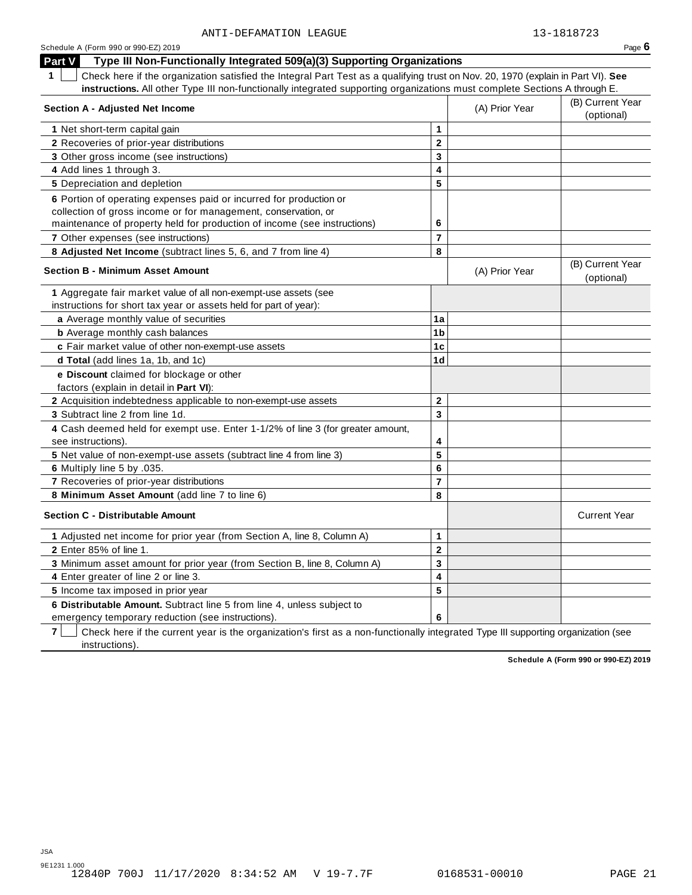ANTI-DEFAMATION LEAGUE 13-1818723

Schedule A (Form 990 or 990-EZ) 2019 Page 6

## Part V Type III Non-Functionally Integrated 509(a)(3) Supporting Organizations

**1** ☐ Check here if the organization satisfied the Integral Part Test as a qualifying trust on Nov. 20, 1970 (explain in Part VI). **See instructions.** All other Type III non-functionally integrated supporting organizations must complete Sections A through E.

| **Section A - Adjusted Net Income** | | (A) Prior Year | (B) Current Year (optional) |
|---|---|---|---|
| **1** Net short-term capital gain | **1** | | |
| **2** Recoveries of prior-year distributions | **2** | | |
| **3** Other gross income (see instructions) | **3** | | |
| **4** Add lines 1 through 3. | **4** | | |
| **5** Depreciation and depletion | **5** | | |
| **6** Portion of operating expenses paid or incurred for production or collection of gross income or for management, conservation, or maintenance of property held for production of income (see instructions) | **6** | | |
| **7** Other expenses (see instructions) | **7** | | |
| **8 Adjusted Net Income** (subtract lines 5, 6, and 7 from line 4) | **8** | | |

| **Section B - Minimum Asset Amount** | | (A) Prior Year | (B) Current Year (optional) |
|---|---|---|---|
| **1** Aggregate fair market value of all non-exempt-use assets (see instructions for short tax year or assets held for part of year): | | | |
| **a** Average monthly value of securities | **1a** | | |
| **b** Average monthly cash balances | **1b** | | |
| **c** Fair market value of other non-exempt-use assets | **1c** | | |
| **d Total** (add lines 1a, 1b, and 1c) | **1d** | | |
| **e Discount** claimed for blockage or other factors (explain in detail in **Part VI**): | | | |
| **2** Acquisition indebtedness applicable to non-exempt-use assets | **2** | | |
| **3** Subtract line 2 from line 1d. | **3** | | |
| **4** Cash deemed held for exempt use. Enter 1-1/2% of line 3 (for greater amount, see instructions). | **4** | | |
| **5** Net value of non-exempt-use assets (subtract line 4 from line 3) | **5** | | |
| **6** Multiply line 5 by .035. | **6** | | |
| **7** Recoveries of prior-year distributions | **7** | | |
| **8 Minimum Asset Amount** (add line 7 to line 6) | **8** | | |

| **Section C - Distributable Amount** | | | Current Year |
|---|---|---|---|
| **1** Adjusted net income for prior year (from Section A, line 8, Column A) | **1** | | |
| **2** Enter 85% of line 1. | **2** | | |
| **3** Minimum asset amount for prior year (from Section B, line 8, Column A) | **3** | | |
| **4** Enter greater of line 2 or line 3. | **4** | | |
| **5** Income tax imposed in prior year | **5** | | |
| **6 Distributable Amount.** Subtract line 5 from line 4, unless subject to emergency temporary reduction (see instructions). | **6** | | |

**7** ☐ Check here if the current year is the organization's first as a non-functionally integrated Type III supporting organization (see instructions).

**Schedule A (Form 990 or 990-EZ) 2019**

JSA
9E1231 1.000
12840P 700J 11/17/2020 8:34:52 AM V 19-7.7F 0168531-00010 PAGE 21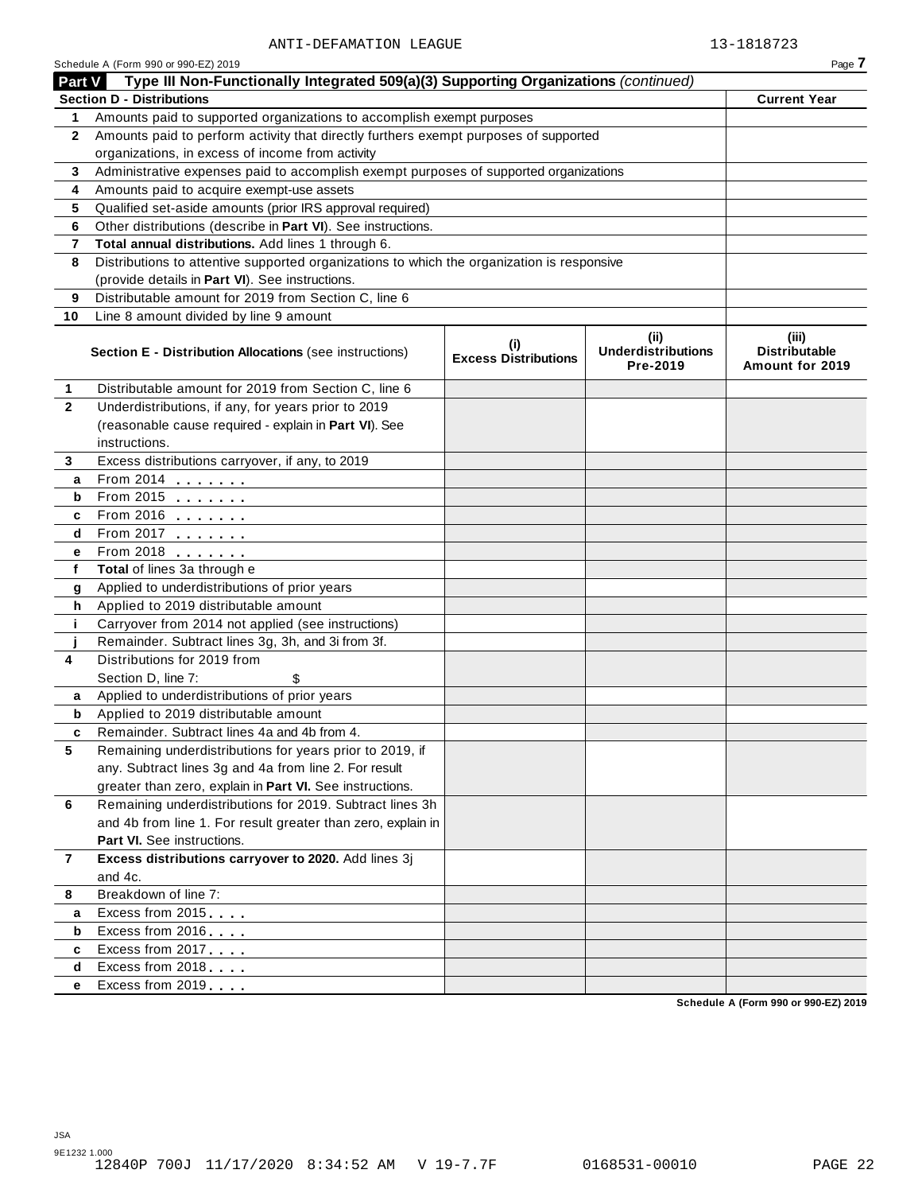ANTI-DEFAMATION LEAGUE 13-1818723

Schedule A (Form 990 or 990-EZ) 2019

## Part V Type III Non-Functionally Integrated 509(a)(3) Supporting Organizations *(continued)*

| Section D - Distributions | | Current Year |
|---|---|---|
| 1 | Amounts paid to supported organizations to accomplish exempt purposes | |
| 2 | Amounts paid to perform activity that directly furthers exempt purposes of supported organizations, in excess of income from activity | |
| 3 | Administrative expenses paid to accomplish exempt purposes of supported organizations | |
| 4 | Amounts paid to acquire exempt-use assets | |
| 5 | Qualified set-aside amounts (prior IRS approval required) | |
| 6 | Other distributions (describe in **Part VI**). See instructions. | |
| 7 | **Total annual distributions.** Add lines 1 through 6. | |
| 8 | Distributions to attentive supported organizations to which the organization is responsive (provide details in **Part VI**). See instructions. | |
| 9 | Distributable amount for 2019 from Section C, line 6 | |
| 10 | Line 8 amount divided by line 9 amount | |

| | Section E - Distribution Allocations (see instructions) | (i) Excess Distributions | (ii) Underdistributions Pre-2019 | (iii) Distributable Amount for 2019 |
|---|---|---|---|---|
| 1 | Distributable amount for 2019 from Section C, line 6 | | | |
| 2 | Underdistributions, if any, for years prior to 2019 (reasonable cause required - explain in **Part VI**). See instructions. | | | |
| 3 | Excess distributions carryover, if any, to 2019 | | | |
| a | From 2014 | | | |
| b | From 2015 | | | |
| c | From 2016 | | | |
| d | From 2017 | | | |
| e | From 2018 | | | |
| f | **Total** of lines 3a through e | | | |
| g | Applied to underdistributions of prior years | | | |
| h | Applied to 2019 distributable amount | | | |
| i | Carryover from 2014 not applied (see instructions) | | | |
| j | Remainder. Subtract lines 3g, 3h, and 3i from 3f. | | | |
| 4 | Distributions for 2019 from Section D, line 7: $ | | | |
| a | Applied to underdistributions of prior years | | | |
| b | Applied to 2019 distributable amount | | | |
| c | Remainder. Subtract lines 4a and 4b from 4. | | | |
| 5 | Remaining underdistributions for years prior to 2019, if any. Subtract lines 3g and 4a from line 2. For result greater than zero, explain in **Part VI.** See instructions. | | | |
| 6 | Remaining underdistributions for 2019. Subtract lines 3h and 4b from line 1. For result greater than zero, explain in **Part VI.** See instructions. | | | |
| 7 | **Excess distributions carryover to 2020.** Add lines 3j and 4c. | | | |
| 8 | Breakdown of line 7: | | | |
| a | Excess from 2015 | | | |
| b | Excess from 2016 | | | |
| c | Excess from 2017 | | | |
| d | Excess from 2018 | | | |
| e | Excess from 2019 | | | |

Schedule A (Form 990 or 990-EZ) 2019

JSA
9E1232 1.000
12840P 700J 11/17/2020 8:34:52 AM V 19-7.7F 0168531-00010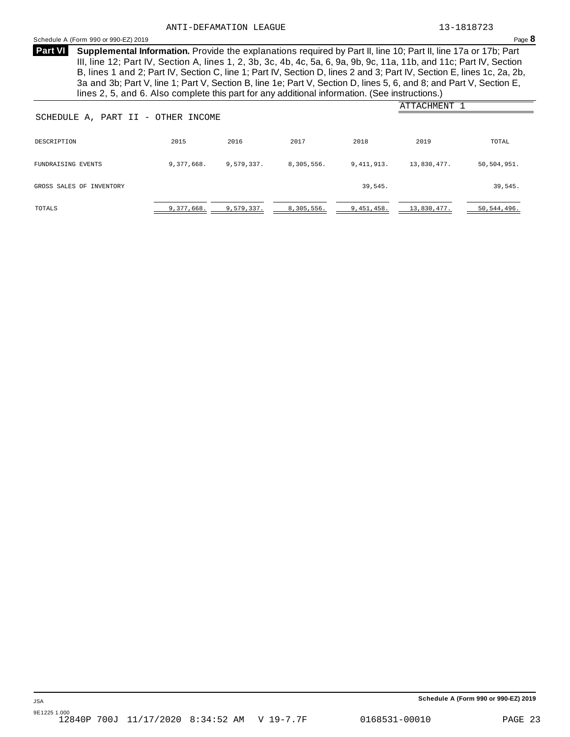ANTI-DEFAMATION LEAGUE 13-1818723

Schedule A (Form 990 or 990-EZ) 2019 Page **8**

**Part VI** **Supplemental Information.** Provide the explanations required by Part II, line 10; Part II, line 17a or 17b; Part III, line 12; Part IV, Section A, lines 1, 2, 3b, 3c, 4b, 4c, 5a, 6, 9a, 9b, 9c, 11a, 11b, and 11c; Part IV, Section B, lines 1 and 2; Part IV, Section C, line 1; Part IV, Section D, lines 2 and 3; Part IV, Section E, lines 1c, 2a, 2b, 3a and 3b; Part V, line 1; Part V, Section B, line 1e; Part V, Section D, lines 5, 6, and 8; and Part V, Section E, lines 2, 5, and 6. Also complete this part for any additional information. (See instructions.)

ATTACHMENT 1

SCHEDULE A, PART II - OTHER INCOME

| DESCRIPTION | 2015 | 2016 | 2017 | 2018 | 2019 | TOTAL |
|---|---|---|---|---|---|---|
| FUNDRAISING EVENTS | 9,377,668. | 9,579,337. | 8,305,556. | 9,411,913. | 13,830,477. | 50,504,951. |
| GROSS SALES OF INVENTORY | | | | 39,545. | | 39,545. |
| TOTALS | 9,377,668. | 9,579,337. | 8,305,556. | 9,451,458. | 13,830,477. | 50,544,496. |

Schedule A (Form 990 or 990-EZ) 2019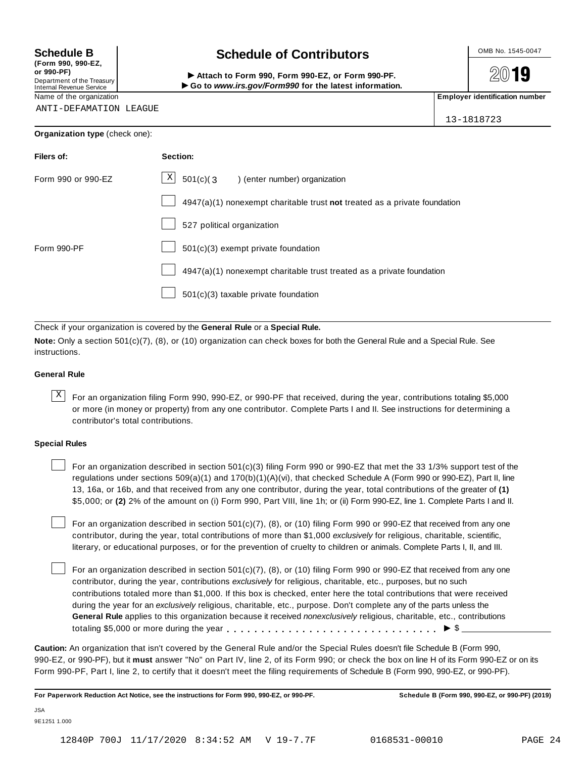**Schedule B**
**(Form 990, 990-EZ, or 990-PF)**
Department of the Treasury
Internal Revenue Service

# Schedule of Contributors

► **Attach to Form 990, Form 990-EZ, or Form 990-PF.**
► **Go to *www.irs.gov/Form990* for the latest information.**

OMB No. 1545-0047

**2019**

| Name of the organization | **Employer identification number** |
|---|---|
| ANTI-DEFAMATION LEAGUE | 13-1818723 |

**Organization type** (check one):

| **Filers of:** | **Section:** |
|---|---|
| Form 990 or 990-EZ | [X] 501(c)( 3 ) (enter number) organization |
| | [ ] 4947(a)(1) nonexempt charitable trust **not** treated as a private foundation |
| | [ ] 527 political organization |
| Form 990-PF | [ ] 501(c)(3) exempt private foundation |
| | [ ] 4947(a)(1) nonexempt charitable trust treated as a private foundation |
| | [ ] 501(c)(3) taxable private foundation |

Check if your organization is covered by the **General Rule** or a **Special Rule.**

**Note:** Only a section 501(c)(7), (8), or (10) organization can check boxes for both the General Rule and a Special Rule. See instructions.

**General Rule**

[X] For an organization filing Form 990, 990-EZ, or 990-PF that received, during the year, contributions totaling $5,000 or more (in money or property) from any one contributor. Complete Parts I and II. See instructions for determining a contributor's total contributions.

**Special Rules**

[ ] For an organization described in section 501(c)(3) filing Form 990 or 990-EZ that met the 33 1/3% support test of the regulations under sections 509(a)(1) and 170(b)(1)(A)(vi), that checked Schedule A (Form 990 or 990-EZ), Part II, line 13, 16a, or 16b, and that received from any one contributor, during the year, total contributions of the greater of **(1)** $5,000; or **(2)** 2% of the amount on (i) Form 990, Part VIII, line 1h; or (ii) Form 990-EZ, line 1. Complete Parts I and II.

[ ] For an organization described in section 501(c)(7), (8), or (10) filing Form 990 or 990-EZ that received from any one contributor, during the year, total contributions of more than $1,000 *exclusively* for religious, charitable, scientific, literary, or educational purposes, or for the prevention of cruelty to children or animals. Complete Parts I, II, and III.

[ ] For an organization described in section 501(c)(7), (8), or (10) filing Form 990 or 990-EZ that received from any one contributor, during the year, contributions *exclusively* for religious, charitable, etc., purposes, but no such contributions totaled more than $1,000. If this box is checked, enter here the total contributions that were received during the year for an *exclusively* religious, charitable, etc., purpose. Don't complete any of the parts unless the **General Rule** applies to this organization because it received *nonexclusively* religious, charitable, etc., contributions totaling $5,000 or more during the year . . . . . . . . . . . . . . . . . . . . . . . . . . . . . . ► $ ____________

**Caution:** An organization that isn't covered by the General Rule and/or the Special Rules doesn't file Schedule B (Form 990, 990-EZ, or 990-PF), but it **must** answer "No" on Part IV, line 2, of its Form 990; or check the box on line H of its Form 990-EZ or on its Form 990-PF, Part I, line 2, to certify that it doesn't meet the filing requirements of Schedule B (Form 990, 990-EZ, or 990-PF).

**For Paperwork Reduction Act Notice, see the instructions for Form 990, 990-EZ, or 990-PF.** **Schedule B (Form 990, 990-EZ, or 990-PF) (2019)**

JSA
9E1251 1.000

12840P 700J 11/17/2020 8:34:52 AM V 19-7.7F 0168531-00010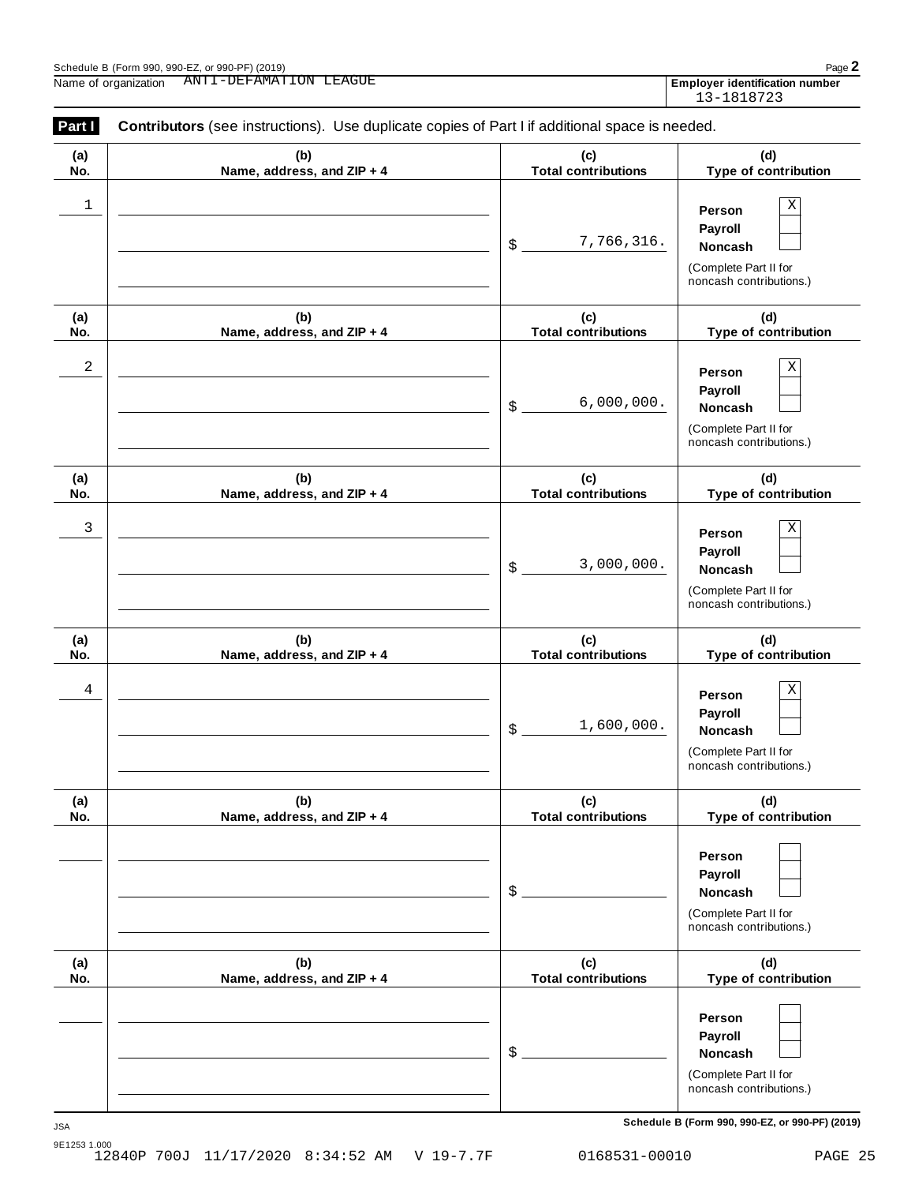Schedule B (Form 990, 990-EZ, or 990-PF) (2019)

Name of organization ANTI-DEFAMATION LEAGUE

**Employer identification number** 13-1818723

**Part I** **Contributors** (see instructions). Use duplicate copies of Part I if additional space is needed.

| (a) No. | (b) Name, address, and ZIP + 4 | (c) Total contributions | (d) Type of contribution |
|---|---|---|---|
| 1 | | $ 7,766,316. | Person [X] Payroll [ ] Noncash [ ] (Complete Part II for noncash contributions.) |
| 2 | | $ 6,000,000. | Person [X] Payroll [ ] Noncash [ ] (Complete Part II for noncash contributions.) |
| 3 | | $ 3,000,000. | Person [X] Payroll [ ] Noncash [ ] (Complete Part II for noncash contributions.) |
| 4 | | $ 1,600,000. | Person [X] Payroll [ ] Noncash [ ] (Complete Part II for noncash contributions.) |
| | | $ | Person [ ] Payroll [ ] Noncash [ ] (Complete Part II for noncash contributions.) |
| | | $ | Person [ ] Payroll [ ] Noncash [ ] (Complete Part II for noncash contributions.) |

JSA

9E1253 1.000

12840P 700J 11/17/2020 8:34:52 AM V 19-7.7F 0168531-00010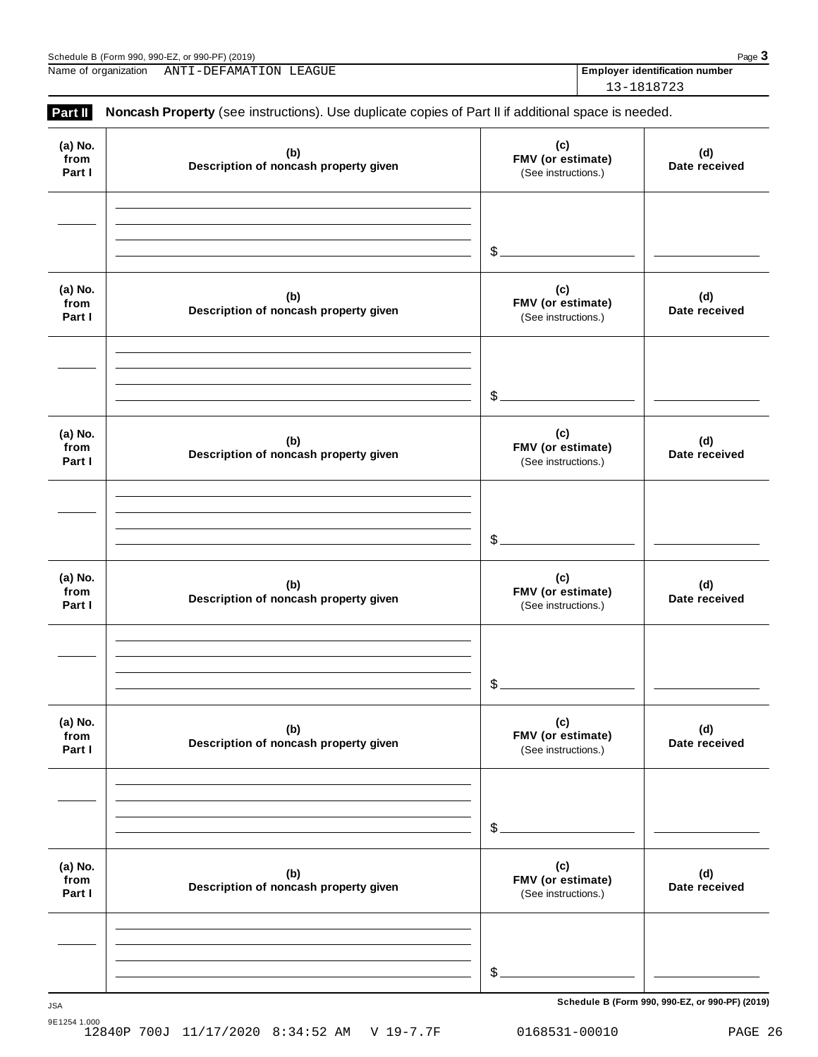Name of organization ANTI-DEFAMATION LEAGUE

**Employer identification number** 13-1818723

## Part II Noncash Property (see instructions). Use duplicate copies of Part II if additional space is needed.

| (a) No. from Part I | (b) Description of noncash property given | (c) FMV (or estimate) (See instructions.) | (d) Date received |
|---|---|---|---|
| | | $ | |

| (a) No. from Part I | (b) Description of noncash property given | (c) FMV (or estimate) (See instructions.) | (d) Date received |
|---|---|---|---|
| | | $ | |

| (a) No. from Part I | (b) Description of noncash property given | (c) FMV (or estimate) (See instructions.) | (d) Date received |
|---|---|---|---|
| | | $ | |

| (a) No. from Part I | (b) Description of noncash property given | (c) FMV (or estimate) (See instructions.) | (d) Date received |
|---|---|---|---|
| | | $ | |

| (a) No. from Part I | (b) Description of noncash property given | (c) FMV (or estimate) (See instructions.) | (d) Date received |
|---|---|---|---|
| | | $ | |

| (a) No. from Part I | (b) Description of noncash property given | (c) FMV (or estimate) (See instructions.) | (d) Date received |
|---|---|---|---|
| | | $ | |

**Schedule B (Form 990, 990-EZ, or 990-PF) (2019)**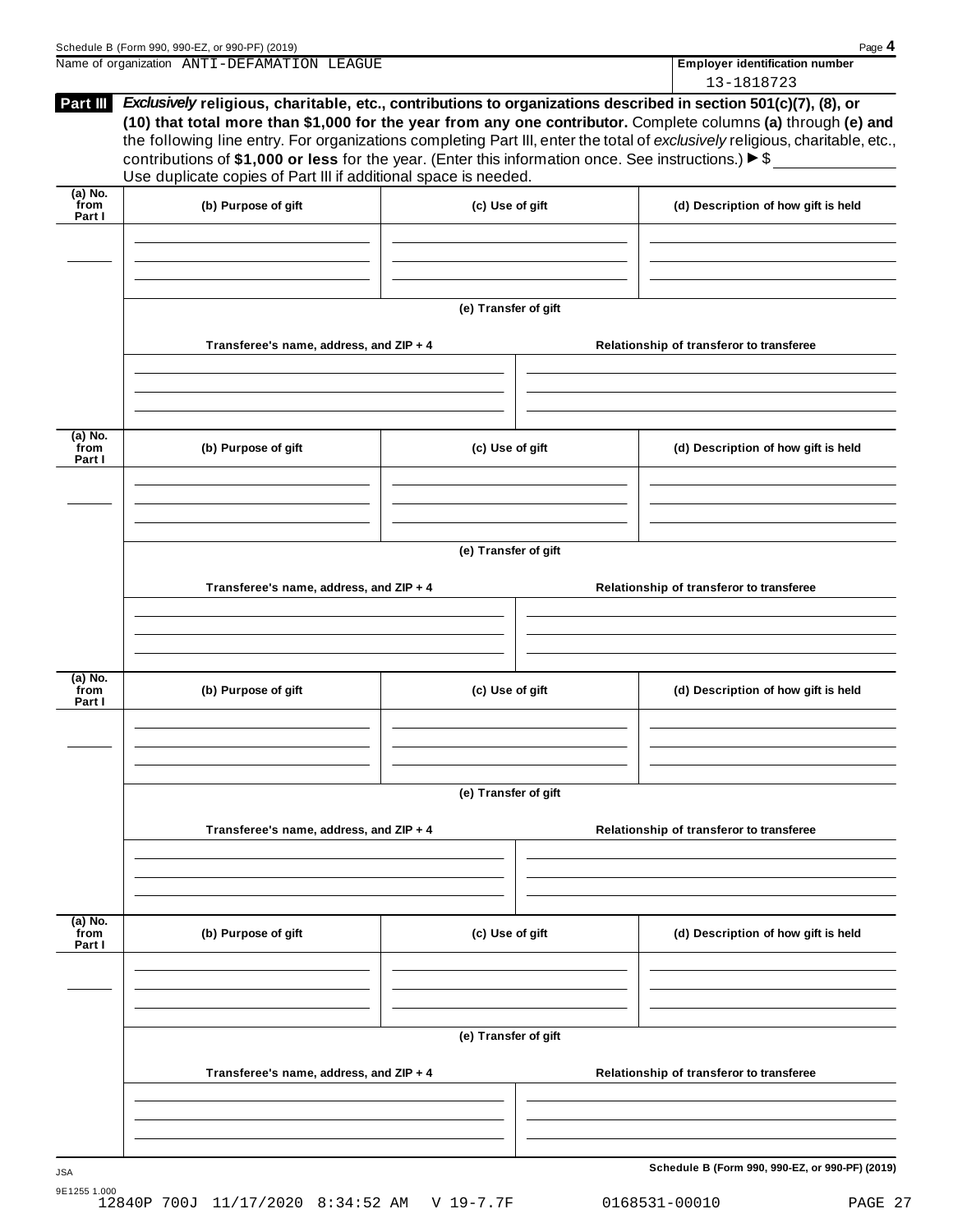Schedule B (Form 990, 990-EZ, or 990-PF) (2019)

Name of organization ANTI-DEFAMATION LEAGUE

**Employer identification number** 13-1818723

**Part III** ***Exclusively*** **religious, charitable, etc., contributions to organizations described in section 501(c)(7), (8), or (10) that total more than $1,000 for the year from any one contributor.** Complete columns **(a)** through **(e)** and the following line entry. For organizations completing Part III, enter the total of *exclusively* religious, charitable, etc., contributions of **$1,000 or less** for the year. (Enter this information once. See instructions.) ► $ ____________

Use duplicate copies of Part III if additional space is needed.

| (a) No. from Part I | (b) Purpose of gift | (c) Use of gift | (d) Description of how gift is held |
|---|---|---|---|
| | | | |

**(e) Transfer of gift**

| Transferee's name, address, and ZIP + 4 | Relationship of transferor to transferee |
|---|---|
| | |

| (a) No. from Part I | (b) Purpose of gift | (c) Use of gift | (d) Description of how gift is held |
|---|---|---|---|
| | | | |

**(e) Transfer of gift**

| Transferee's name, address, and ZIP + 4 | Relationship of transferor to transferee |
|---|---|
| | |

| (a) No. from Part I | (b) Purpose of gift | (c) Use of gift | (d) Description of how gift is held |
|---|---|---|---|
| | | | |

**(e) Transfer of gift**

| Transferee's name, address, and ZIP + 4 | Relationship of transferor to transferee |
|---|---|
| | |

| (a) No. from Part I | (b) Purpose of gift | (c) Use of gift | (d) Description of how gift is held |
|---|---|---|---|
| | | | |

**(e) Transfer of gift**

| Transferee's name, address, and ZIP + 4 | Relationship of transferor to transferee |
|---|---|
| | |

Schedule B (Form 990, 990-EZ, or 990-PF) (2019)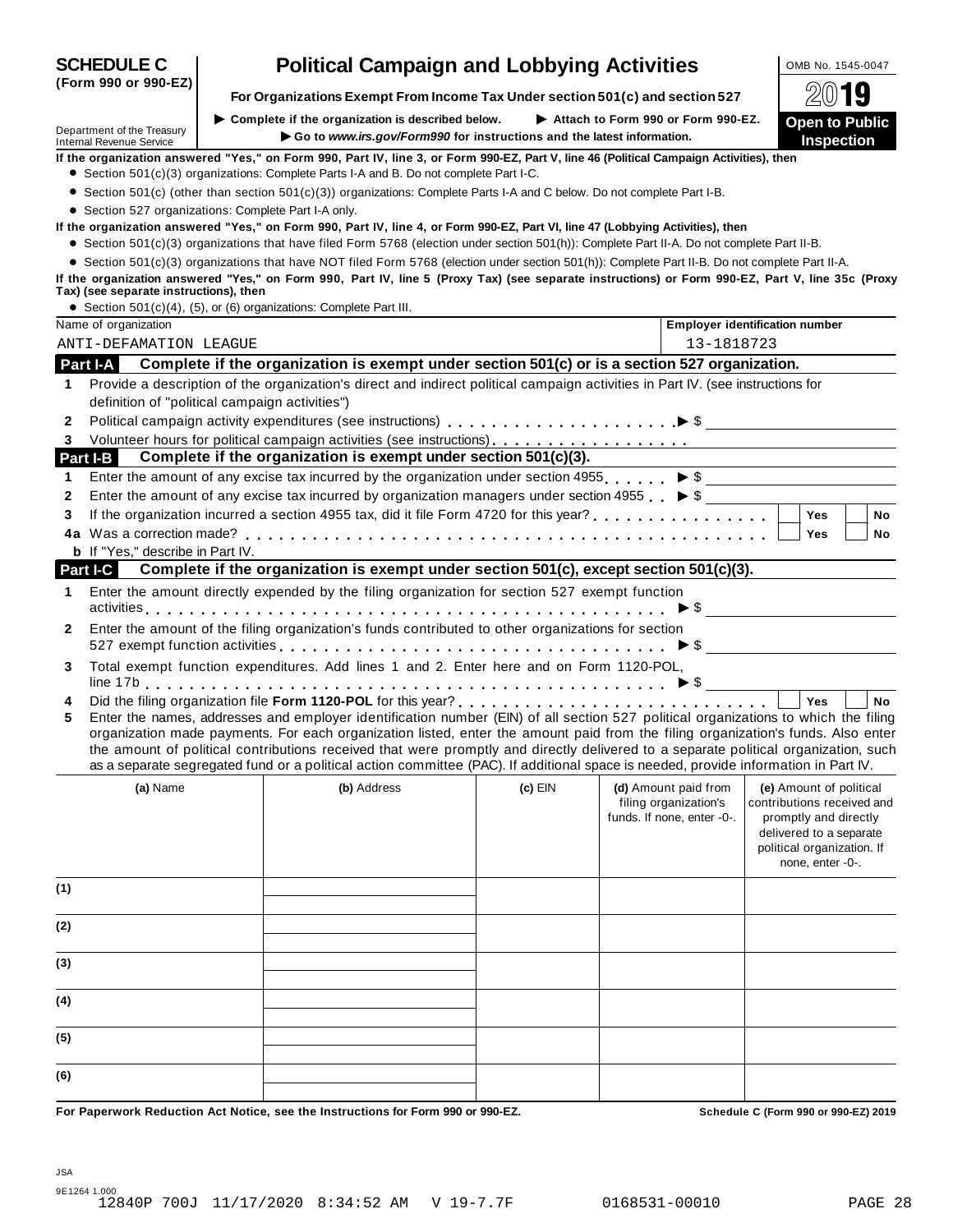# SCHEDULE C (Form 990 or 990-EZ)

## Political Campaign and Lobbying Activities

**For Organizations Exempt From Income Tax Under section 501(c) and section 527**

▶ Complete if the organization is described below. ▶ Attach to Form 990 or Form 990-EZ.

▶ Go to *www.irs.gov/Form990* for instructions and the latest information.

Department of the Treasury
Internal Revenue Service

OMB No. 1545-0047

2019

**Open to Public Inspection**

**If the organization answered "Yes," on Form 990, Part IV, line 3, or Form 990-EZ, Part V, line 46 (Political Campaign Activities), then**

- Section 501(c)(3) organizations: Complete Parts I-A and B. Do not complete Part I-C.
- Section 501(c) (other than section 501(c)(3)) organizations: Complete Parts I-A and C below. Do not complete Part I-B.
- Section 527 organizations: Complete Part I-A only.

**If the organization answered "Yes," on Form 990, Part IV, line 4, or Form 990-EZ, Part VI, line 47 (Lobbying Activities), then**

- Section 501(c)(3) organizations that have filed Form 5768 (election under section 501(h)): Complete Part II-A. Do not complete Part II-B.
- Section 501(c)(3) organizations that have NOT filed Form 5768 (election under section 501(h)): Complete Part II-B. Do not complete Part II-A.

**If the organization answered "Yes," on Form 990, Part IV, line 5 (Proxy Tax) (see separate instructions) or Form 990-EZ, Part V, line 35c (Proxy Tax) (see separate instructions), then**

- Section 501(c)(4), (5), or (6) organizations: Complete Part III.

| Name of organization | Employer identification number |
|---|---|
| ANTI-DEFAMATION LEAGUE | 13-1818723 |

### Part I-A Complete if the organization is exempt under section 501(c) or is a section 527 organization.

1. Provide a description of the organization's direct and indirect political campaign activities in Part IV. (see instructions for definition of "political campaign activities")
2. Political campaign activity expenditures (see instructions) ▶ $
3. Volunteer hours for political campaign activities (see instructions)

### Part I-B Complete if the organization is exempt under section 501(c)(3).

1. Enter the amount of any excise tax incurred by the organization under section 4955 ▶ $
2. Enter the amount of any excise tax incurred by organization managers under section 4955 ▶ $
3. If the organization incurred a section 4955 tax, did it file Form 4720 for this year? ☐ Yes ☐ No

4a Was a correction made? ☐ Yes ☐ No

**b** If "Yes," describe in Part IV.

### Part I-C Complete if the organization is exempt under section 501(c), except section 501(c)(3).

1. Enter the amount directly expended by the filing organization for section 527 exempt function activities ▶ $
2. Enter the amount of the filing organization's funds contributed to other organizations for section 527 exempt function activities ▶ $
3. Total exempt function expenditures. Add lines 1 and 2. Enter here and on Form 1120-POL, line 17b ▶ $
4. Did the filing organization file **Form 1120-POL** for this year? ☐ Yes ☐ No
5. Enter the names, addresses and employer identification number (EIN) of all section 527 political organizations to which the filing organization made payments. For each organization listed, enter the amount paid from the filing organization's funds. Also enter the amount of political contributions received that were promptly and directly delivered to a separate political organization, such as a separate segregated fund or a political action committee (PAC). If additional space is needed, provide information in Part IV.

| | (a) Name | (b) Address | (c) EIN | (d) Amount paid from filing organization's funds. If none, enter -0-. | (e) Amount of political contributions received and promptly and directly delivered to a separate political organization. If none, enter -0-. |
|---|---|---|---|---|---|
| (1) | | | | | |
| (2) | | | | | |
| (3) | | | | | |
| (4) | | | | | |
| (5) | | | | | |
| (6) | | | | | |

**For Paperwork Reduction Act Notice, see the Instructions for Form 990 or 990-EZ.** **Schedule C (Form 990 or 990-EZ) 2019**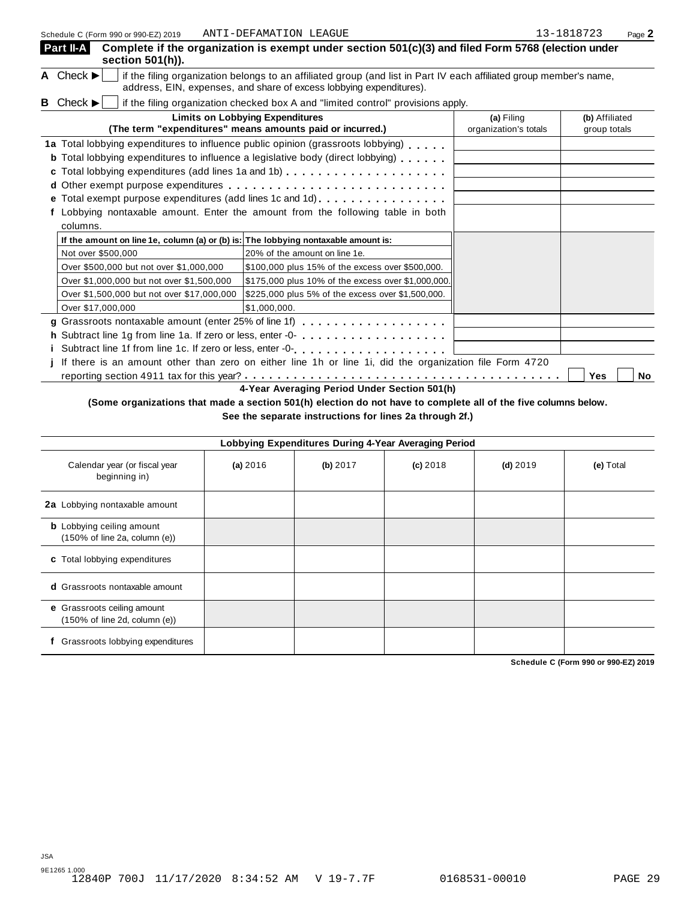Schedule C (Form 990 or 990-EZ) 2019 ANTI-DEFAMATION LEAGUE 13-1818723 Page 2

**Part II-A** **Complete if the organization is exempt under section 501(c)(3) and filed Form 5768 (election under section 501(h)).**

**A** Check ▶ ☐ if the filing organization belongs to an affiliated group (and list in Part IV each affiliated group member's name, address, EIN, expenses, and share of excess lobbying expenditures).

**B** Check ▶ ☐ if the filing organization checked box A and "limited control" provisions apply.

| **Limits on Lobbying Expenditures** (The term "expenditures" means amounts paid or incurred.) | **(a)** Filing organization's totals | **(b)** Affiliated group totals |
|---|---|---|
| **1a** Total lobbying expenditures to influence public opinion (grassroots lobbying) | | |
| **b** Total lobbying expenditures to influence a legislative body (direct lobbying) | | |
| **c** Total lobbying expenditures (add lines 1a and 1b) | | |
| **d** Other exempt purpose expenditures | | |
| **e** Total exempt purpose expenditures (add lines 1c and 1d) | | |
| **f** Lobbying nontaxable amount. Enter the amount from the following table in both columns. | | |

| If the amount on line 1e, column (a) or (b) is: | The lobbying nontaxable amount is: |
|---|---|
| Not over $500,000 | 20% of the amount on line 1e. |
| Over $500,000 but not over $1,000,000 | $100,000 plus 15% of the excess over $500,000. |
| Over $1,000,000 but not over $1,500,000 | $175,000 plus 10% of the excess over $1,000,000. |
| Over $1,500,000 but not over $17,000,000 | $225,000 plus 5% of the excess over $1,500,000. |
| Over $17,000,000 | $1,000,000. |

| | (a) | (b) |
|---|---|---|
| **g** Grassroots nontaxable amount (enter 25% of line 1f) | | |
| **h** Subtract line 1g from line 1a. If zero or less, enter -0- | | |
| **i** Subtract line 1f from line 1c. If zero or less, enter -0- | | |

**j** If there is an amount other than zero on either line 1h or line 1i, did the organization file Form 4720 reporting section 4911 tax for this year? ☐ **Yes** ☐ **No**

**4-Year Averaging Period Under Section 501(h)**

**(Some organizations that made a section 501(h) election do not have to complete all of the five columns below. See the separate instructions for lines 2a through 2f.)**

| **Lobbying Expenditures During 4-Year Averaging Period** | | | | | |
|---|---|---|---|---|---|
| Calendar year (or fiscal year beginning in) | **(a)** 2016 | **(b)** 2017 | **(c)** 2018 | **(d)** 2019 | **(e)** Total |
| **2a** Lobbying nontaxable amount | | | | | |
| **b** Lobbying ceiling amount (150% of line 2a, column (e)) | | | | | |
| **c** Total lobbying expenditures | | | | | |
| **d** Grassroots nontaxable amount | | | | | |
| **e** Grassroots ceiling amount (150% of line 2d, column (e)) | | | | | |
| **f** Grassroots lobbying expenditures | | | | | |

**Schedule C (Form 990 or 990-EZ) 2019**

JSA
9E1265 1.000
12840P 700J 11/17/2020 8:34:52 AM V 19-7.7F 0168531-00010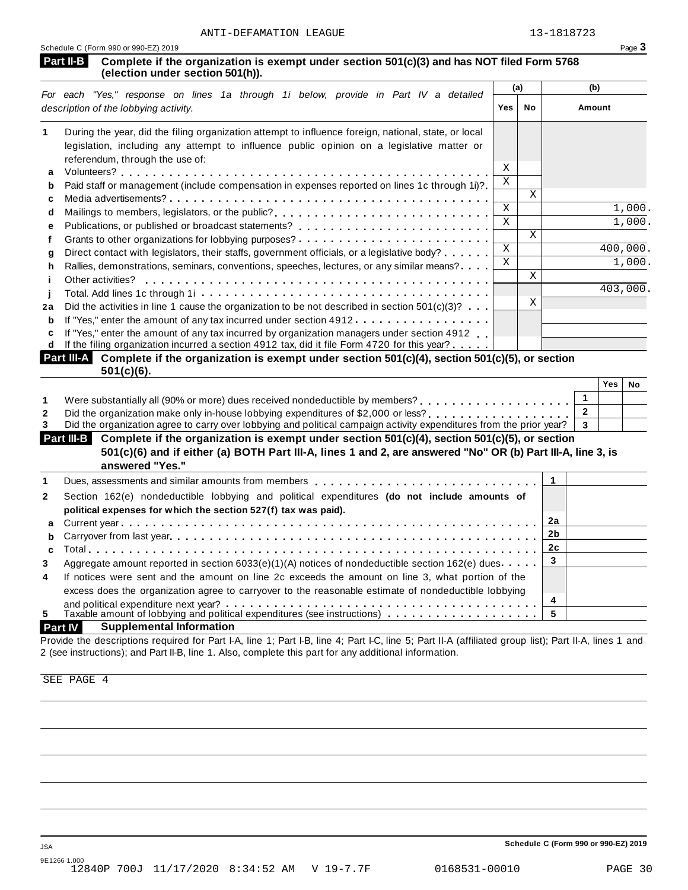ANTI-DEFAMATION LEAGUE 13-1818723

Schedule C (Form 990 or 990-EZ) 2019

## Part II-B Complete if the organization is exempt under section 501(c)(3) and has NOT filed Form 5768 (election under section 501(h)).

| | *For each "Yes," response on lines 1a through 1i below, provide in Part IV a detailed description of the lobbying activity.* | (a) Yes | (a) No | (b) Amount |
|---|---|---|---|---|
| **1** | During the year, did the filing organization attempt to influence foreign, national, state, or local legislation, including any attempt to influence public opinion on a legislative matter or referendum, through the use of: | | | |
| **a** | Volunteers? | X | | |
| **b** | Paid staff or management (include compensation in expenses reported on lines 1c through 1i)? | X | | |
| **c** | Media advertisements? | | X | |
| **d** | Mailings to members, legislators, or the public? | X | | 1,000. |
| **e** | Publications, or published or broadcast statements? | X | | 1,000. |
| **f** | Grants to other organizations for lobbying purposes? | | X | |
| **g** | Direct contact with legislators, their staffs, government officials, or a legislative body? | X | | 400,000. |
| **h** | Rallies, demonstrations, seminars, conventions, speeches, lectures, or any similar means? | X | | 1,000. |
| **i** | Other activities? | | X | |
| **j** | Total. Add lines 1c through 1i | | | 403,000. |
| **2a** | Did the activities in line 1 cause the organization to be not described in section 501(c)(3)? | | X | |
| **b** | If "Yes," enter the amount of any tax incurred under section 4912 | | | |
| **c** | If "Yes," enter the amount of any tax incurred by organization managers under section 4912 | | | |
| **d** | If the filing organization incurred a section 4912 tax, did it file Form 4720 for this year? | | | |

## Part III-A Complete if the organization is exempt under section 501(c)(4), section 501(c)(5), or section 501(c)(6).

| | | | Yes | No |
|---|---|---|---|---|
| **1** | Were substantially all (90% or more) dues received nondeductible by members? | 1 | | |
| **2** | Did the organization make only in-house lobbying expenditures of $2,000 or less? | 2 | | |
| **3** | Did the organization agree to carry over lobbying and political campaign activity expenditures from the prior year? | 3 | | |

## Part III-B Complete if the organization is exempt under section 501(c)(4), section 501(c)(5), or section 501(c)(6) and if either (a) BOTH Part III-A, lines 1 and 2, are answered "No" OR (b) Part III-A, line 3, is answered "Yes."

| | | | |
|---|---|---|---|
| **1** | Dues, assessments and similar amounts from members | 1 | |
| **2** | Section 162(e) nondeductible lobbying and political expenditures **(do not include amounts of political expenses for which the section 527(f) tax was paid).** | | |
| **a** | Current year | 2a | |
| **b** | Carryover from last year | 2b | |
| **c** | Total | 2c | |
| **3** | Aggregate amount reported in section 6033(e)(1)(A) notices of nondeductible section 162(e) dues | 3 | |
| **4** | If notices were sent and the amount on line 2c exceeds the amount on line 3, what portion of the excess does the organization agree to carryover to the reasonable estimate of nondeductible lobbying and political expenditure next year? | 4 | |
| **5** | Taxable amount of lobbying and political expenditures (see instructions) | 5 | |

## Part IV Supplemental Information

Provide the descriptions required for Part I-A, line 1; Part I-B, line 4; Part I-C, line 5; Part II-A (affiliated group list); Part II-A, lines 1 and 2 (see instructions); and Part II-B, line 1. Also, complete this part for any additional information.

SEE PAGE 4

Schedule C (Form 990 or 990-EZ) 2019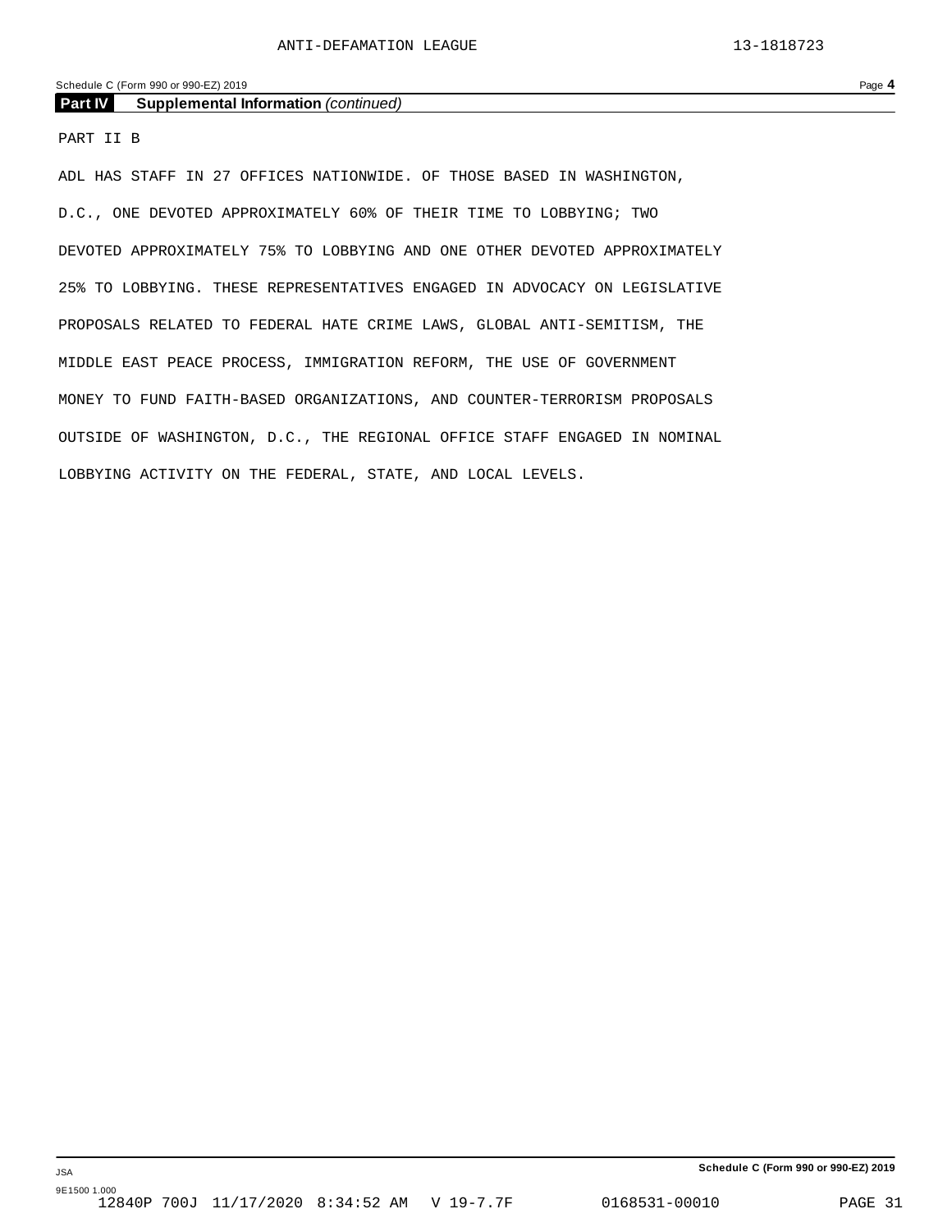## Part IV Supplemental Information *(continued)*

PART II B

ADL HAS STAFF IN 27 OFFICES NATIONWIDE. OF THOSE BASED IN WASHINGTON, D.C., ONE DEVOTED APPROXIMATELY 60% OF THEIR TIME TO LOBBYING; TWO DEVOTED APPROXIMATELY 75% TO LOBBYING AND ONE OTHER DEVOTED APPROXIMATELY 25% TO LOBBYING. THESE REPRESENTATIVES ENGAGED IN ADVOCACY ON LEGISLATIVE PROPOSALS RELATED TO FEDERAL HATE CRIME LAWS, GLOBAL ANTI-SEMITISM, THE MIDDLE EAST PEACE PROCESS, IMMIGRATION REFORM, THE USE OF GOVERNMENT MONEY TO FUND FAITH-BASED ORGANIZATIONS, AND COUNTER-TERRORISM PROPOSALS OUTSIDE OF WASHINGTON, D.C., THE REGIONAL OFFICE STAFF ENGAGED IN NOMINAL LOBBYING ACTIVITY ON THE FEDERAL, STATE, AND LOCAL LEVELS.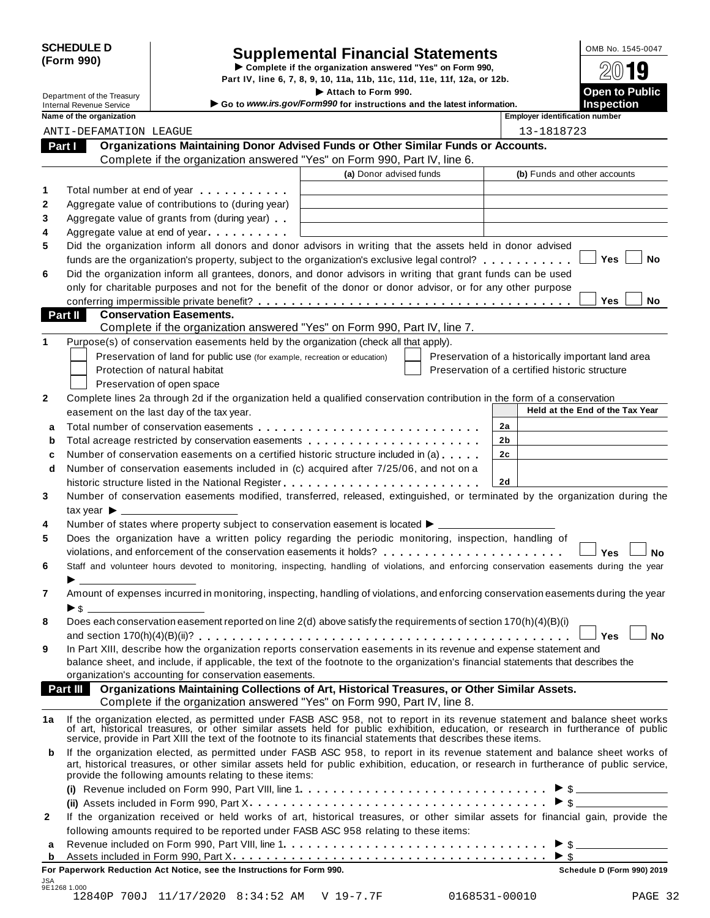**SCHEDULE D (Form 990)**

Department of the Treasury
Internal Revenue Service

# Supplemental Financial Statements

▶ Complete if the organization answered "Yes" on Form 990, Part IV, line 6, 7, 8, 9, 10, 11a, 11b, 11c, 11d, 11e, 11f, 12a, or 12b.

▶ Attach to Form 990.

▶ Go to *www.irs.gov/Form990* for instructions and the latest information.

OMB No. 1545-0047

**2019**

**Open to Public Inspection**

**Name of the organization:** ANTI-DEFAMATION LEAGUE

**Employer identification number:** 13-1818723

## Part I Organizations Maintaining Donor Advised Funds or Other Similar Funds or Accounts.

Complete if the organization answered "Yes" on Form 990, Part IV, line 6.

| | | (a) Donor advised funds | (b) Funds and other accounts |
|---|---|---|---|
| 1 | Total number at end of year | | |
| 2 | Aggregate value of contributions to (during year) | | |
| 3 | Aggregate value of grants from (during year) | | |
| 4 | Aggregate value at end of year | | |

5 Did the organization inform all donors and donor advisors in writing that the assets held in donor advised funds are the organization's property, subject to the organization's exclusive legal control? ☐ Yes ☐ No

6 Did the organization inform all grantees, donors, and donor advisors in writing that grant funds can be used only for charitable purposes and not for the benefit of the donor or donor advisor, or for any other purpose conferring impermissible private benefit? ☐ Yes ☐ No

## Part II Conservation Easements.

Complete if the organization answered "Yes" on Form 990, Part IV, line 7.

1 Purpose(s) of conservation easements held by the organization (check all that apply).

- ☐ Preservation of land for public use (for example, recreation or education)
- ☐ Preservation of a historically important land area
- ☐ Protection of natural habitat
- ☐ Preservation of a certified historic structure
- ☐ Preservation of open space

2 Complete lines 2a through 2d if the organization held a qualified conservation contribution in the form of a conservation easement on the last day of the tax year.

| | | | Held at the End of the Tax Year |
|---|---|---|---|
| a | Total number of conservation easements | 2a | |
| b | Total acreage restricted by conservation easements | 2b | |
| c | Number of conservation easements on a certified historic structure included in (a) | 2c | |
| d | Number of conservation easements included in (c) acquired after 7/25/06, and not on a historic structure listed in the National Register | 2d | |

3 Number of conservation easements modified, transferred, released, extinguished, or terminated by the organization during the tax year ▶ ____________

4 Number of states where property subject to conservation easement is located ▶ ____________

5 Does the organization have a written policy regarding the periodic monitoring, inspection, handling of violations, and enforcement of the conservation easements it holds? ☐ Yes ☐ No

6 Staff and volunteer hours devoted to monitoring, inspecting, handling of violations, and enforcing conservation easements during the year ▶ ____________

7 Amount of expenses incurred in monitoring, inspecting, handling of violations, and enforcing conservation easements during the year ▶ $ ____________

8 Does each conservation easement reported on line 2(d) above satisfy the requirements of section 170(h)(4)(B)(i) and section 170(h)(4)(B)(ii)? ☐ Yes ☐ No

9 In Part XIII, describe how the organization reports conservation easements in its revenue and expense statement and balance sheet, and include, if applicable, the text of the footnote to the organization's financial statements that describes the organization's accounting for conservation easements.

## Part III Organizations Maintaining Collections of Art, Historical Treasures, or Other Similar Assets.

Complete if the organization answered "Yes" on Form 990, Part IV, line 8.

1a If the organization elected, as permitted under FASB ASC 958, not to report in its revenue statement and balance sheet works of art, historical treasures, or other similar assets held for public exhibition, education, or research in furtherance of public service, provide in Part XIII the text of the footnote to its financial statements that describes these items.

b If the organization elected, as permitted under FASB ASC 958, to report in its revenue statement and balance sheet works of art, historical treasures, or other similar assets held for public exhibition, education, or research in furtherance of public service, provide the following amounts relating to these items:

(i) Revenue included on Form 990, Part VIII, line 1 ▶ $ ____________

(ii) Assets included in Form 990, Part X ▶ $ ____________

2 If the organization received or held works of art, historical treasures, or other similar assets for financial gain, provide the following amounts required to be reported under FASB ASC 958 relating to these items:

a Revenue included on Form 990, Part VIII, line 1 ▶ $ ____________

b Assets included in Form 990, Part X ▶ $ ____________

**For Paperwork Reduction Act Notice, see the Instructions for Form 990.** **Schedule D (Form 990) 2019**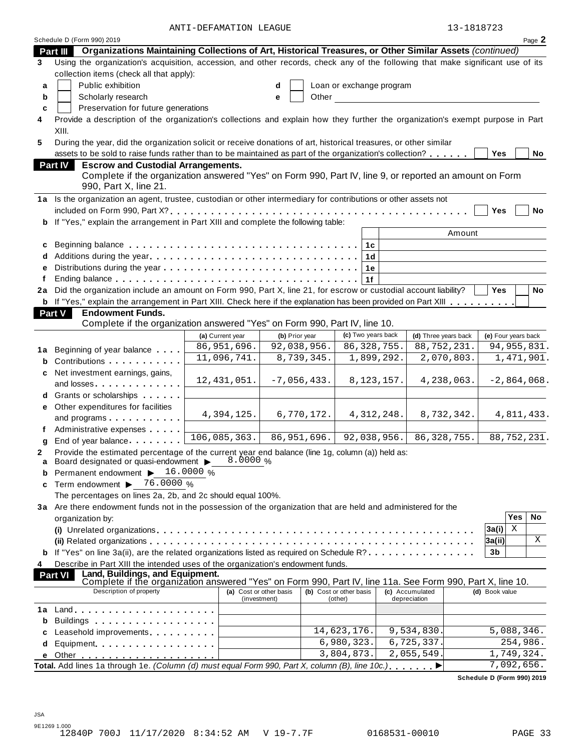ANTI-DEFAMATION LEAGUE 13-1818723

Schedule D (Form 990) 2019 Page **2**

## Part III Organizations Maintaining Collections of Art, Historical Treasures, or Other Similar Assets *(continued)*

**3** Using the organization's acquisition, accession, and other records, check any of the following that make significant use of its collection items (check all that apply):

- **a** ☐ Public exhibition
- **b** ☐ Scholarly research
- **c** ☐ Preservation for future generations
- **d** ☐ Loan or exchange program
- **e** ☐ Other

**4** Provide a description of the organization's collections and explain how they further the organization's exempt purpose in Part XIII.

**5** During the year, did the organization solicit or receive donations of art, historical treasures, or other similar assets to be sold to raise funds rather than to be maintained as part of the organization's collection? ☐ Yes ☐ No

## Part IV Escrow and Custodial Arrangements.

Complete if the organization answered "Yes" on Form 990, Part IV, line 9, or reported an amount on Form 990, Part X, line 21.

**1a** Is the organization an agent, trustee, custodian or other intermediary for contributions or other assets not included on Form 990, Part X? ☐ Yes ☐ No

**b** If "Yes," explain the arrangement in Part XIII and complete the following table:

| | | | Amount |
|---|---|---|---|
| **c** | Beginning balance | 1c | |
| **d** | Additions during the year | 1d | |
| **e** | Distributions during the year | 1e | |
| **f** | Ending balance | 1f | |

**2a** Did the organization include an amount on Form 990, Part X, line 21, for escrow or custodial account liability? ☐ Yes ☐ No

**b** If "Yes," explain the arrangement in Part XIII. Check here if the explanation has been provided on Part XIII ☐

## Part V Endowment Funds.

Complete if the organization answered "Yes" on Form 990, Part IV, line 10.

| | | (a) Current year | (b) Prior year | (c) Two years back | (d) Three years back | (e) Four years back |
|---|---|---|---|---|---|---|
| **1a** | Beginning of year balance | 86,951,696. | 92,038,956. | 86,328,755. | 88,752,231. | 94,955,831. |
| **b** | Contributions | 11,096,741. | 8,739,345. | 1,899,292. | 2,070,803. | 1,471,901. |
| **c** | Net investment earnings, gains, and losses | 12,431,051. | -7,056,433. | 8,123,157. | 4,238,063. | -2,864,068. |
| **d** | Grants or scholarships | | | | | |
| **e** | Other expenditures for facilities and programs | 4,394,125. | 6,770,172. | 4,312,248. | 8,732,342. | 4,811,433. |
| **f** | Administrative expenses | | | | | |
| **g** | End of year balance | 106,085,363. | 86,951,696. | 92,038,956. | 86,328,755. | 88,752,231. |

**2** Provide the estimated percentage of the current year end balance (line 1g, column (a)) held as:

- **a** Board designated or quasi-endowment ▶ 8.0000 %
- **b** Permanent endowment ▶ 16.0000 %
- **c** Term endowment ▶ 76.0000 %

The percentages on lines 2a, 2b, and 2c should equal 100%.

**3a** Are there endowment funds not in the possession of the organization that are held and administered for the organization by:

| | | Yes | No |
|---|---|---|---|
| **(i)** Unrelated organizations | 3a(i) | X | |
| **(ii)** Related organizations | 3a(ii) | | X |
| **b** If "Yes" on line 3a(ii), are the related organizations listed as required on Schedule R? | 3b | | |

**4** Describe in Part XIII the intended uses of the organization's endowment funds.

## Part VI Land, Buildings, and Equipment.

Complete if the organization answered "Yes" on Form 990, Part IV, line 11a. See Form 990, Part X, line 10.

| Description of property | (a) Cost or other basis (investment) | (b) Cost or other basis (other) | (c) Accumulated depreciation | (d) Book value |
|---|---|---|---|---|
| **1a** Land | | | | |
| **b** Buildings | | | | |
| **c** Leasehold improvements | | 14,623,176. | 9,534,830. | 5,088,346. |
| **d** Equipment | | 6,980,323. | 6,725,337. | 254,986. |
| **e** Other | | 3,804,873. | 2,055,549. | 1,749,324. |
| **Total.** Add lines 1a through 1e. *(Column (d) must equal Form 990, Part X, column (B), line 10c.)* ▶ | | | | 7,092,656. |

**Schedule D (Form 990) 2019**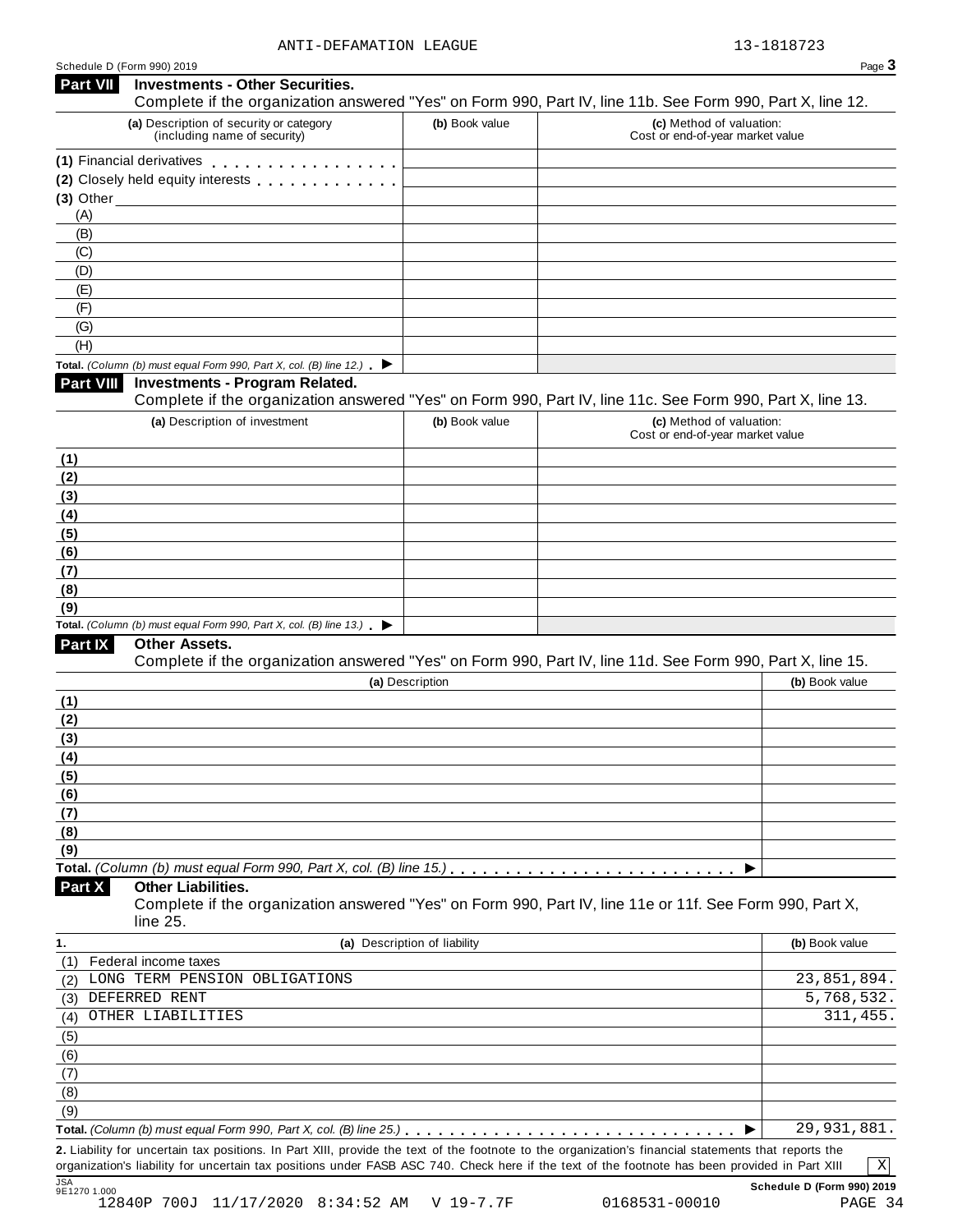ANTI-DEFAMATION LEAGUE 13-1818723

Schedule D (Form 990) 2019

## Part VII Investments - Other Securities.

Complete if the organization answered "Yes" on Form 990, Part IV, line 11b. See Form 990, Part X, line 12.

| (a) Description of security or category (including name of security) | (b) Book value | (c) Method of valuation: Cost or end-of-year market value |
|---|---|---|
| (1) Financial derivatives | | |
| (2) Closely held equity interests | | |
| (3) Other | | |
| (A) | | |
| (B) | | |
| (C) | | |
| (D) | | |
| (E) | | |
| (F) | | |
| (G) | | |
| (H) | | |
| **Total.** *(Column (b) must equal Form 990, Part X, col. (B) line 12.)* ▶ | | |

## Part VIII Investments - Program Related.

Complete if the organization answered "Yes" on Form 990, Part IV, line 11c. See Form 990, Part X, line 13.

| (a) Description of investment | (b) Book value | (c) Method of valuation: Cost or end-of-year market value |
|---|---|---|
| (1) | | |
| (2) | | |
| (3) | | |
| (4) | | |
| (5) | | |
| (6) | | |
| (7) | | |
| (8) | | |
| (9) | | |
| **Total.** *(Column (b) must equal Form 990, Part X, col. (B) line 13.)* ▶ | | |

## Part IX Other Assets.

Complete if the organization answered "Yes" on Form 990, Part IV, line 11d. See Form 990, Part X, line 15.

| (a) Description | (b) Book value |
|---|---|
| (1) | |
| (2) | |
| (3) | |
| (4) | |
| (5) | |
| (6) | |
| (7) | |
| (8) | |
| (9) | |
| **Total.** *(Column (b) must equal Form 990, Part X, col. (B) line 15.)* ▶ | |

## Part X Other Liabilities.

Complete if the organization answered "Yes" on Form 990, Part IV, line 11e or 11f. See Form 990, Part X, line 25.

| 1. (a) Description of liability | (b) Book value |
|---|---|
| (1) Federal income taxes | |
| (2) LONG TERM PENSION OBLIGATIONS | 23,851,894. |
| (3) DEFERRED RENT | 5,768,532. |
| (4) OTHER LIABILITIES | 311,455. |
| (5) | |
| (6) | |
| (7) | |
| (8) | |
| (9) | |
| **Total.** *(Column (b) must equal Form 990, Part X, col. (B) line 25.)* ▶ | 29,931,881. |

**2.** Liability for uncertain tax positions. In Part XIII, provide the text of the footnote to the organization's financial statements that reports the organization's liability for uncertain tax positions under FASB ASC 740. Check here if the text of the footnote has been provided in Part XIII [X]

JSA 9E1270 1.000

Schedule D (Form 990) 2019

12840P 700J 11/17/2020 8:34:52 AM V 19-7.7F 0168531-00010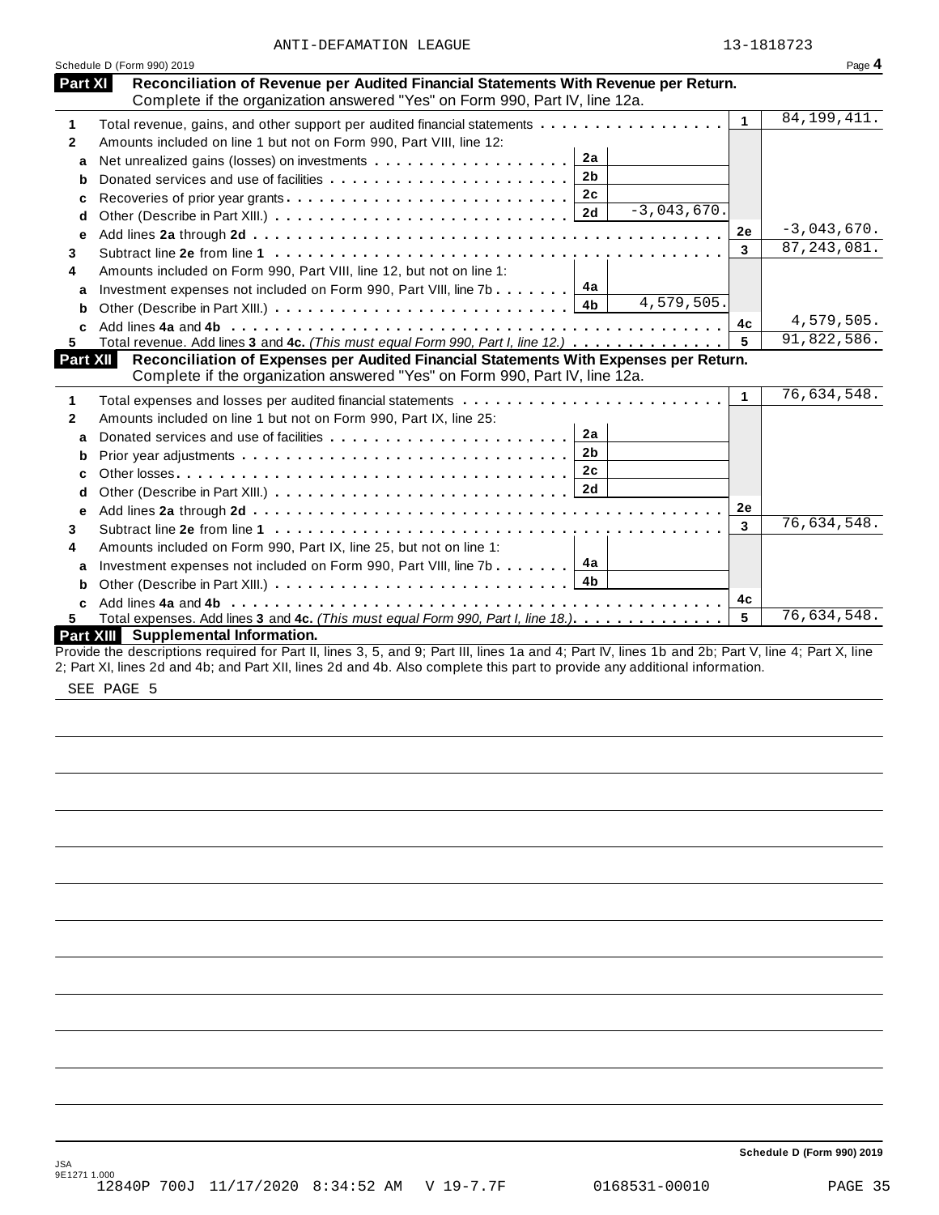ANTI-DEFAMATION LEAGUE 13-1818723

Schedule D (Form 990) 2019

## Part XI Reconciliation of Revenue per Audited Financial Statements With Revenue per Return.

Complete if the organization answered "Yes" on Form 990, Part IV, line 12a.

| | | | | | |
|---|---|---|---|---|---|
| **1** | Total revenue, gains, and other support per audited financial statements | | | 1 | 84,199,411. |
| **2** | Amounts included on line 1 but not on Form 990, Part VIII, line 12: | | | | |
| **a** | Net unrealized gains (losses) on investments | 2a | | | |
| **b** | Donated services and use of facilities | 2b | | | |
| **c** | Recoveries of prior year grants | 2c | | | |
| **d** | Other (Describe in Part XIII.) | 2d | -3,043,670. | | |
| **e** | Add lines **2a** through **2d** | | | 2e | -3,043,670. |
| **3** | Subtract line **2e** from line **1** | | | 3 | 87,243,081. |
| **4** | Amounts included on Form 990, Part VIII, line 12, but not on line 1: | | | | |
| **a** | Investment expenses not included on Form 990, Part VIII, line 7b | 4a | | | |
| **b** | Other (Describe in Part XIII.) | 4b | 4,579,505. | | |
| **c** | Add lines **4a** and **4b** | | | 4c | 4,579,505. |
| **5** | Total revenue. Add lines **3** and **4c.** *(This must equal Form 990, Part I, line 12.)* | | | 5 | 91,822,586. |

## Part XII Reconciliation of Expenses per Audited Financial Statements With Expenses per Return.

Complete if the organization answered "Yes" on Form 990, Part IV, line 12a.

| | | | | | |
|---|---|---|---|---|---|
| **1** | Total expenses and losses per audited financial statements | | | 1 | 76,634,548. |
| **2** | Amounts included on line 1 but not on Form 990, Part IX, line 25: | | | | |
| **a** | Donated services and use of facilities | 2a | | | |
| **b** | Prior year adjustments | 2b | | | |
| **c** | Other losses | 2c | | | |
| **d** | Other (Describe in Part XIII.) | 2d | | | |
| **e** | Add lines **2a** through **2d** | | | 2e | |
| **3** | Subtract line **2e** from line **1** | | | 3 | 76,634,548. |
| **4** | Amounts included on Form 990, Part IX, line 25, but not on line 1: | | | | |
| **a** | Investment expenses not included on Form 990, Part VIII, line 7b | 4a | | | |
| **b** | Other (Describe in Part XIII.) | 4b | | | |
| **c** | Add lines **4a** and **4b** | | | 4c | |
| **5** | Total expenses. Add lines **3** and **4c.** *(This must equal Form 990, Part I, line 18.)* | | | 5 | 76,634,548. |

## Part XIII Supplemental Information.

Provide the descriptions required for Part II, lines 3, 5, and 9; Part III, lines 1a and 4; Part IV, lines 1b and 2b; Part V, line 4; Part X, line 2; Part XI, lines 2d and 4b; and Part XII, lines 2d and 4b. Also complete this part to provide any additional information.

SEE PAGE 5

Schedule D (Form 990) 2019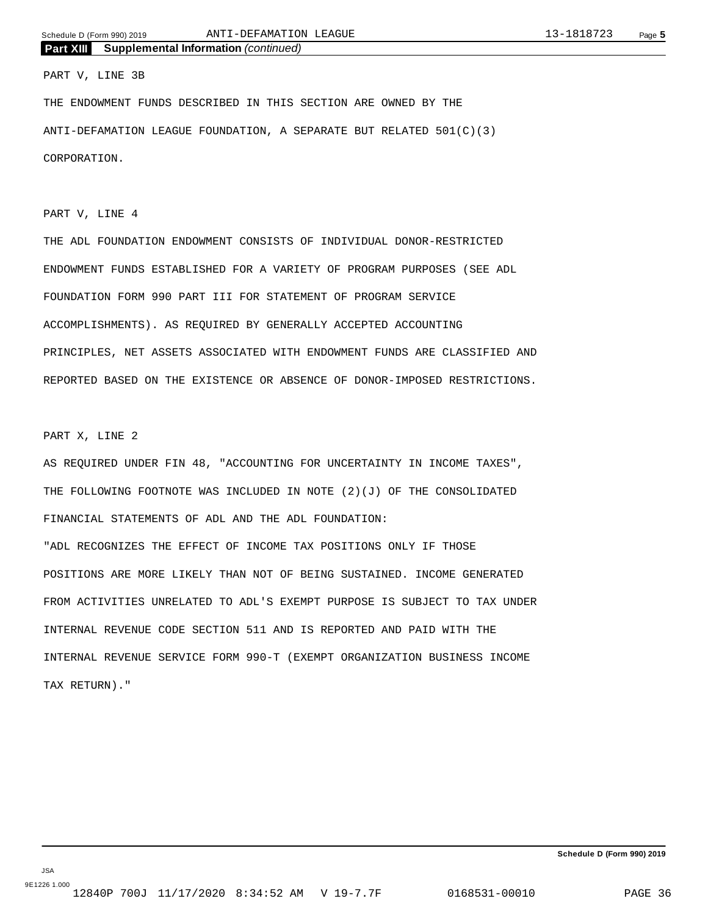**Part XIII Supplemental Information** *(continued)*

PART V, LINE 3B

THE ENDOWMENT FUNDS DESCRIBED IN THIS SECTION ARE OWNED BY THE ANTI-DEFAMATION LEAGUE FOUNDATION, A SEPARATE BUT RELATED 501(C)(3) CORPORATION.

PART V, LINE 4

THE ADL FOUNDATION ENDOWMENT CONSISTS OF INDIVIDUAL DONOR-RESTRICTED ENDOWMENT FUNDS ESTABLISHED FOR A VARIETY OF PROGRAM PURPOSES (SEE ADL FOUNDATION FORM 990 PART III FOR STATEMENT OF PROGRAM SERVICE ACCOMPLISHMENTS). AS REQUIRED BY GENERALLY ACCEPTED ACCOUNTING PRINCIPLES, NET ASSETS ASSOCIATED WITH ENDOWMENT FUNDS ARE CLASSIFIED AND REPORTED BASED ON THE EXISTENCE OR ABSENCE OF DONOR-IMPOSED RESTRICTIONS.

PART X, LINE 2

AS REQUIRED UNDER FIN 48, "ACCOUNTING FOR UNCERTAINTY IN INCOME TAXES", THE FOLLOWING FOOTNOTE WAS INCLUDED IN NOTE (2)(J) OF THE CONSOLIDATED FINANCIAL STATEMENTS OF ADL AND THE ADL FOUNDATION:

"ADL RECOGNIZES THE EFFECT OF INCOME TAX POSITIONS ONLY IF THOSE POSITIONS ARE MORE LIKELY THAN NOT OF BEING SUSTAINED. INCOME GENERATED FROM ACTIVITIES UNRELATED TO ADL'S EXEMPT PURPOSE IS SUBJECT TO TAX UNDER INTERNAL REVENUE CODE SECTION 511 AND IS REPORTED AND PAID WITH THE INTERNAL REVENUE SERVICE FORM 990-T (EXEMPT ORGANIZATION BUSINESS INCOME TAX RETURN)."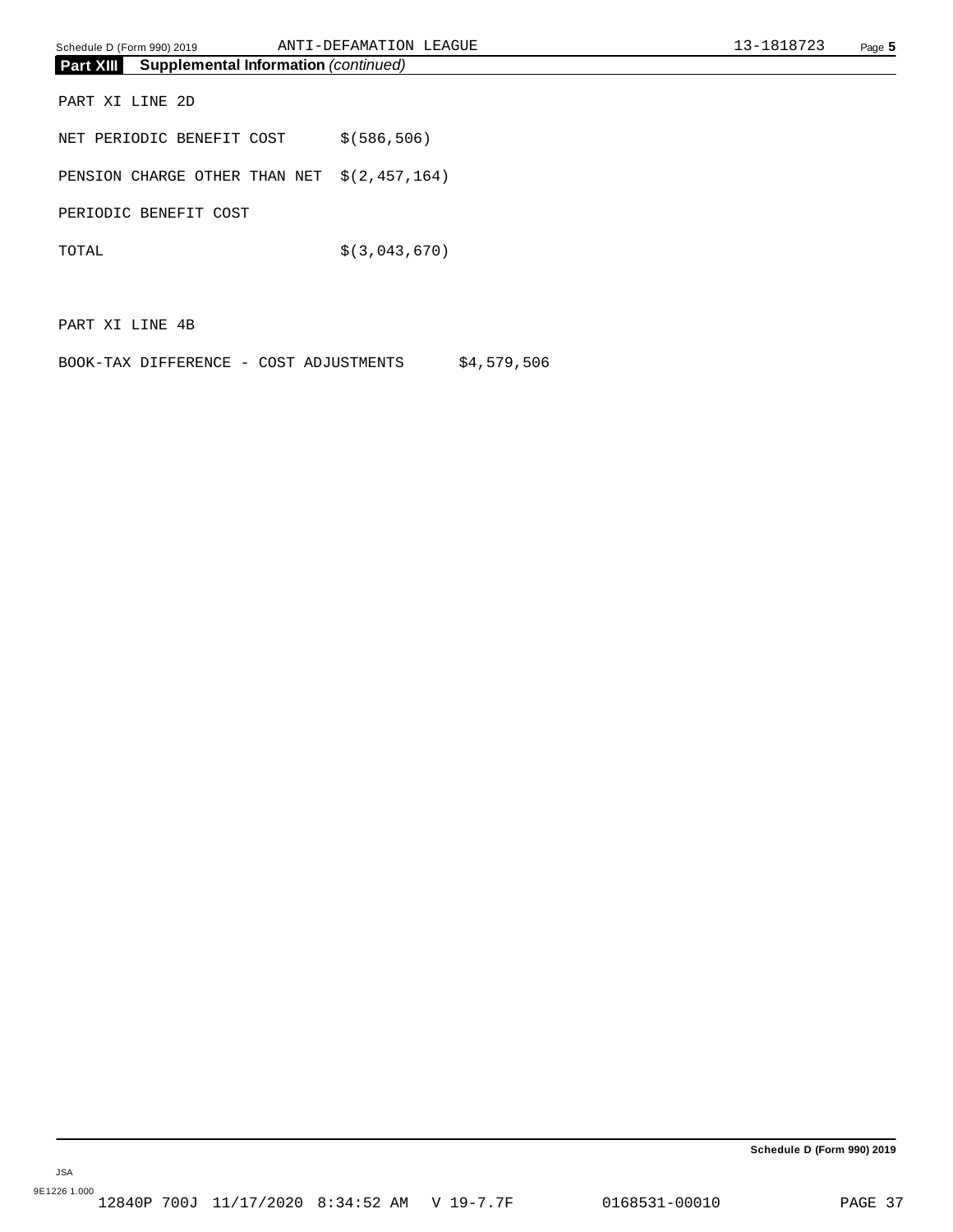## Part XIII Supplemental Information *(continued)*

PART XI LINE 2D

| | |
|---|---|
| NET PERIODIC BENEFIT COST | $(586,506) |
| PENSION CHARGE OTHER THAN NET PERIODIC BENEFIT COST | $(2,457,164) |
| TOTAL | $(3,043,670) |

PART XI LINE 4B

BOOK-TAX DIFFERENCE - COST ADJUSTMENTS $4,579,506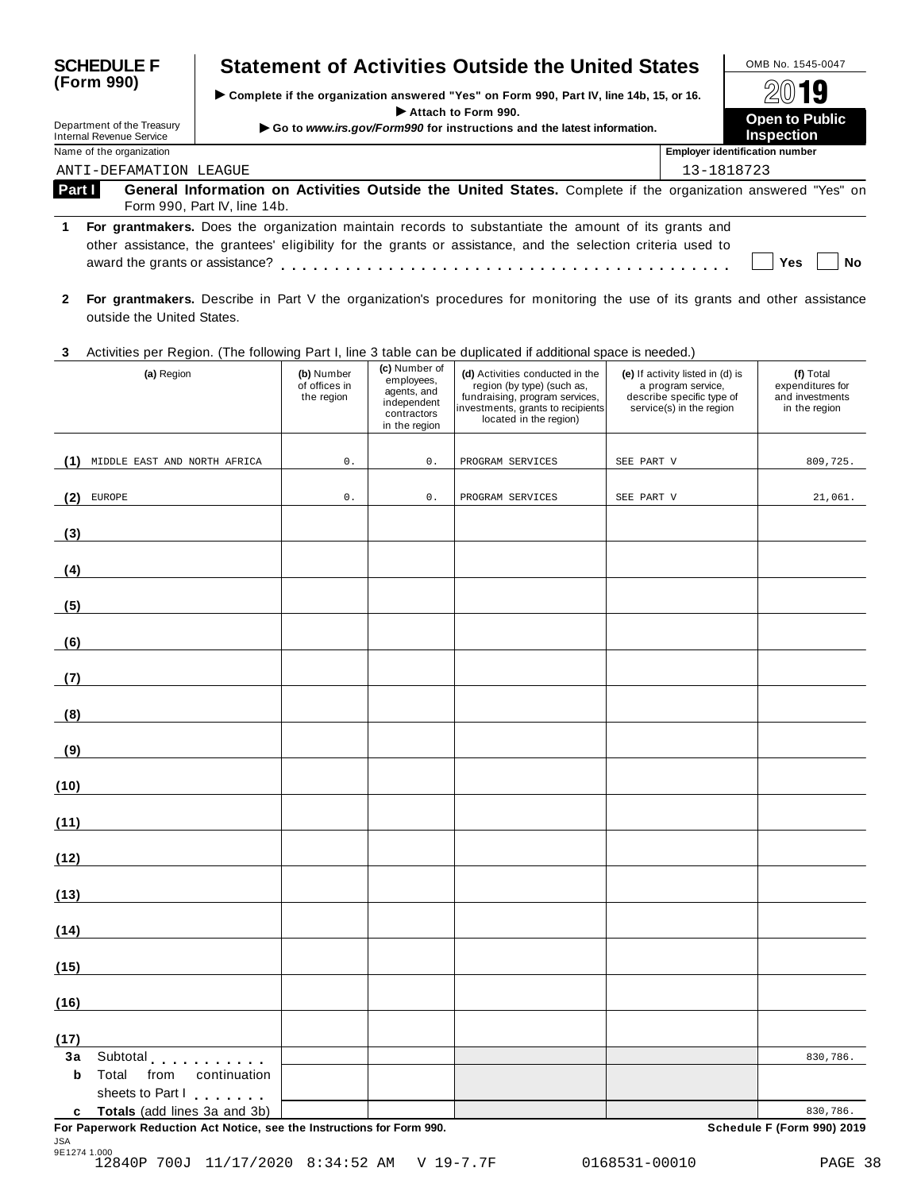**SCHEDULE F (Form 990)**

Department of the Treasury
Internal Revenue Service

# Statement of Activities Outside the United States

▶ Complete if the organization answered "Yes" on Form 990, Part IV, line 14b, 15, or 16.
▶ Attach to Form 990.
▶ Go to *www.irs.gov/Form990* for instructions and the latest information.

OMB No. 1545-0047

**2019**

**Open to Public Inspection**

Name of the organization: ANTI-DEFAMATION LEAGUE

Employer identification number: 13-1818723

**Part I** **General Information on Activities Outside the United States.** Complete if the organization answered "Yes" on Form 990, Part IV, line 14b.

**1** **For grantmakers.** Does the organization maintain records to substantiate the amount of its grants and other assistance, the grantees' eligibility for the grants or assistance, and the selection criteria used to award the grants or assistance? . . . . . . . . . . . . . . . . . . . . . . . . . . . . . . . . . . . . . . . ☐ Yes ☐ No

**2** **For grantmakers.** Describe in Part V the organization's procedures for monitoring the use of its grants and other assistance outside the United States.

**3** Activities per Region. (The following Part I, line 3 table can be duplicated if additional space is needed.)

| | (a) Region | (b) Number of offices in the region | (c) Number of employees, agents, and independent contractors in the region | (d) Activities conducted in the region (by type) (such as, fundraising, program services, investments, grants to recipients located in the region) | (e) If activity listed in (d) is a program service, describe specific type of service(s) in the region | (f) Total expenditures for and investments in the region |
|---|---|---|---|---|---|---|
| (1) | MIDDLE EAST AND NORTH AFRICA | 0. | 0. | PROGRAM SERVICES | SEE PART V | 809,725. |
| (2) | EUROPE | 0. | 0. | PROGRAM SERVICES | SEE PART V | 21,061. |
| (3) | | | | | | |
| (4) | | | | | | |
| (5) | | | | | | |
| (6) | | | | | | |
| (7) | | | | | | |
| (8) | | | | | | |
| (9) | | | | | | |
| (10) | | | | | | |
| (11) | | | | | | |
| (12) | | | | | | |
| (13) | | | | | | |
| (14) | | | | | | |
| (15) | | | | | | |
| (16) | | | | | | |
| (17) | | | | | | |
| 3a | Subtotal . . . . . . . . . . | | | | | 830,786. |
| b | Total from continuation sheets to Part I . . . . . . . | | | | | |
| c | **Totals** (add lines 3a and 3b) | | | | | 830,786. |

**For Paperwork Reduction Act Notice, see the Instructions for Form 990.** **Schedule F (Form 990) 2019**

JSA
9E1274 1.000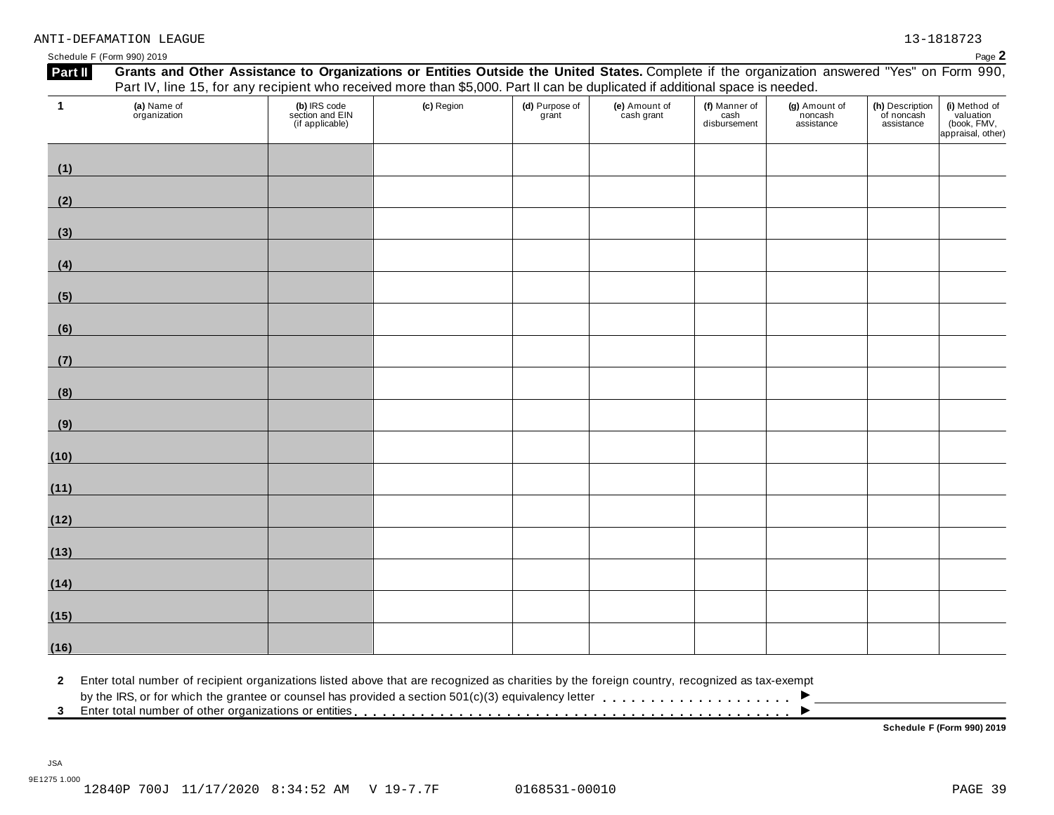ANTI-DEFAMATION LEAGUE 13-1818723

Schedule F (Form 990) 2019 Page **2**

**Part II** **Grants and Other Assistance to Organizations or Entities Outside the United States.** Complete if the organization answered "Yes" on Form 990, Part IV, line 15, for any recipient who received more than $5,000. Part II can be duplicated if additional space is needed.

| 1 (a) Name of organization | (b) IRS code section and EIN (if applicable) | (c) Region | (d) Purpose of grant | (e) Amount of cash grant | (f) Manner of cash disbursement | (g) Amount of noncash assistance | (h) Description of noncash assistance | (i) Method of valuation (book, FMV, appraisal, other) |
|---|---|---|---|---|---|---|---|---|
| (1) | | | | | | | | |
| (2) | | | | | | | | |
| (3) | | | | | | | | |
| (4) | | | | | | | | |
| (5) | | | | | | | | |
| (6) | | | | | | | | |
| (7) | | | | | | | | |
| (8) | | | | | | | | |
| (9) | | | | | | | | |
| (10) | | | | | | | | |
| (11) | | | | | | | | |
| (12) | | | | | | | | |
| (13) | | | | | | | | |
| (14) | | | | | | | | |
| (15) | | | | | | | | |
| (16) | | | | | | | | |

**2** Enter total number of recipient organizations listed above that are recognized as charities by the foreign country, recognized as tax-exempt by the IRS, or for which the grantee or counsel has provided a section 501(c)(3) equivalency letter . . . . . . . . . . . . . . . . . . . . . ►

**3** Enter total number of other organizations or entities . . . . . . . . . . . . . . . . . . . . . . . . . . . . . . . . . . . . . . . . . . . . ►

**Schedule F (Form 990) 2019**

JSA
9E1275 1.000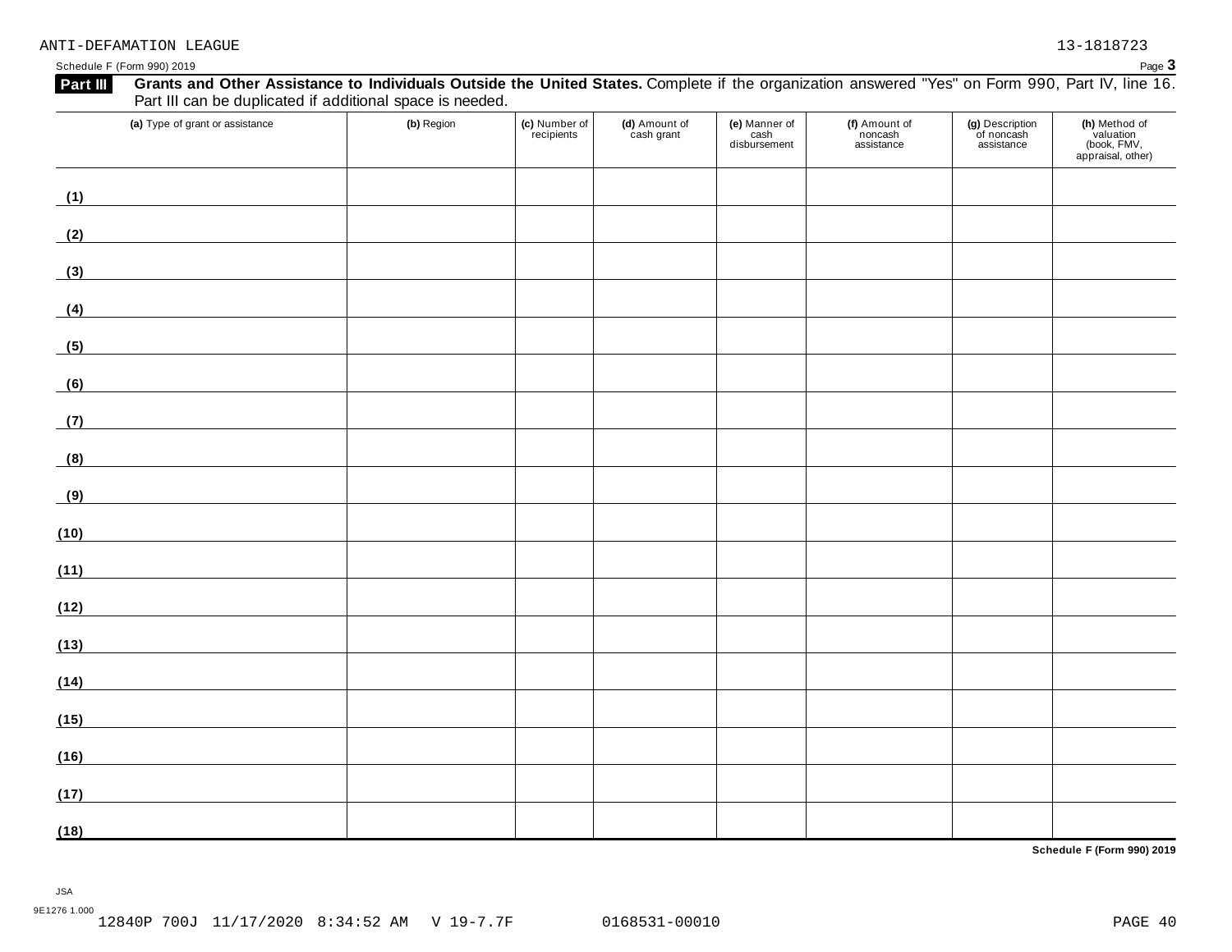ANTI-DEFAMATION LEAGUE 13-1818723

Schedule F (Form 990) 2019

**Part III** **Grants and Other Assistance to Individuals Outside the United States.** Complete if the organization answered "Yes" on Form 990, Part IV, line 16. Part III can be duplicated if additional space is needed.

| (a) Type of grant or assistance | (b) Region | (c) Number of recipients | (d) Amount of cash grant | (e) Manner of cash disbursement | (f) Amount of noncash assistance | (g) Description of noncash assistance | (h) Method of valuation (book, FMV, appraisal, other) |
|---|---|---|---|---|---|---|---|
| (1) | | | | | | | |
| (2) | | | | | | | |
| (3) | | | | | | | |
| (4) | | | | | | | |
| (5) | | | | | | | |
| (6) | | | | | | | |
| (7) | | | | | | | |
| (8) | | | | | | | |
| (9) | | | | | | | |
| (10) | | | | | | | |
| (11) | | | | | | | |
| (12) | | | | | | | |
| (13) | | | | | | | |
| (14) | | | | | | | |
| (15) | | | | | | | |
| (16) | | | | | | | |
| (17) | | | | | | | |
| (18) | | | | | | | |

**Schedule F (Form 990) 2019**

JSA
9E1276 1.000
12840P 700J 11/17/2020 8:34:52 AM V 19-7.7F 0168531-00010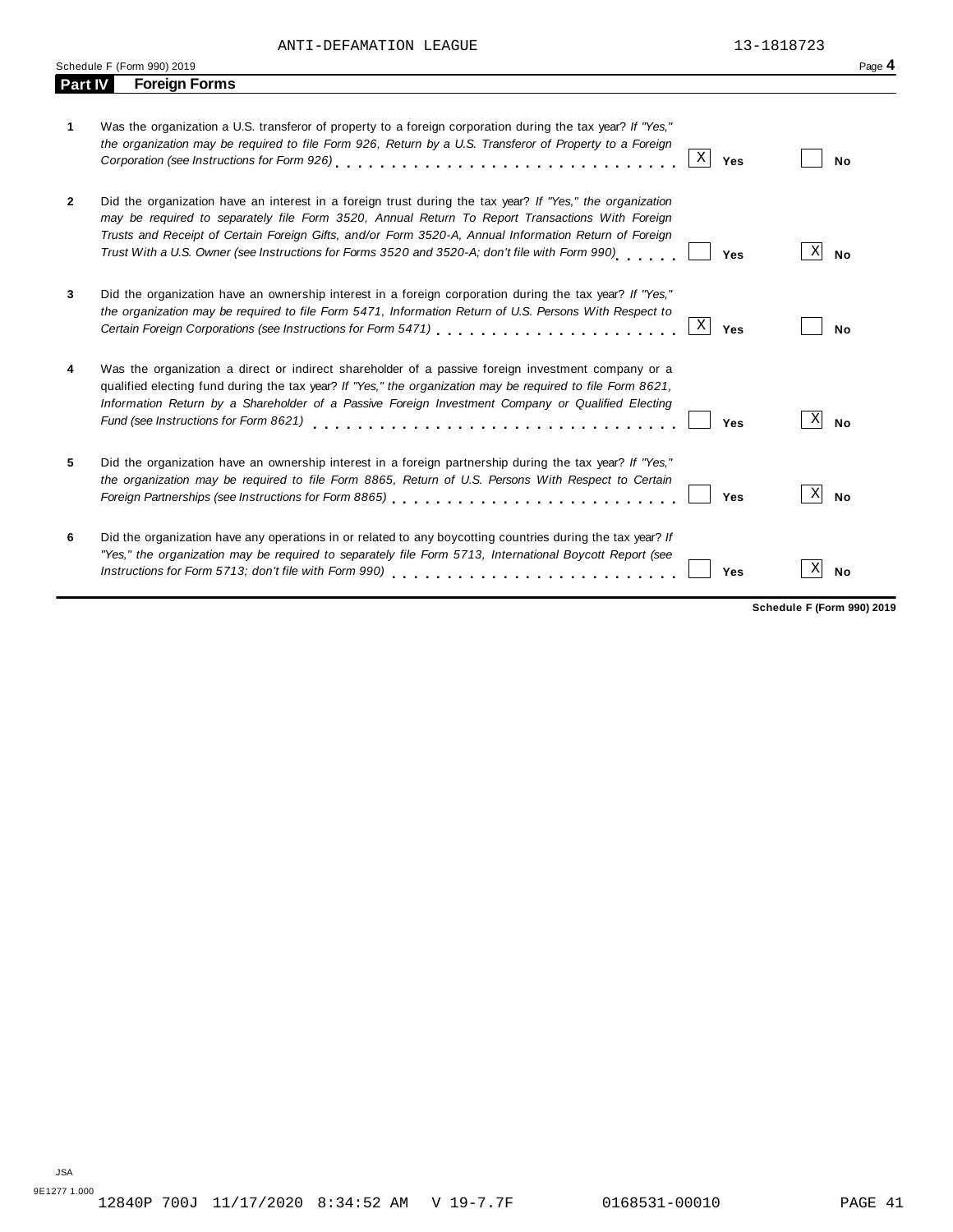ANTI-DEFAMATION LEAGUE 13-1818723

Schedule F (Form 990) 2019 Page **4**

## Part IV Foreign Forms

**1** Was the organization a U.S. transferor of property to a foreign corporation during the tax year? *If "Yes," the organization may be required to file Form 926, Return by a U.S. Transferor of Property to a Foreign Corporation (see Instructions for Form 926)* . . . . . . . . . . . . . . . . . . . . . . . . . . . . [X] **Yes** [ ] **No**

**2** Did the organization have an interest in a foreign trust during the tax year? *If "Yes," the organization may be required to separately file Form 3520, Annual Return To Report Transactions With Foreign Trusts and Receipt of Certain Foreign Gifts, and/or Form 3520-A, Annual Information Return of Foreign Trust With a U.S. Owner (see Instructions for Forms 3520 and 3520-A; don't file with Form 990)* . . . . . . [ ] **Yes** [X] **No**

**3** Did the organization have an ownership interest in a foreign corporation during the tax year? *If "Yes," the organization may be required to file Form 5471, Information Return of U.S. Persons With Respect to Certain Foreign Corporations (see Instructions for Form 5471)* . . . . . . . . . . . . . . . . . . . . . . [X] **Yes** [ ] **No**

**4** Was the organization a direct or indirect shareholder of a passive foreign investment company or a qualified electing fund during the tax year? *If "Yes," the organization may be required to file Form 8621, Information Return by a Shareholder of a Passive Foreign Investment Company or Qualified Electing Fund (see Instructions for Form 8621)* . . . . . . . . . . . . . . . . . . . . . . . . . . . . . . [ ] **Yes** [X] **No**

**5** Did the organization have an ownership interest in a foreign partnership during the tax year? *If "Yes," the organization may be required to file Form 8865, Return of U.S. Persons With Respect to Certain Foreign Partnerships (see Instructions for Form 8865)* . . . . . . . . . . . . . . . . . . . . . . . . . [ ] **Yes** [X] **No**

**6** Did the organization have any operations in or related to any boycotting countries during the tax year? *If "Yes," the organization may be required to separately file Form 5713, International Boycott Report (see Instructions for Form 5713; don't file with Form 990)* . . . . . . . . . . . . . . . . . . . . . . . . . [ ] **Yes** [X] **No**

**Schedule F (Form 990) 2019**

JSA
9E1277 1.000
12840P 700J 11/17/2020 8:34:52 AM V 19-7.7F 0168531-00010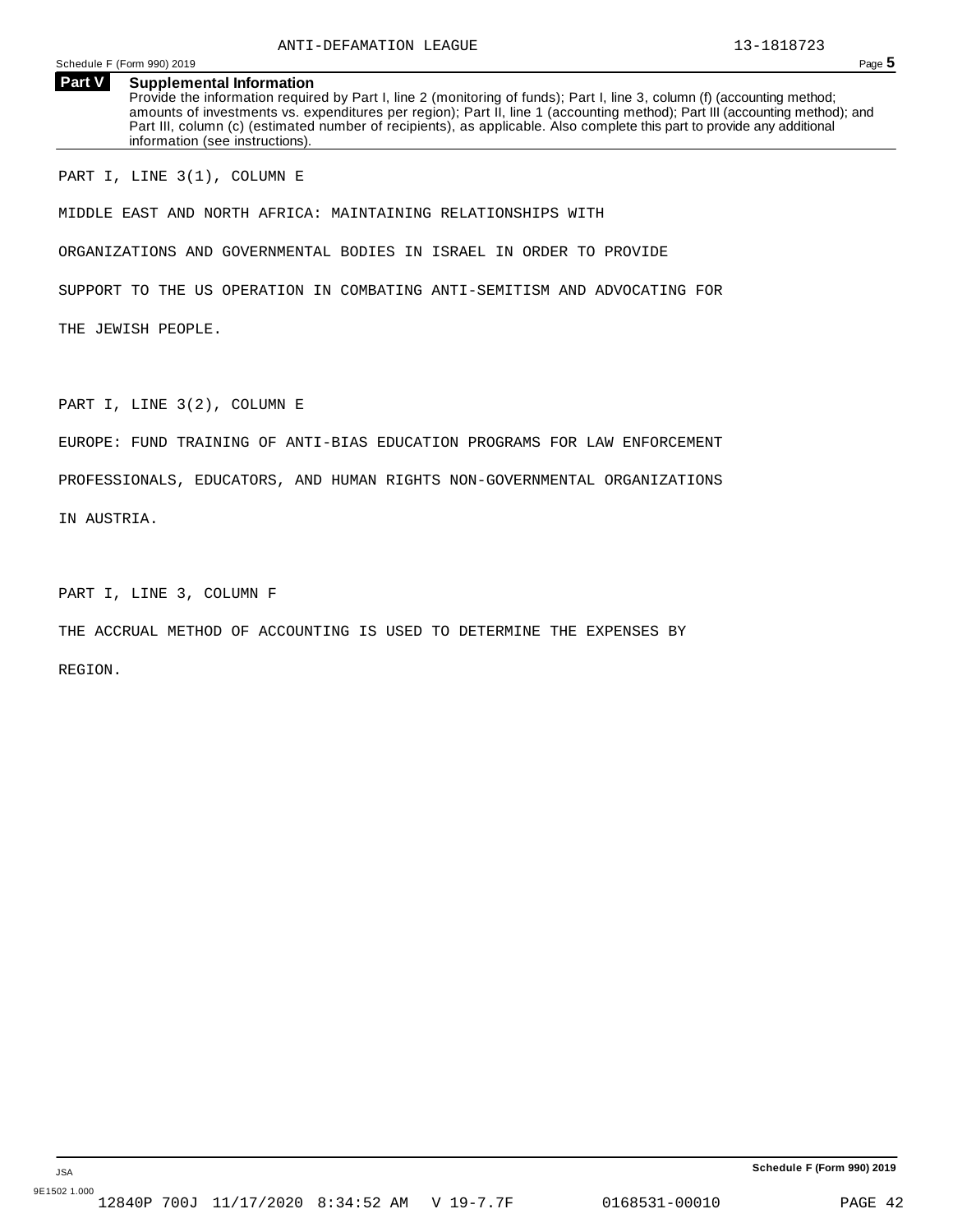ANTI-DEFAMATION LEAGUE 13-1818723

Schedule F (Form 990) 2019

## Part V Supplemental Information

Provide the information required by Part I, line 2 (monitoring of funds); Part I, line 3, column (f) (accounting method; amounts of investments vs. expenditures per region); Part II, line 1 (accounting method); Part III (accounting method); and Part III, column (c) (estimated number of recipients), as applicable. Also complete this part to provide any additional information (see instructions).

PART I, LINE 3(1), COLUMN E

MIDDLE EAST AND NORTH AFRICA: MAINTAINING RELATIONSHIPS WITH ORGANIZATIONS AND GOVERNMENTAL BODIES IN ISRAEL IN ORDER TO PROVIDE SUPPORT TO THE US OPERATION IN COMBATING ANTI-SEMITISM AND ADVOCATING FOR THE JEWISH PEOPLE.

PART I, LINE 3(2), COLUMN E

EUROPE: FUND TRAINING OF ANTI-BIAS EDUCATION PROGRAMS FOR LAW ENFORCEMENT PROFESSIONALS, EDUCATORS, AND HUMAN RIGHTS NON-GOVERNMENTAL ORGANIZATIONS IN AUSTRIA.

PART I, LINE 3, COLUMN F

THE ACCRUAL METHOD OF ACCOUNTING IS USED TO DETERMINE THE EXPENSES BY REGION.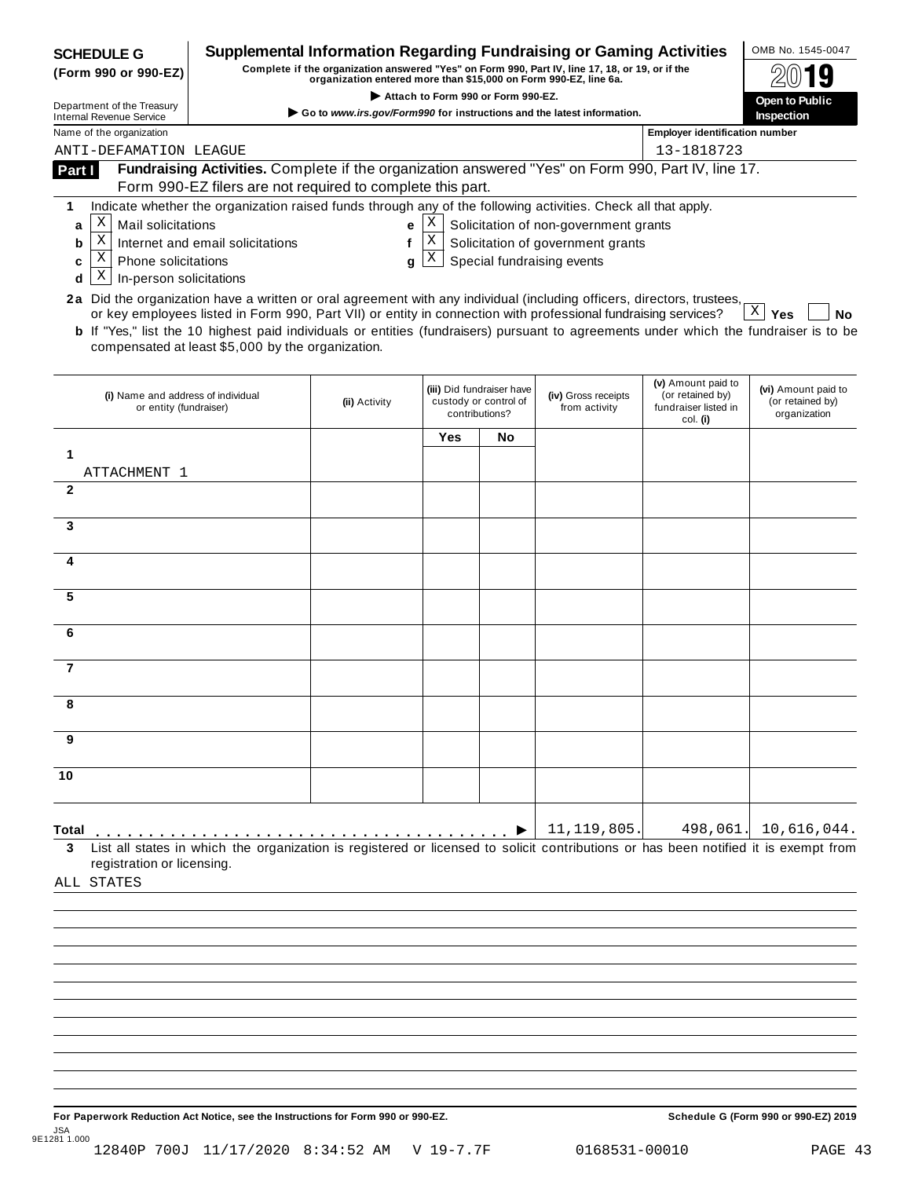**SCHEDULE G (Form 990 or 990-EZ)**

Department of the Treasury
Internal Revenue Service

# Supplemental Information Regarding Fundraising or Gaming Activities

**Complete if the organization answered "Yes" on Form 990, Part IV, line 17, 18, or 19, or if the organization entered more than $15,000 on Form 990-EZ, line 6a.**

▶ **Attach to Form 990 or Form 990-EZ.**

▶ **Go to** ***www.irs.gov/Form990*** **for instructions and the latest information.**

OMB No. 1545-0047

**2019**

**Open to Public Inspection**

Name of the organization: ANTI-DEFAMATION LEAGUE

Employer identification number: 13-1818723

**Part I** **Fundraising Activities.** Complete if the organization answered "Yes" on Form 990, Part IV, line 17. Form 990-EZ filers are not required to complete this part.

**1** Indicate whether the organization raised funds through any of the following activities. Check all that apply.

- **a** [X] Mail solicitations
- **b** [X] Internet and email solicitations
- **c** [X] Phone solicitations
- **d** [X] In-person solicitations
- **e** [X] Solicitation of non-government grants
- **f** [X] Solicitation of government grants
- **g** [X] Special fundraising events

**2a** Did the organization have a written or oral agreement with any individual (including officers, directors, trustees, or key employees listed in Form 990, Part VII) or entity in connection with professional fundraising services? [X] **Yes** [ ] **No**

**b** If "Yes," list the 10 highest paid individuals or entities (fundraisers) pursuant to agreements under which the fundraiser is to be compensated at least $5,000 by the organization.

| | (i) Name and address of individual or entity (fundraiser) | (ii) Activity | (iii) Did fundraiser have custody or control of contributions? Yes | No | (iv) Gross receipts from activity | (v) Amount paid to (or retained by) fundraiser listed in col. (i) | (vi) Amount paid to (or retained by) organization |
|---|---|---|---|---|---|---|---|
| 1 | ATTACHMENT 1 | | | | | | |
| 2 | | | | | | | |
| 3 | | | | | | | |
| 4 | | | | | | | |
| 5 | | | | | | | |
| 6 | | | | | | | |
| 7 | | | | | | | |
| 8 | | | | | | | |
| 9 | | | | | | | |
| 10 | | | | | | | |
| **Total** | | | | | 11,119,805. | 498,061. | 10,616,044. |

**3** List all states in which the organization is registered or licensed to solicit contributions or has been notified it is exempt from registration or licensing.

ALL STATES

**For Paperwork Reduction Act Notice, see the Instructions for Form 990 or 990-EZ.** **Schedule G (Form 990 or 990-EZ) 2019**

JSA 9E1281 1.000

12840P 700J 11/17/2020 8:34:52 AM V 19-7.7F 0168531-00010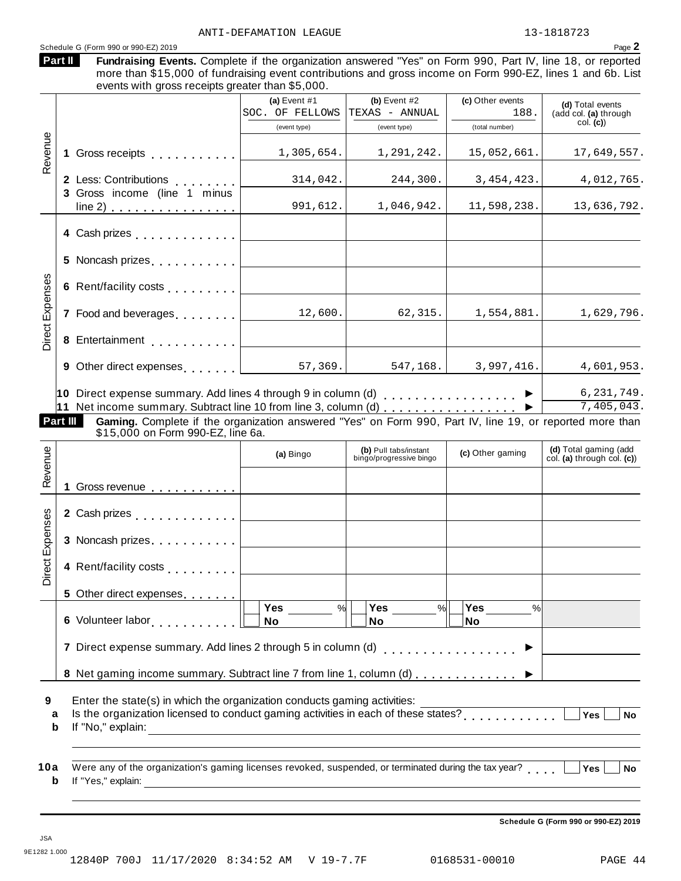ANTI-DEFAMATION LEAGUE 13-1818723

Schedule G (Form 990 or 990-EZ) 2019 Page **2**

**Part II** **Fundraising Events.** Complete if the organization answered "Yes" on Form 990, Part IV, line 18, or reported more than $15,000 of fundraising event contributions and gross income on Form 990-EZ, lines 1 and 6b. List events with gross receipts greater than $5,000.

| | | (a) Event #1 SOC. OF FELLOWS (event type) | (b) Event #2 TEXAS - ANNUAL (event type) | (c) Other events 188. (total number) | (d) Total events (add col. (a) through col. (c)) |
|---|---|---|---|---|---|
| Revenue | 1 Gross receipts | 1,305,654. | 1,291,242. | 15,052,661. | 17,649,557. |
| | 2 Less: Contributions | 314,042. | 244,300. | 3,454,423. | 4,012,765. |
| | 3 Gross income (line 1 minus line 2) | 991,612. | 1,046,942. | 11,598,238. | 13,636,792. |
| Direct Expenses | 4 Cash prizes | | | | |
| | 5 Noncash prizes | | | | |
| | 6 Rent/facility costs | | | | |
| | 7 Food and beverages | 12,600. | 62,315. | 1,554,881. | 1,629,796. |
| | 8 Entertainment | | | | |
| | 9 Other direct expenses | 57,369. | 547,168. | 3,997,416. | 4,601,953. |
| | 10 Direct expense summary. Add lines 4 through 9 in column (d) | | | ▶ | 6,231,749. |
| | 11 Net income summary. Subtract line 10 from line 3, column (d) | | | ▶ | 7,405,043. |

**Part III** **Gaming.** Complete if the organization answered "Yes" on Form 990, Part IV, line 19, or reported more than $15,000 on Form 990-EZ, line 6a.

| | | (a) Bingo | (b) Pull tabs/instant bingo/progressive bingo | (c) Other gaming | (d) Total gaming (add col. (a) through col. (c)) |
|---|---|---|---|---|---|
| Revenue | 1 Gross revenue | | | | |
| Direct Expenses | 2 Cash prizes | | | | |
| | 3 Noncash prizes | | | | |
| | 4 Rent/facility costs | | | | |
| | 5 Other direct expenses | | | | |
| | 6 Volunteer labor | ☐ Yes ____ % ☐ No | ☐ Yes ____ % ☐ No | ☐ Yes ____ % ☐ No | |
| | 7 Direct expense summary. Add lines 2 through 5 in column (d) | | | ▶ | |
| | 8 Net gaming income summary. Subtract line 7 from line 1, column (d) | | | ▶ | |

**9** Enter the state(s) in which the organization conducts gaming activities: ____________

**a** Is the organization licensed to conduct gaming activities in each of these states? ☐ Yes ☐ No

**b** If "No," explain: ____________

**10a** Were any of the organization's gaming licenses revoked, suspended, or terminated during the tax year? ☐ Yes ☐ No

**b** If "Yes," explain: ____________

**Schedule G (Form 990 or 990-EZ) 2019**

JSA
9E1282 1.000
12840P 700J 11/17/2020 8:34:52 AM V 19-7.7F 0168531-00010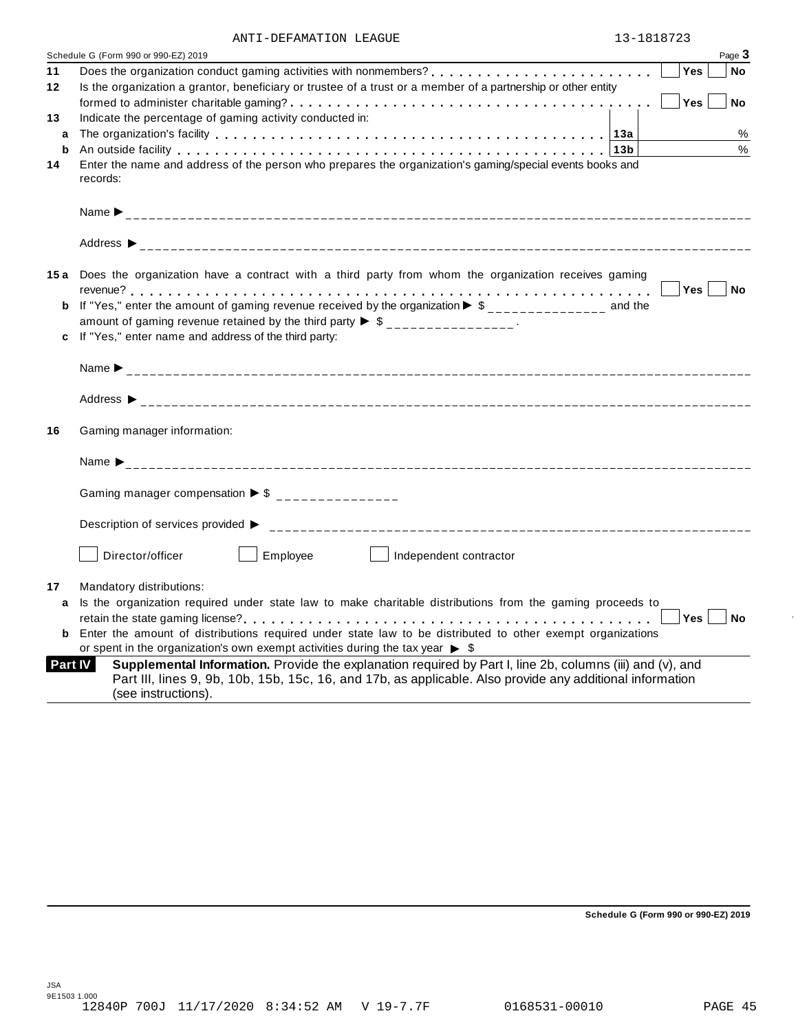ANTI-DEFAMATION LEAGUE 13-1818723

Schedule G (Form 990 or 990-EZ) 2019 Page 3

**11** Does the organization conduct gaming activities with nonmembers? . . . . . . . . . . . . . . . . . . . . . . . . ☐ Yes ☐ No

**12** Is the organization a grantor, beneficiary or trustee of a trust or a member of a partnership or other entity formed to administer charitable gaming? . . . . . . . . . . . . . . . . . . . . . . . . . . . . . . . . . . . . ☐ Yes ☐ No

**13** Indicate the percentage of gaming activity conducted in:

**a** The organization's facility . . . . . . . . . . . . . . . . . . . . . . . . . . . . . . . . . . . . . **13a** %

**b** An outside facility . . . . . . . . . . . . . . . . . . . . . . . . . . . . . . . . . . . . . . . . . . . **13b** %

**14** Enter the name and address of the person who prepares the organization's gaming/special events books and records:

Name ▶ ____________________

Address ▶ ____________________

**15a** Does the organization have a contract with a third party from whom the organization receives gaming revenue? . . . . . . . . . . . . . . . . . . . . . . . . . . . . . . . . . . . . . . . . . . . . . . . . . . . . . ☐ Yes ☐ No

**b** If "Yes," enter the amount of gaming revenue received by the organization ▶ $ ______________ and the amount of gaming revenue retained by the third party ▶ $ ______________ .

**c** If "Yes," enter name and address of the third party:

Name ▶ ____________________

Address ▶ ____________________

**16** Gaming manager information:

Name ▶ ____________________

Gaming manager compensation ▶ $ ______________

Description of services provided ▶ ____________________

☐ Director/officer ☐ Employee ☐ Independent contractor

**17** Mandatory distributions:

**a** Is the organization required under state law to make charitable distributions from the gaming proceeds to retain the state gaming license? . . . . . . . . . . . . . . . . . . . . . . . . . . . . . . . . . . . . . . . . . . . ☐ Yes ☐ No

**b** Enter the amount of distributions required under state law to be distributed to other exempt organizations or spent in the organization's own exempt activities during the tax year ▶ $

**Part IV** **Supplemental Information.** Provide the explanation required by Part I, line 2b, columns (iii) and (v), and Part III, lines 9, 9b, 10b, 15b, 15c, 16, and 17b, as applicable. Also provide any additional information (see instructions).

**Schedule G (Form 990 or 990-EZ) 2019**

JSA
9E1503 1.000
12840P 700J 11/17/2020 8:34:52 AM V 19-7.7F 0168531-00010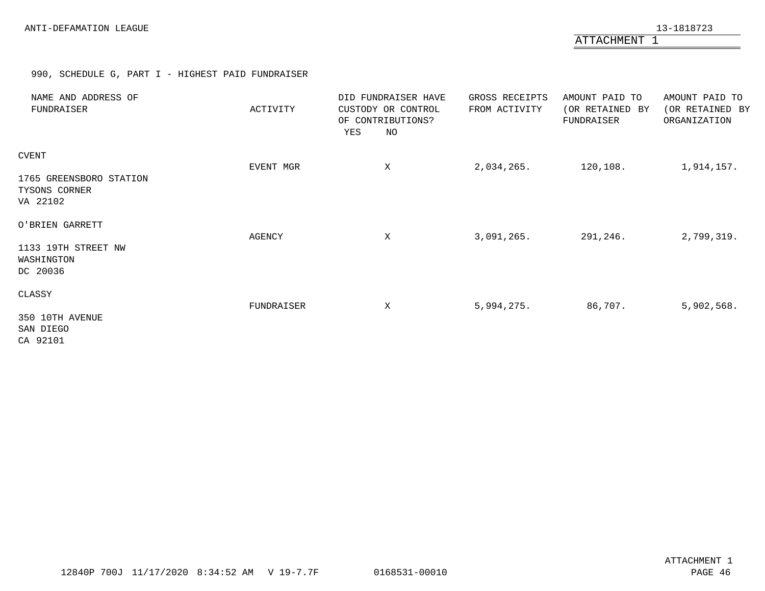ANTI-DEFAMATION LEAGUE

13-1818723

ATTACHMENT 1

990, SCHEDULE G, PART I - HIGHEST PAID FUNDRAISER

| NAME AND ADDRESS OF FUNDRAISER | ACTIVITY | DID FUNDRAISER HAVE CUSTODY OR CONTROL OF CONTRIBUTIONS? YES | NO | GROSS RECEIPTS FROM ACTIVITY | AMOUNT PAID TO (OR RETAINED BY FUNDRAISER | AMOUNT PAID TO (OR RETAINED BY ORGANIZATION |
|---|---|---|---|---|---|---|
| CVENT<br>1765 GREENSBORO STATION<br>TYSONS CORNER<br>VA 22102 | EVENT MGR | | X | 2,034,265. | 120,108. | 1,914,157. |
| O'BRIEN GARRETT<br>1133 19TH STREET NW<br>WASHINGTON<br>DC 20036 | AGENCY | | X | 3,091,265. | 291,246. | 2,799,319. |
| CLASSY<br>350 10TH AVENUE<br>SAN DIEGO<br>CA 92101 | FUNDRAISER | | X | 5,994,275. | 86,707. | 5,902,568. |

12840P 700J 11/17/2020 8:34:52 AM V 19-7.7F 0168531-00010

ATTACHMENT 1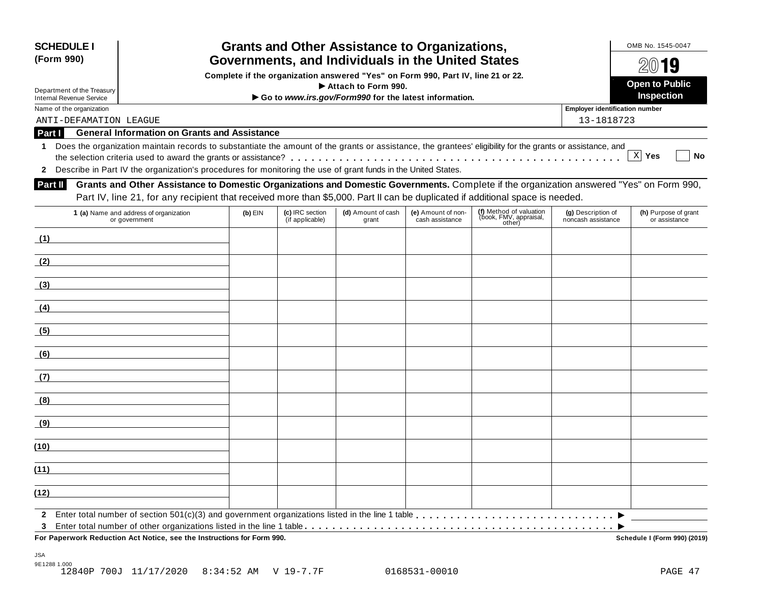**SCHEDULE I (Form 990)**

Department of the Treasury
Internal Revenue Service

# Grants and Other Assistance to Organizations, Governments, and Individuals in the United States

**Complete if the organization answered "Yes" on Form 990, Part IV, line 21 or 22.**
**▶ Attach to Form 990.**
**▶ Go to *www.irs.gov/Form990* for the latest information.**

OMB No. 1545-0047

**2019**

**Open to Public Inspection**

Name of the organization: ANTI-DEFAMATION LEAGUE

Employer identification number: 13-1818723

## Part I General Information on Grants and Assistance

**1** Does the organization maintain records to substantiate the amount of the grants or assistance, the grantees' eligibility for the grants or assistance, and the selection criteria used to award the grants or assistance? . . . . . . [X] **Yes** [ ] **No**

**2** Describe in Part IV the organization's procedures for monitoring the use of grant funds in the United States.

## Part II Grants and Other Assistance to Domestic Organizations and Domestic Governments.

Complete if the organization answered "Yes" on Form 990, Part IV, line 21, for any recipient that received more than $5,000. Part II can be duplicated if additional space is needed.

| 1 (a) Name and address of organization or government | (b) EIN | (c) IRC section (if applicable) | (d) Amount of cash grant | (e) Amount of non-cash assistance | (f) Method of valuation (book, FMV, appraisal, other) | (g) Description of noncash assistance | (h) Purpose of grant or assistance |
|---|---|---|---|---|---|---|---|
| (1) | | | | | | | |
| (2) | | | | | | | |
| (3) | | | | | | | |
| (4) | | | | | | | |
| (5) | | | | | | | |
| (6) | | | | | | | |
| (7) | | | | | | | |
| (8) | | | | | | | |
| (9) | | | | | | | |
| (10) | | | | | | | |
| (11) | | | | | | | |
| (12) | | | | | | | |

**2** Enter total number of section 501(c)(3) and government organizations listed in the line 1 table . . . . . . ▶

**3** Enter total number of other organizations listed in the line 1 table . . . . . . ▶

**For Paperwork Reduction Act Notice, see the Instructions for Form 990.** **Schedule I (Form 990) (2019)**

JSA
9E1288 1.000
12840P 700J 11/17/2020 8:34:52 AM V 19-7.7F 0168531-00010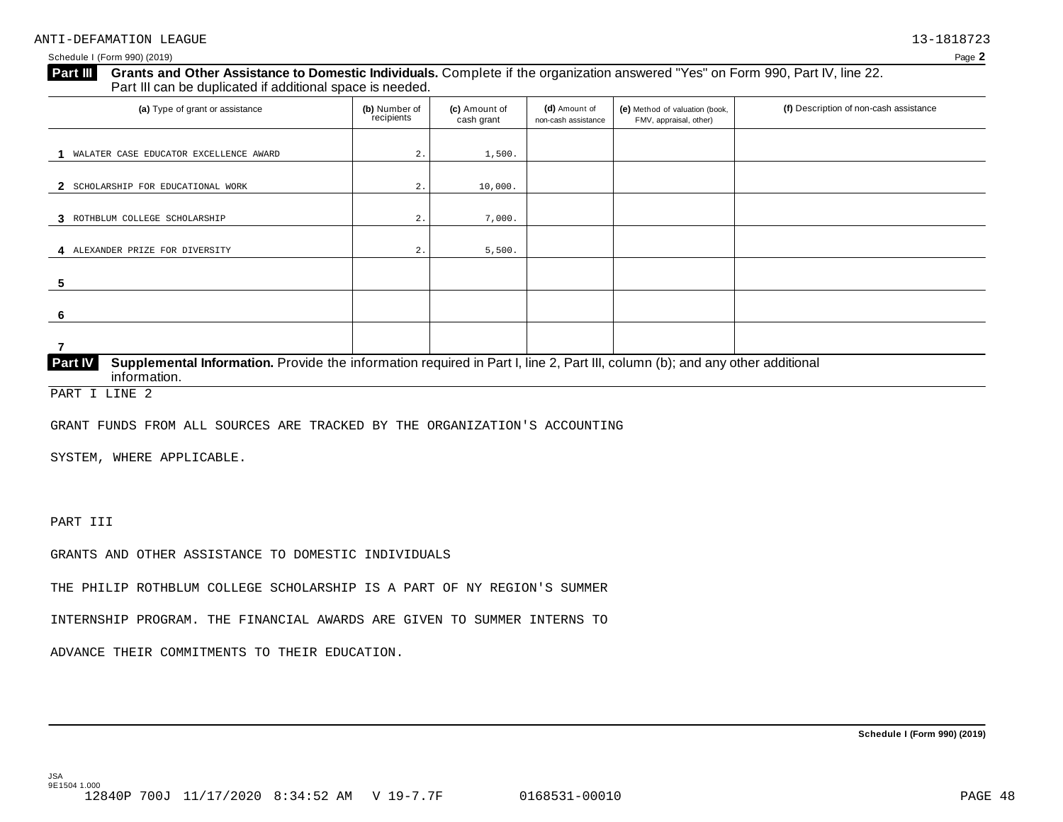ANTI-DEFAMATION LEAGUE 13-1818723

Schedule I (Form 990) (2019) Page 2

**Part III** **Grants and Other Assistance to Domestic Individuals.** Complete if the organization answered "Yes" on Form 990, Part IV, line 22. Part III can be duplicated if additional space is needed.

| (a) Type of grant or assistance | (b) Number of recipients | (c) Amount of cash grant | (d) Amount of non-cash assistance | (e) Method of valuation (book, FMV, appraisal, other) | (f) Description of non-cash assistance |
|---|---|---|---|---|---|
| 1 WALATER CASE EDUCATOR EXCELLENCE AWARD | 2. | 1,500. | | | |
| 2 SCHOLARSHIP FOR EDUCATIONAL WORK | 2. | 10,000. | | | |
| 3 ROTHBLUM COLLEGE SCHOLARSHIP | 2. | 7,000. | | | |
| 4 ALEXANDER PRIZE FOR DIVERSITY | 2. | 5,500. | | | |
| 5 | | | | | |
| 6 | | | | | |
| 7 | | | | | |

**Part IV** **Supplemental Information.** Provide the information required in Part I, line 2, Part III, column (b); and any other additional information.

PART I LINE 2

GRANT FUNDS FROM ALL SOURCES ARE TRACKED BY THE ORGANIZATION'S ACCOUNTING SYSTEM, WHERE APPLICABLE.

PART III

GRANTS AND OTHER ASSISTANCE TO DOMESTIC INDIVIDUALS

THE PHILIP ROTHBLUM COLLEGE SCHOLARSHIP IS A PART OF NY REGION'S SUMMER INTERNSHIP PROGRAM. THE FINANCIAL AWARDS ARE GIVEN TO SUMMER INTERNS TO ADVANCE THEIR COMMITMENTS TO THEIR EDUCATION.

Schedule I (Form 990) (2019)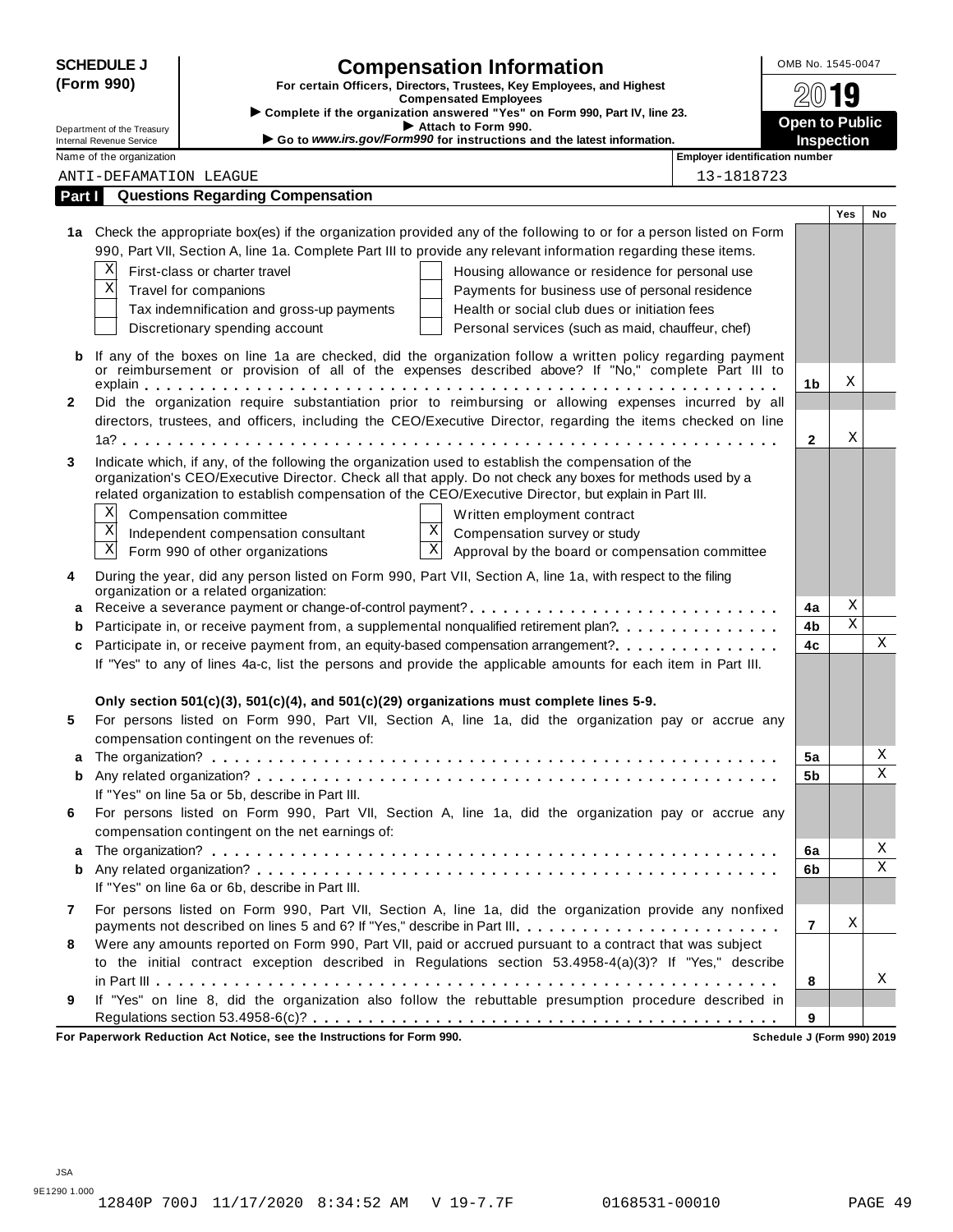**SCHEDULE J (Form 990)**

Department of the Treasury
Internal Revenue Service

# Compensation Information

**For certain Officers, Directors, Trustees, Key Employees, and Highest Compensated Employees**

▶ **Complete if the organization answered "Yes" on Form 990, Part IV, line 23.**
▶ **Attach to Form 990.**
▶ **Go to *www.irs.gov/Form990* for instructions and the latest information.**

OMB No. 1545-0047

**2019**

**Open to Public Inspection**

| Name of the organization | Employer identification number |
|---|---|
| ANTI-DEFAMATION LEAGUE | 13-1818723 |

## Part I Questions Regarding Compensation

| | | | Yes | No |
|---|---|---|---|---|
| **1a** | Check the appropriate box(es) if the organization provided any of the following to or for a person listed on Form 990, Part VII, Section A, line 1a. Complete Part III to provide any relevant information regarding these items.<br>[X] First-class or charter travel [ ] Housing allowance or residence for personal use<br>[X] Travel for companions [ ] Payments for business use of personal residence<br>[ ] Tax indemnification and gross-up payments [ ] Health or social club dues or initiation fees<br>[ ] Discretionary spending account [ ] Personal services (such as maid, chauffeur, chef) | | | |
| **b** | If any of the boxes on line 1a are checked, did the organization follow a written policy regarding payment or reimbursement or provision of all of the expenses described above? If "No," complete Part III to explain | **1b** | X | |
| **2** | Did the organization require substantiation prior to reimbursing or allowing expenses incurred by all directors, trustees, and officers, including the CEO/Executive Director, regarding the items checked on line 1a? | **2** | X | |
| **3** | Indicate which, if any, of the following the organization used to establish the compensation of the organization's CEO/Executive Director. Check all that apply. Do not check any boxes for methods used by a related organization to establish compensation of the CEO/Executive Director, but explain in Part III.<br>[X] Compensation committee [ ] Written employment contract<br>[X] Independent compensation consultant [X] Compensation survey or study<br>[X] Form 990 of other organizations [X] Approval by the board or compensation committee | | | |
| **4** | During the year, did any person listed on Form 990, Part VII, Section A, line 1a, with respect to the filing organization or a related organization: | | | |
| **a** | Receive a severance payment or change-of-control payment? | **4a** | X | |
| **b** | Participate in, or receive payment from, a supplemental nonqualified retirement plan? | **4b** | X | |
| **c** | Participate in, or receive payment from, an equity-based compensation arrangement? | **4c** | | X |
| | If "Yes" to any of lines 4a-c, list the persons and provide the applicable amounts for each item in Part III. | | | |
| | **Only section 501(c)(3), 501(c)(4), and 501(c)(29) organizations must complete lines 5-9.** | | | |
| **5** | For persons listed on Form 990, Part VII, Section A, line 1a, did the organization pay or accrue any compensation contingent on the revenues of: | | | |
| **a** | The organization? | **5a** | | X |
| **b** | Any related organization? | **5b** | | X |
| | If "Yes" on line 5a or 5b, describe in Part III. | | | |
| **6** | For persons listed on Form 990, Part VII, Section A, line 1a, did the organization pay or accrue any compensation contingent on the net earnings of: | | | |
| **a** | The organization? | **6a** | | X |
| **b** | Any related organization? | **6b** | | X |
| | If "Yes" on line 6a or 6b, describe in Part III. | | | |
| **7** | For persons listed on Form 990, Part VII, Section A, line 1a, did the organization provide any nonfixed payments not described on lines 5 and 6? If "Yes," describe in Part III | **7** | X | |
| **8** | Were any amounts reported on Form 990, Part VII, paid or accrued pursuant to a contract that was subject to the initial contract exception described in Regulations section 53.4958-4(a)(3)? If "Yes," describe in Part III | **8** | | X |
| **9** | If "Yes" on line 8, did the organization also follow the rebuttable presumption procedure described in Regulations section 53.4958-6(c)? | **9** | | |

**For Paperwork Reduction Act Notice, see the Instructions for Form 990.** **Schedule J (Form 990) 2019**

JSA
9E1290 1.000
12840P 700J 11/17/2020 8:34:52 AM V 19-7.7F 0168531-00010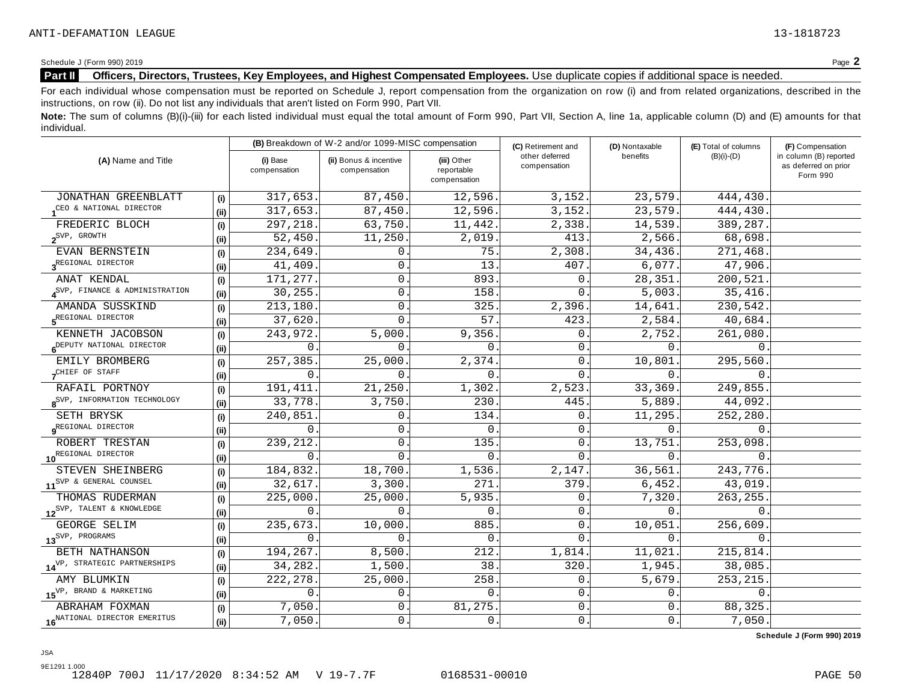Schedule J (Form 990) 2019 Page **2**

**Part II Officers, Directors, Trustees, Key Employees, and Highest Compensated Employees.** Use duplicate copies if additional space is needed.

For each individual whose compensation must be reported on Schedule J, report compensation from the organization on row (i) and from related organizations, described in the instructions, on row (ii). Do not list any individuals that aren't listed on Form 990, Part VII.

**Note:** The sum of columns (B)(i)-(iii) for each listed individual must equal the total amount of Form 990, Part VII, Section A, line 1a, applicable column (D) and (E) amounts for that individual.

| (A) Name and Title | | (B) Breakdown of W-2 and/or 1099-MISC compensation | | | (C) Retirement and other deferred compensation | (D) Nontaxable benefits | (E) Total of columns (B)(i)-(D) | (F) Compensation in column (B) reported as deferred on prior Form 990 |
|---|---|---|---|---|---|---|---|---|
| | | (i) Base compensation | (ii) Bonus & incentive compensation | (iii) Other reportable compensation | | | | |
| 1 JONATHAN GREENBLATT | (i) | 317,653. | 87,450. | 12,596. | 3,152. | 23,579. | 444,430. | |
| CEO & NATIONAL DIRECTOR | (ii) | 317,653. | 87,450. | 12,596. | 3,152. | 23,579. | 444,430. | |
| 2 FREDERIC BLOCH | (i) | 297,218. | 63,750. | 11,442. | 2,338. | 14,539. | 389,287. | |
| SVP, GROWTH | (ii) | 52,450. | 11,250. | 2,019. | 413. | 2,566. | 68,698. | |
| 3 EVAN BERNSTEIN | (i) | 234,649. | 0. | 75. | 2,308. | 34,436. | 271,468. | |
| REGIONAL DIRECTOR | (ii) | 41,409. | 0. | 13. | 407. | 6,077. | 47,906. | |
| 4 ANAT KENDAL | (i) | 171,277. | 0. | 893. | 0. | 28,351. | 200,521. | |
| SVP, FINANCE & ADMINISTRATION | (ii) | 30,255. | 0. | 158. | 0. | 5,003. | 35,416. | |
| 5 AMANDA SUSSKIND | (i) | 213,180. | 0. | 325. | 2,396. | 14,641. | 230,542. | |
| REGIONAL DIRECTOR | (ii) | 37,620. | 0. | 57. | 423. | 2,584. | 40,684. | |
| 6 KENNETH JACOBSON | (i) | 243,972. | 5,000. | 9,356. | 0. | 2,752. | 261,080. | |
| DEPUTY NATIONAL DIRECTOR | (ii) | 0. | 0. | 0. | 0. | 0. | 0. | |
| 7 EMILY BROMBERG | (i) | 257,385. | 25,000. | 2,374. | 0. | 10,801. | 295,560. | |
| CHIEF OF STAFF | (ii) | 0. | 0. | 0. | 0. | 0. | 0. | |
| 8 RAFAIL PORTNOY | (i) | 191,411. | 21,250. | 1,302. | 2,523. | 33,369. | 249,855. | |
| SVP, INFORMATION TECHNOLOGY | (ii) | 33,778. | 3,750. | 230. | 445. | 5,889. | 44,092. | |
| 9 SETH BRYSK | (i) | 240,851. | 0. | 134. | 0. | 11,295. | 252,280. | |
| REGIONAL DIRECTOR | (ii) | 0. | 0. | 0. | 0. | 0. | 0. | |
| 10 ROBERT TRESTAN | (i) | 239,212. | 0. | 135. | 0. | 13,751. | 253,098. | |
| REGIONAL DIRECTOR | (ii) | 0. | 0. | 0. | 0. | 0. | 0. | |
| 11 STEVEN SHEINBERG | (i) | 184,832. | 18,700. | 1,536. | 2,147. | 36,561. | 243,776. | |
| SVP & GENERAL COUNSEL | (ii) | 32,617. | 3,300. | 271. | 379. | 6,452. | 43,019. | |
| 12 THOMAS RUDERMAN | (i) | 225,000. | 25,000. | 5,935. | 0. | 7,320. | 263,255. | |
| SVP, TALENT & KNOWLEDGE | (ii) | 0. | 0. | 0. | 0. | 0. | 0. | |
| 13 GEORGE SELIM | (i) | 235,673. | 10,000. | 885. | 0. | 10,051. | 256,609. | |
| SVP, PROGRAMS | (ii) | 0. | 0. | 0. | 0. | 0. | 0. | |
| 14 BETH NATHANSON | (i) | 194,267. | 8,500. | 212. | 1,814. | 11,021. | 215,814. | |
| VP, STRATEGIC PARTNERSHIPS | (ii) | 34,282. | 1,500. | 38. | 320. | 1,945. | 38,085. | |
| 15 AMY BLUMKIN | (i) | 222,278. | 25,000. | 258. | 0. | 5,679. | 253,215. | |
| VP, BRAND & MARKETING | (ii) | 0. | 0. | 0. | 0. | 0. | 0. | |
| 16 ABRAHAM FOXMAN | (i) | 7,050. | 0. | 81,275. | 0. | 0. | 88,325. | |
| NATIONAL DIRECTOR EMERITUS | (ii) | 7,050. | 0. | 0. | 0. | 0. | 7,050. | |

**Schedule J (Form 990) 2019**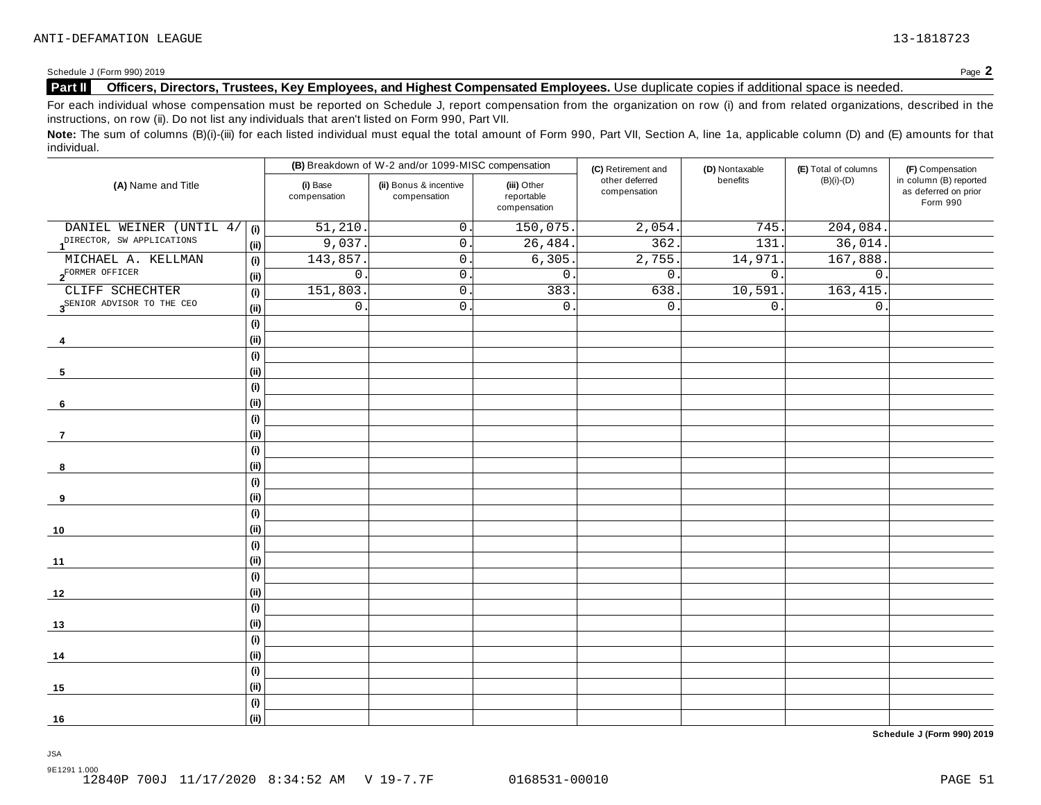ANTI-DEFAMATION LEAGUE 13-1818723

Schedule J (Form 990) 2019 Page **2**

**Part II** **Officers, Directors, Trustees, Key Employees, and Highest Compensated Employees.** Use duplicate copies if additional space is needed.

For each individual whose compensation must be reported on Schedule J, report compensation from the organization on row (i) and from related organizations, described in the instructions, on row (ii). Do not list any individuals that aren't listed on Form 990, Part VII.

**Note:** The sum of columns (B)(i)-(iii) for each listed individual must equal the total amount of Form 990, Part VII, Section A, line 1a, applicable column (D) and (E) amounts for that individual.

| (A) Name and Title | | (B) Breakdown of W-2 and/or 1099-MISC compensation | | | (C) Retirement and other deferred compensation | (D) Nontaxable benefits | (E) Total of columns (B)(i)-(D) | (F) Compensation in column (B) reported as deferred on prior Form 990 |
|---|---|---|---|---|---|---|---|---|
| | | (i) Base compensation | (ii) Bonus & incentive compensation | (iii) Other reportable compensation | | | | |
| DANIEL WEINER (UNTIL 4/ | (i) | 51,210. | 0. | 150,075. | 2,054. | 745. | 204,084. | |
| 1 DIRECTOR, SW APPLICATIONS | (ii) | 9,037. | 0. | 26,484. | 362. | 131. | 36,014. | |
| MICHAEL A. KELLMAN | (i) | 143,857. | 0. | 6,305. | 2,755. | 14,971. | 167,888. | |
| 2 FORMER OFFICER | (ii) | 0. | 0. | 0. | 0. | 0. | 0. | |
| CLIFF SCHECHTER | (i) | 151,803. | 0. | 383. | 638. | 10,591. | 163,415. | |
| 3 SENIOR ADVISOR TO THE CEO | (ii) | 0. | 0. | 0. | 0. | 0. | 0. | |
| | (i) | | | | | | | |
| 4 | (ii) | | | | | | | |
| | (i) | | | | | | | |
| 5 | (ii) | | | | | | | |
| | (i) | | | | | | | |
| 6 | (ii) | | | | | | | |
| | (i) | | | | | | | |
| 7 | (ii) | | | | | | | |
| | (i) | | | | | | | |
| 8 | (ii) | | | | | | | |
| | (i) | | | | | | | |
| 9 | (ii) | | | | | | | |
| | (i) | | | | | | | |
| 10 | (ii) | | | | | | | |
| | (i) | | | | | | | |
| 11 | (ii) | | | | | | | |
| | (i) | | | | | | | |
| 12 | (ii) | | | | | | | |
| | (i) | | | | | | | |
| 13 | (ii) | | | | | | | |
| | (i) | | | | | | | |
| 14 | (ii) | | | | | | | |
| | (i) | | | | | | | |
| 15 | (ii) | | | | | | | |
| | (i) | | | | | | | |
| 16 | (ii) | | | | | | | |

**Schedule J (Form 990) 2019**

JSA
9E1291 1.000
12840P 700J 11/17/2020 8:34:52 AM V 19-7.7F 0168531-00010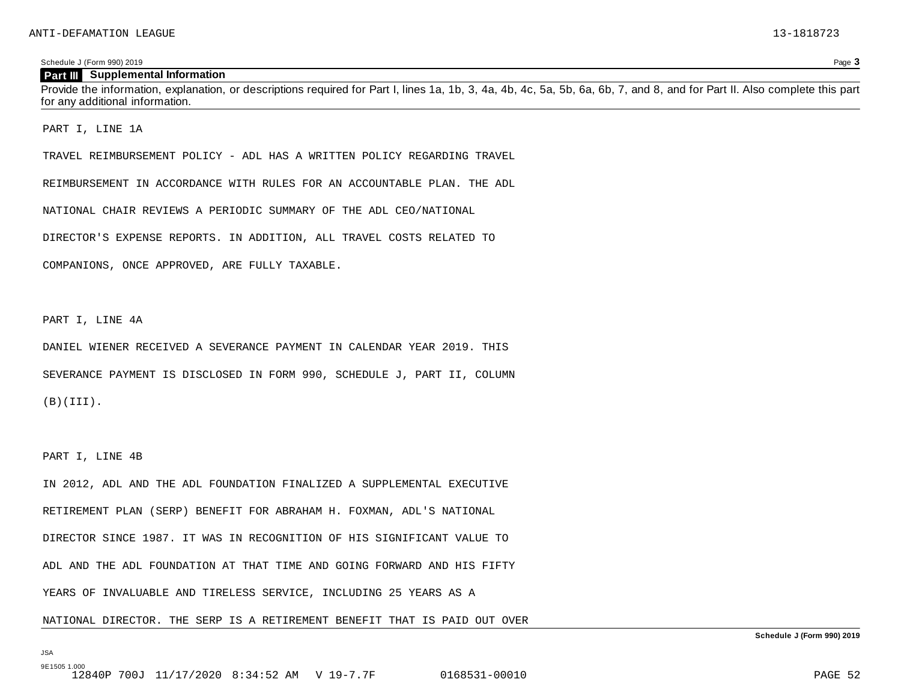## Part III Supplemental Information

Provide the information, explanation, or descriptions required for Part I, lines 1a, 1b, 3, 4a, 4b, 4c, 5a, 5b, 6a, 6b, 7, and 8, and for Part II. Also complete this part for any additional information.

PART I, LINE 1A

TRAVEL REIMBURSEMENT POLICY - ADL HAS A WRITTEN POLICY REGARDING TRAVEL REIMBURSEMENT IN ACCORDANCE WITH RULES FOR AN ACCOUNTABLE PLAN. THE ADL NATIONAL CHAIR REVIEWS A PERIODIC SUMMARY OF THE ADL CEO/NATIONAL DIRECTOR'S EXPENSE REPORTS. IN ADDITION, ALL TRAVEL COSTS RELATED TO COMPANIONS, ONCE APPROVED, ARE FULLY TAXABLE.

PART I, LINE 4A

DANIEL WIENER RECEIVED A SEVERANCE PAYMENT IN CALENDAR YEAR 2019. THIS SEVERANCE PAYMENT IS DISCLOSED IN FORM 990, SCHEDULE J, PART II, COLUMN (B)(III).

PART I, LINE 4B

IN 2012, ADL AND THE ADL FOUNDATION FINALIZED A SUPPLEMENTAL EXECUTIVE RETIREMENT PLAN (SERP) BENEFIT FOR ABRAHAM H. FOXMAN, ADL'S NATIONAL DIRECTOR SINCE 1987. IT WAS IN RECOGNITION OF HIS SIGNIFICANT VALUE TO ADL AND THE ADL FOUNDATION AT THAT TIME AND GOING FORWARD AND HIS FIFTY YEARS OF INVALUABLE AND TIRELESS SERVICE, INCLUDING 25 YEARS AS A NATIONAL DIRECTOR. THE SERP IS A RETIREMENT BENEFIT THAT IS PAID OUT OVER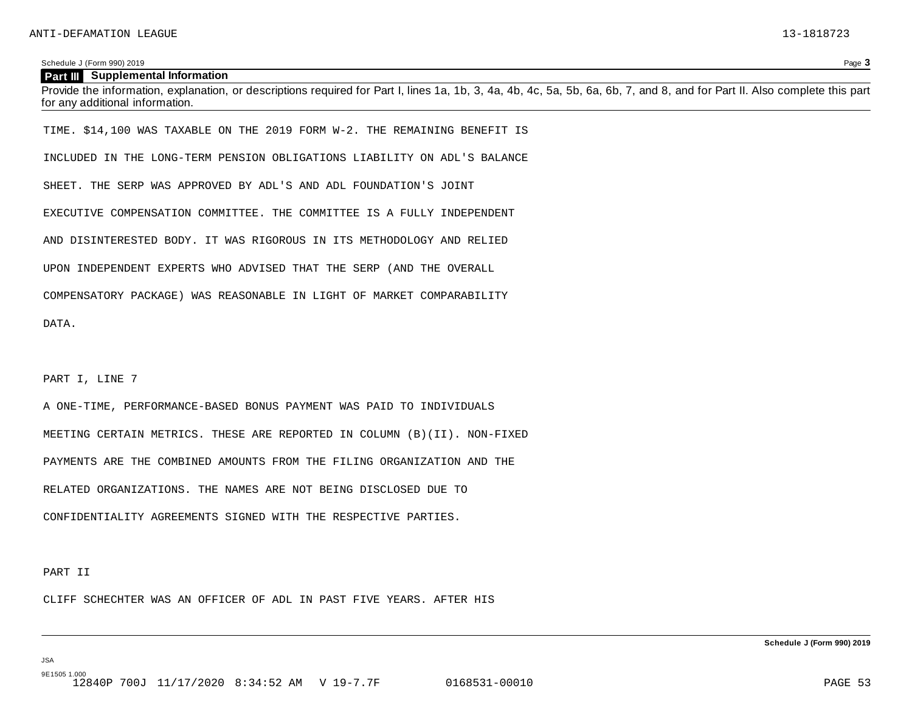## Part III Supplemental Information

Provide the information, explanation, or descriptions required for Part I, lines 1a, 1b, 3, 4a, 4b, 4c, 5a, 5b, 6a, 6b, 7, and 8, and for Part II. Also complete this part for any additional information.

TIME. $14,100 WAS TAXABLE ON THE 2019 FORM W-2. THE REMAINING BENEFIT IS INCLUDED IN THE LONG-TERM PENSION OBLIGATIONS LIABILITY ON ADL'S BALANCE SHEET. THE SERP WAS APPROVED BY ADL'S AND ADL FOUNDATION'S JOINT EXECUTIVE COMPENSATION COMMITTEE. THE COMMITTEE IS A FULLY INDEPENDENT AND DISINTERESTED BODY. IT WAS RIGOROUS IN ITS METHODOLOGY AND RELIED UPON INDEPENDENT EXPERTS WHO ADVISED THAT THE SERP (AND THE OVERALL COMPENSATORY PACKAGE) WAS REASONABLE IN LIGHT OF MARKET COMPARABILITY DATA.

PART I, LINE 7

A ONE-TIME, PERFORMANCE-BASED BONUS PAYMENT WAS PAID TO INDIVIDUALS MEETING CERTAIN METRICS. THESE ARE REPORTED IN COLUMN (B)(II). NON-FIXED PAYMENTS ARE THE COMBINED AMOUNTS FROM THE FILING ORGANIZATION AND THE RELATED ORGANIZATIONS. THE NAMES ARE NOT BEING DISCLOSED DUE TO CONFIDENTIALITY AGREEMENTS SIGNED WITH THE RESPECTIVE PARTIES.

PART II

CLIFF SCHECHTER WAS AN OFFICER OF ADL IN PAST FIVE YEARS. AFTER HIS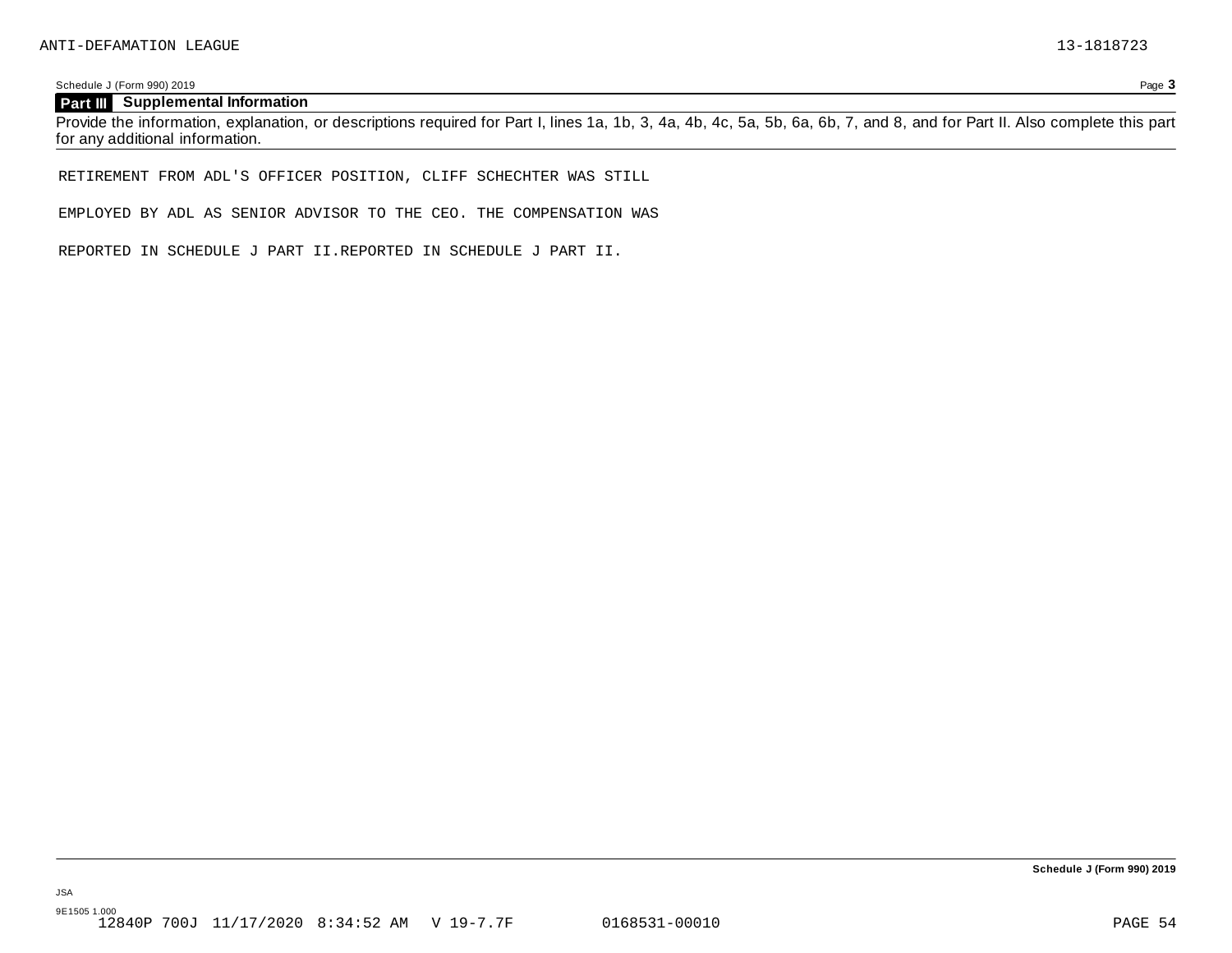## Part III Supplemental Information

Provide the information, explanation, or descriptions required for Part I, lines 1a, 1b, 3, 4a, 4b, 4c, 5a, 5b, 6a, 6b, 7, and 8, and for Part II. Also complete this part for any additional information.

RETIREMENT FROM ADL'S OFFICER POSITION, CLIFF SCHECHTER WAS STILL

EMPLOYED BY ADL AS SENIOR ADVISOR TO THE CEO. THE COMPENSATION WAS

REPORTED IN SCHEDULE J PART II.REPORTED IN SCHEDULE J PART II.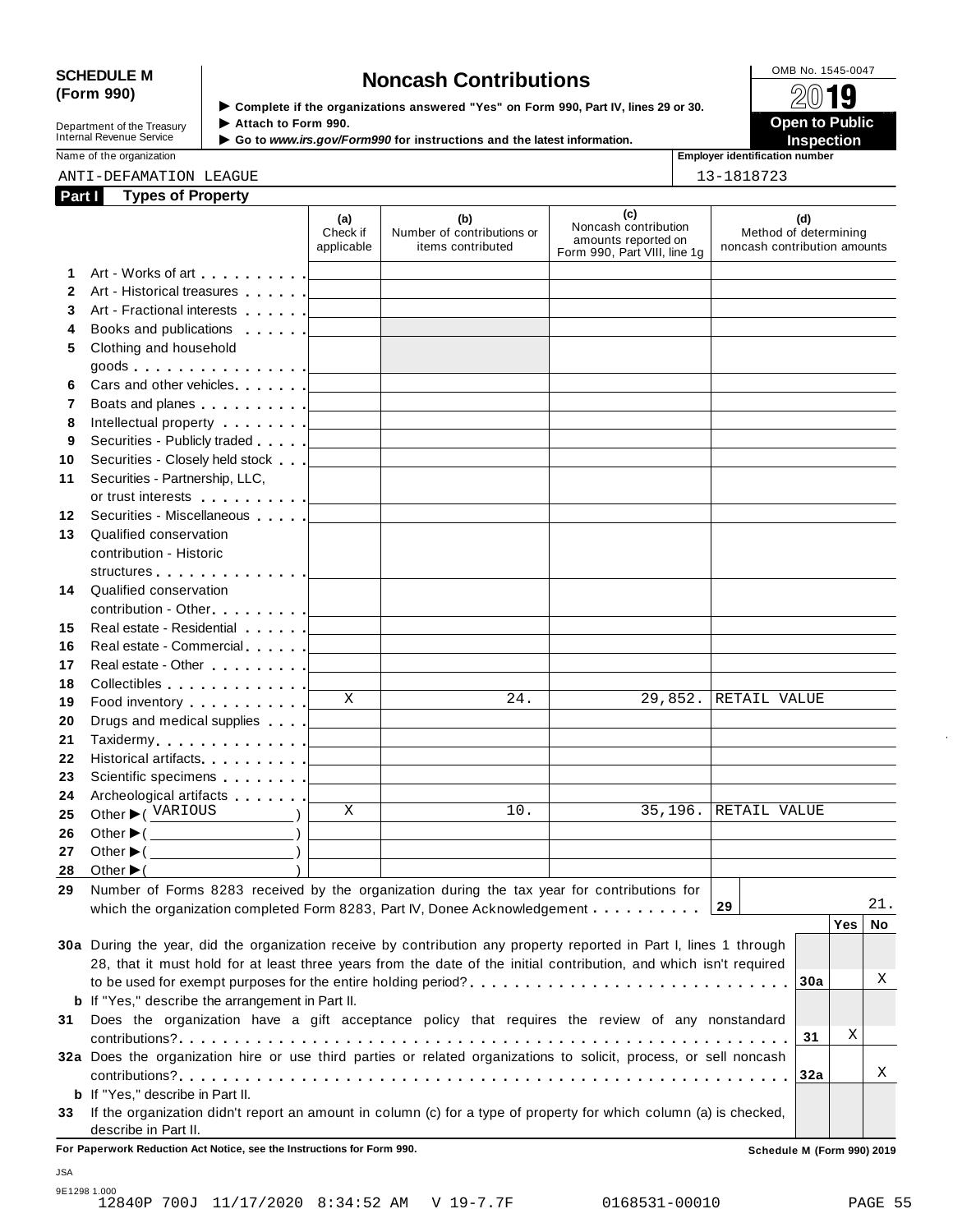**SCHEDULE M (Form 990)**

Department of the Treasury
Internal Revenue Service

# Noncash Contributions

▶ Complete if the organizations answered "Yes" on Form 990, Part IV, lines 29 or 30.
▶ Attach to Form 990.
▶ Go to *www.irs.gov/Form990* for instructions and the latest information.

OMB No. 1545-0047
2019
**Open to Public Inspection**

Name of the organization: ANTI-DEFAMATION LEAGUE

Employer identification number: 13-1818723

## Part I Types of Property

| | | (a) Check if applicable | (b) Number of contributions or items contributed | (c) Noncash contribution amounts reported on Form 990, Part VIII, line 1g | (d) Method of determining noncash contribution amounts |
|---|---|---|---|---|---|
| 1 | Art - Works of art | | | | |
| 2 | Art - Historical treasures | | | | |
| 3 | Art - Fractional interests | | | | |
| 4 | Books and publications | | | | |
| 5 | Clothing and household goods | | | | |
| 6 | Cars and other vehicles | | | | |
| 7 | Boats and planes | | | | |
| 8 | Intellectual property | | | | |
| 9 | Securities - Publicly traded | | | | |
| 10 | Securities - Closely held stock | | | | |
| 11 | Securities - Partnership, LLC, or trust interests | | | | |
| 12 | Securities - Miscellaneous | | | | |
| 13 | Qualified conservation contribution - Historic structures | | | | |
| 14 | Qualified conservation contribution - Other | | | | |
| 15 | Real estate - Residential | | | | |
| 16 | Real estate - Commercial | | | | |
| 17 | Real estate - Other | | | | |
| 18 | Collectibles | | | | |
| 19 | Food inventory | X | 24. | 29,852. | RETAIL VALUE |
| 20 | Drugs and medical supplies | | | | |
| 21 | Taxidermy | | | | |
| 22 | Historical artifacts | | | | |
| 23 | Scientific specimens | | | | |
| 24 | Archeological artifacts | | | | |
| 25 | Other ▶ ( VARIOUS ) | X | 10. | 35,196. | RETAIL VALUE |
| 26 | Other ▶ ( ) | | | | |
| 27 | Other ▶ ( ) | | | | |
| 28 | Other ▶ ( ) | | | | |

**29** Number of Forms 8283 received by the organization during the tax year for contributions for which the organization completed Form 8283, Part IV, Donee Acknowledgement . . . **29** 21.

| | | | Yes | No |
|---|---|---|---|---|
| **30a** | During the year, did the organization receive by contribution any property reported in Part I, lines 1 through 28, that it must hold for at least three years from the date of the initial contribution, and which isn't required to be used for exempt purposes for the entire holding period? | 30a | | X |
| **b** | If "Yes," describe the arrangement in Part II. | | | |
| **31** | Does the organization have a gift acceptance policy that requires the review of any nonstandard contributions? | 31 | X | |
| **32a** | Does the organization hire or use third parties or related organizations to solicit, process, or sell noncash contributions? | 32a | | X |
| **b** | If "Yes," describe in Part II. | | | |
| **33** | If the organization didn't report an amount in column (c) for a type of property for which column (a) is checked, describe in Part II. | | | |

**For Paperwork Reduction Act Notice, see the Instructions for Form 990.** **Schedule M (Form 990) 2019**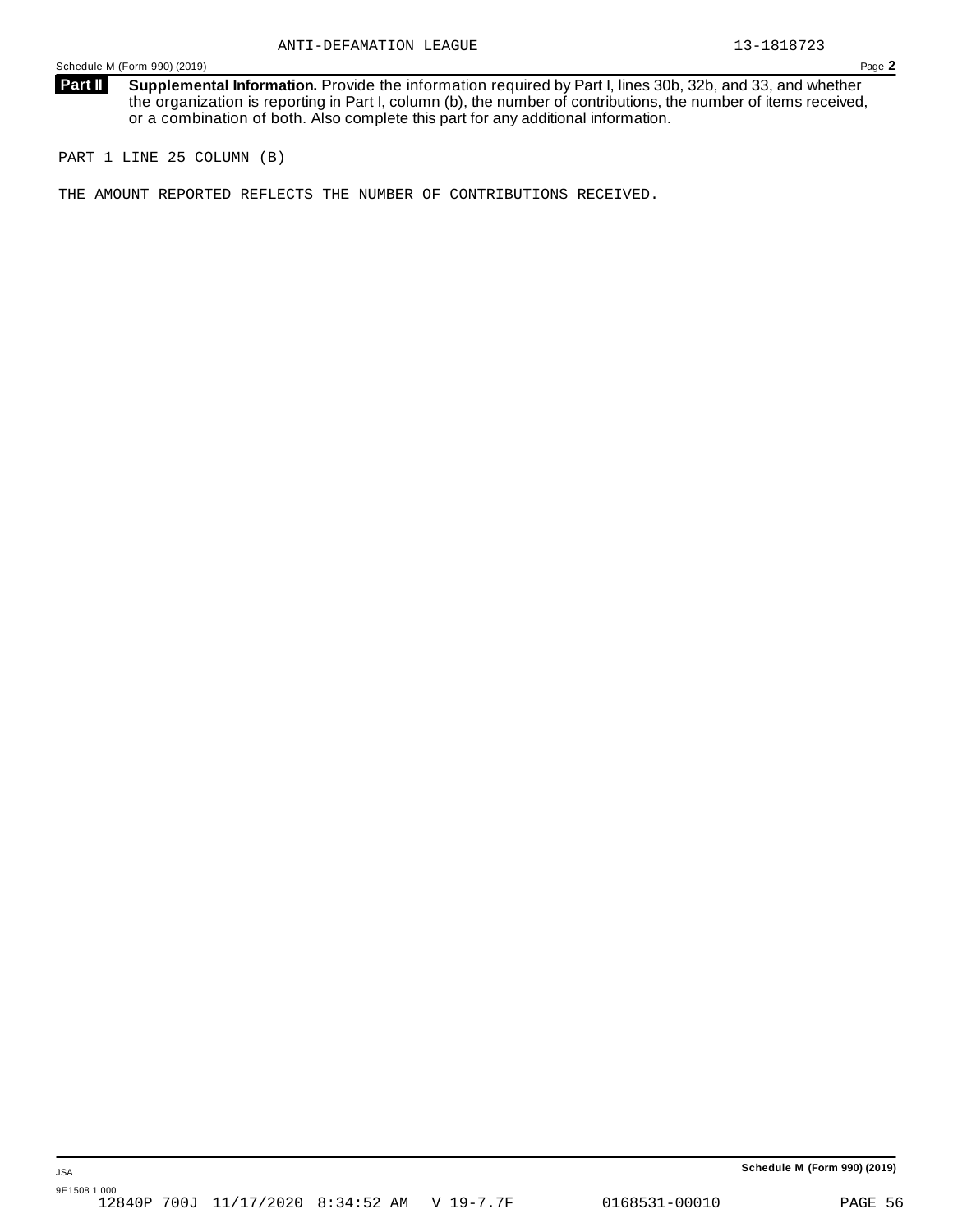ANTI-DEFAMATION LEAGUE 13-1818723

Schedule M (Form 990) (2019) Page **2**

**Part II** **Supplemental Information.** Provide the information required by Part I, lines 30b, 32b, and 33, and whether the organization is reporting in Part I, column (b), the number of contributions, the number of items received, or a combination of both. Also complete this part for any additional information.

PART 1 LINE 25 COLUMN (B)

THE AMOUNT REPORTED REFLECTS THE NUMBER OF CONTRIBUTIONS RECEIVED.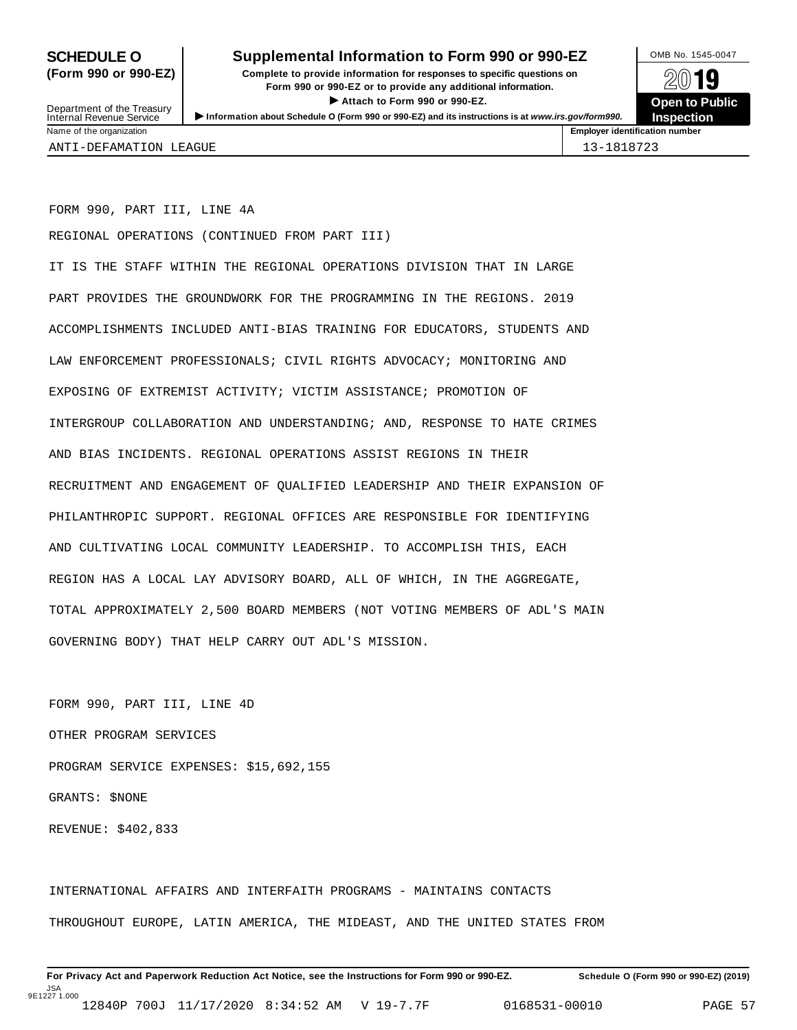# SCHEDULE O (Form 990 or 990-EZ)

## Supplemental Information to Form 990 or 990-EZ

**Complete to provide information for responses to specific questions on Form 990 or 990-EZ or to provide any additional information.**

**▶ Attach to Form 990 or 990-EZ.**

**▶ Information about Schedule O (Form 990 or 990-EZ) and its instructions is at www.irs.gov/form990.**

Department of the Treasury
Internal Revenue Service

OMB No. 1545-0047

2019

**Open to Public Inspection**

| Name of the organization | Employer identification number |
|---|---|
| ANTI-DEFAMATION LEAGUE | 13-1818723 |

FORM 990, PART III, LINE 4A

REGIONAL OPERATIONS (CONTINUED FROM PART III)

IT IS THE STAFF WITHIN THE REGIONAL OPERATIONS DIVISION THAT IN LARGE PART PROVIDES THE GROUNDWORK FOR THE PROGRAMMING IN THE REGIONS. 2019 ACCOMPLISHMENTS INCLUDED ANTI-BIAS TRAINING FOR EDUCATORS, STUDENTS AND LAW ENFORCEMENT PROFESSIONALS; CIVIL RIGHTS ADVOCACY; MONITORING AND EXPOSING OF EXTREMIST ACTIVITY; VICTIM ASSISTANCE; PROMOTION OF INTERGROUP COLLABORATION AND UNDERSTANDING; AND, RESPONSE TO HATE CRIMES AND BIAS INCIDENTS. REGIONAL OPERATIONS ASSIST REGIONS IN THEIR RECRUITMENT AND ENGAGEMENT OF QUALIFIED LEADERSHIP AND THEIR EXPANSION OF PHILANTHROPIC SUPPORT. REGIONAL OFFICES ARE RESPONSIBLE FOR IDENTIFYING AND CULTIVATING LOCAL COMMUNITY LEADERSHIP. TO ACCOMPLISH THIS, EACH REGION HAS A LOCAL LAY ADVISORY BOARD, ALL OF WHICH, IN THE AGGREGATE, TOTAL APPROXIMATELY 2,500 BOARD MEMBERS (NOT VOTING MEMBERS OF ADL'S MAIN GOVERNING BODY) THAT HELP CARRY OUT ADL'S MISSION.

FORM 990, PART III, LINE 4D

OTHER PROGRAM SERVICES

PROGRAM SERVICE EXPENSES: $15,692,155

GRANTS: $NONE

REVENUE: $402,833

INTERNATIONAL AFFAIRS AND INTERFAITH PROGRAMS - MAINTAINS CONTACTS THROUGHOUT EUROPE, LATIN AMERICA, THE MIDEAST, AND THE UNITED STATES FROM

**For Privacy Act and Paperwork Reduction Act Notice, see the Instructions for Form 990 or 990-EZ.** **Schedule O (Form 990 or 990-EZ) (2019)**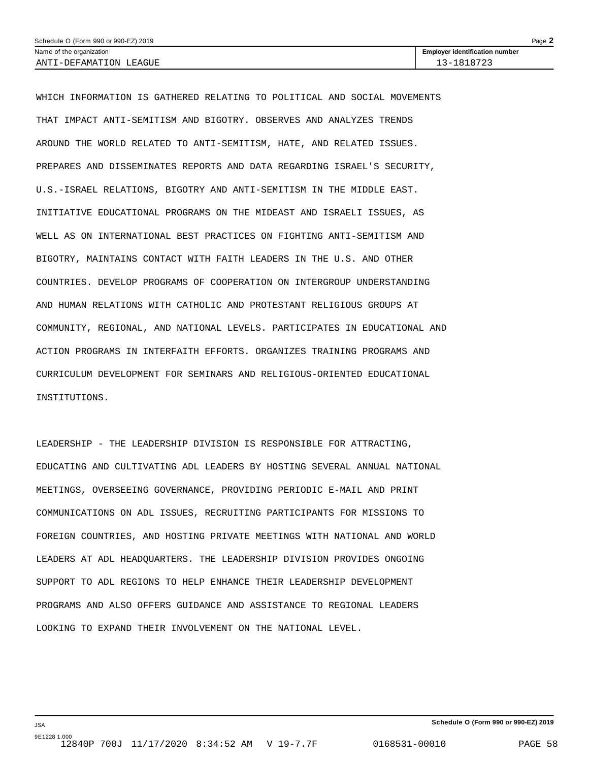WHICH INFORMATION IS GATHERED RELATING TO POLITICAL AND SOCIAL MOVEMENTS THAT IMPACT ANTI-SEMITISM AND BIGOTRY. OBSERVES AND ANALYZES TRENDS AROUND THE WORLD RELATED TO ANTI-SEMITISM, HATE, AND RELATED ISSUES. PREPARES AND DISSEMINATES REPORTS AND DATA REGARDING ISRAEL'S SECURITY, U.S.-ISRAEL RELATIONS, BIGOTRY AND ANTI-SEMITISM IN THE MIDDLE EAST. INITIATIVE EDUCATIONAL PROGRAMS ON THE MIDEAST AND ISRAELI ISSUES, AS WELL AS ON INTERNATIONAL BEST PRACTICES ON FIGHTING ANTI-SEMITISM AND BIGOTRY, MAINTAINS CONTACT WITH FAITH LEADERS IN THE U.S. AND OTHER COUNTRIES. DEVELOP PROGRAMS OF COOPERATION ON INTERGROUP UNDERSTANDING AND HUMAN RELATIONS WITH CATHOLIC AND PROTESTANT RELIGIOUS GROUPS AT COMMUNITY, REGIONAL, AND NATIONAL LEVELS. PARTICIPATES IN EDUCATIONAL AND ACTION PROGRAMS IN INTERFAITH EFFORTS. ORGANIZES TRAINING PROGRAMS AND CURRICULUM DEVELOPMENT FOR SEMINARS AND RELIGIOUS-ORIENTED EDUCATIONAL INSTITUTIONS.

LEADERSHIP - THE LEADERSHIP DIVISION IS RESPONSIBLE FOR ATTRACTING, EDUCATING AND CULTIVATING ADL LEADERS BY HOSTING SEVERAL ANNUAL NATIONAL MEETINGS, OVERSEEING GOVERNANCE, PROVIDING PERIODIC E-MAIL AND PRINT COMMUNICATIONS ON ADL ISSUES, RECRUITING PARTICIPANTS FOR MISSIONS TO FOREIGN COUNTRIES, AND HOSTING PRIVATE MEETINGS WITH NATIONAL AND WORLD LEADERS AT ADL HEADQUARTERS. THE LEADERSHIP DIVISION PROVIDES ONGOING SUPPORT TO ADL REGIONS TO HELP ENHANCE THEIR LEADERSHIP DEVELOPMENT PROGRAMS AND ALSO OFFERS GUIDANCE AND ASSISTANCE TO REGIONAL LEADERS LOOKING TO EXPAND THEIR INVOLVEMENT ON THE NATIONAL LEVEL.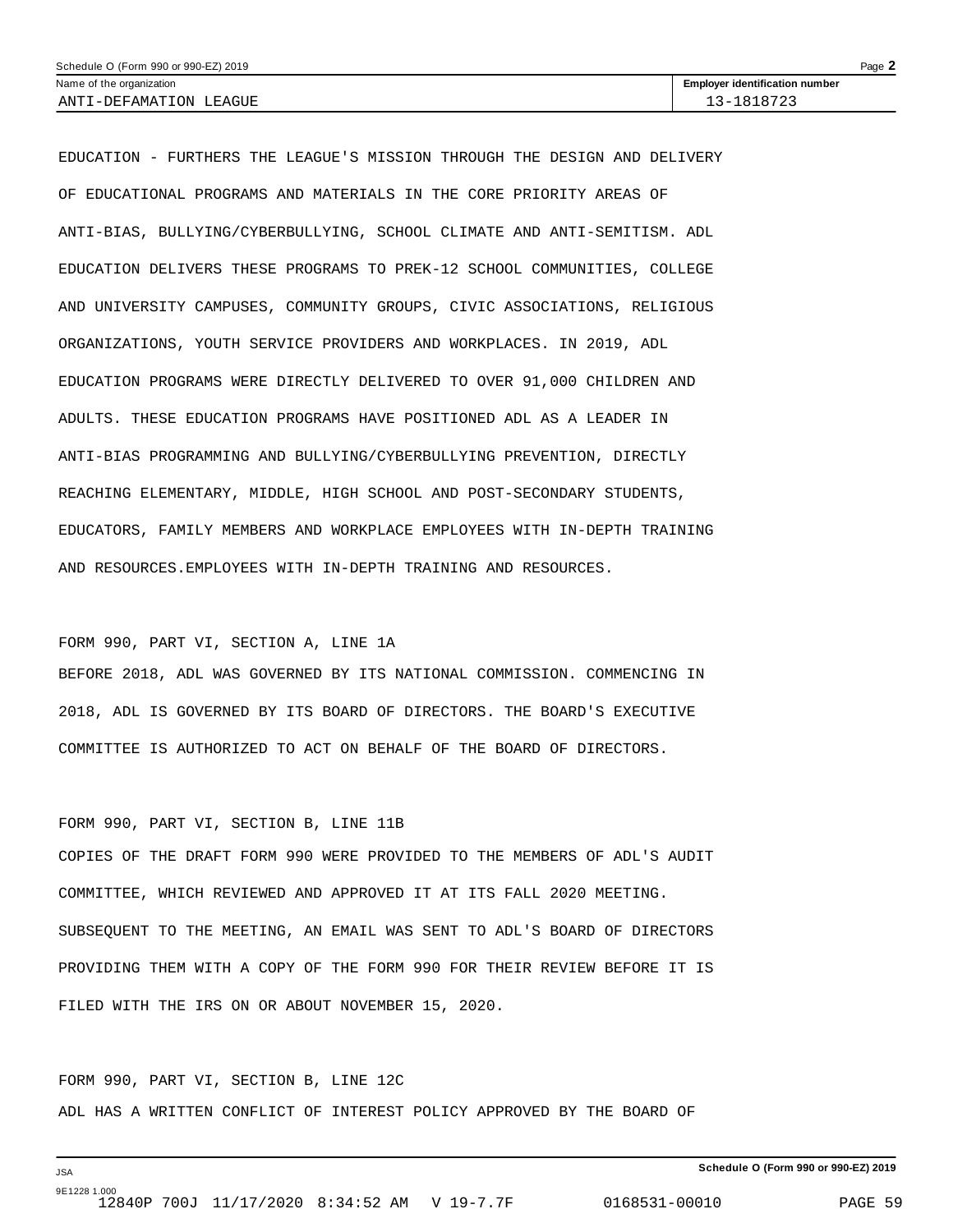Name of the organization: ANTI-DEFAMATION LEAGUE

Employer identification number: 13-1818723

EDUCATION - FURTHERS THE LEAGUE'S MISSION THROUGH THE DESIGN AND DELIVERY OF EDUCATIONAL PROGRAMS AND MATERIALS IN THE CORE PRIORITY AREAS OF ANTI-BIAS, BULLYING/CYBERBULLYING, SCHOOL CLIMATE AND ANTI-SEMITISM. ADL EDUCATION DELIVERS THESE PROGRAMS TO PREK-12 SCHOOL COMMUNITIES, COLLEGE AND UNIVERSITY CAMPUSES, COMMUNITY GROUPS, CIVIC ASSOCIATIONS, RELIGIOUS ORGANIZATIONS, YOUTH SERVICE PROVIDERS AND WORKPLACES. IN 2019, ADL EDUCATION PROGRAMS WERE DIRECTLY DELIVERED TO OVER 91,000 CHILDREN AND ADULTS. THESE EDUCATION PROGRAMS HAVE POSITIONED ADL AS A LEADER IN ANTI-BIAS PROGRAMMING AND BULLYING/CYBERBULLYING PREVENTION, DIRECTLY REACHING ELEMENTARY, MIDDLE, HIGH SCHOOL AND POST-SECONDARY STUDENTS, EDUCATORS, FAMILY MEMBERS AND WORKPLACE EMPLOYEES WITH IN-DEPTH TRAINING AND RESOURCES.EMPLOYEES WITH IN-DEPTH TRAINING AND RESOURCES.

FORM 990, PART VI, SECTION A, LINE 1A

BEFORE 2018, ADL WAS GOVERNED BY ITS NATIONAL COMMISSION. COMMENCING IN 2018, ADL IS GOVERNED BY ITS BOARD OF DIRECTORS. THE BOARD'S EXECUTIVE COMMITTEE IS AUTHORIZED TO ACT ON BEHALF OF THE BOARD OF DIRECTORS.

FORM 990, PART VI, SECTION B, LINE 11B

COPIES OF THE DRAFT FORM 990 WERE PROVIDED TO THE MEMBERS OF ADL'S AUDIT COMMITTEE, WHICH REVIEWED AND APPROVED IT AT ITS FALL 2020 MEETING. SUBSEQUENT TO THE MEETING, AN EMAIL WAS SENT TO ADL'S BOARD OF DIRECTORS PROVIDING THEM WITH A COPY OF THE FORM 990 FOR THEIR REVIEW BEFORE IT IS FILED WITH THE IRS ON OR ABOUT NOVEMBER 15, 2020.

FORM 990, PART VI, SECTION B, LINE 12C

ADL HAS A WRITTEN CONFLICT OF INTEREST POLICY APPROVED BY THE BOARD OF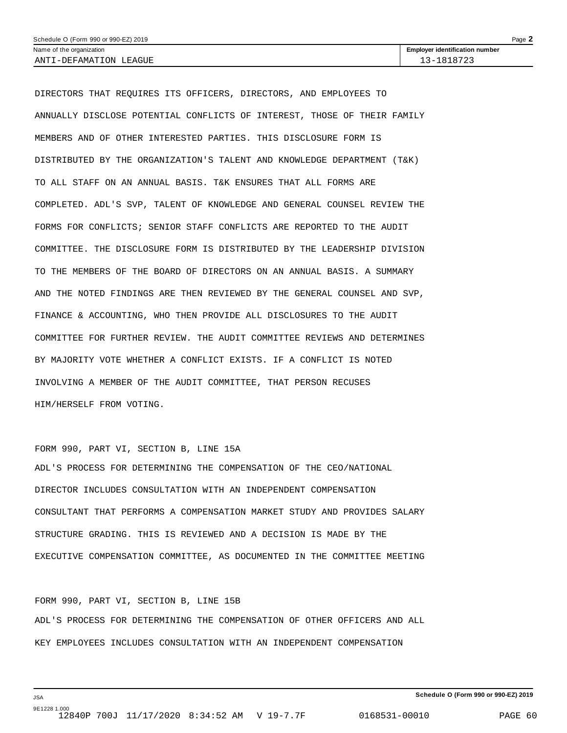Name of the organization: ANTI-DEFAMATION LEAGUE

Employer identification number: 13-1818723

DIRECTORS THAT REQUIRES ITS OFFICERS, DIRECTORS, AND EMPLOYEES TO ANNUALLY DISCLOSE POTENTIAL CONFLICTS OF INTEREST, THOSE OF THEIR FAMILY MEMBERS AND OF OTHER INTERESTED PARTIES. THIS DISCLOSURE FORM IS DISTRIBUTED BY THE ORGANIZATION'S TALENT AND KNOWLEDGE DEPARTMENT (T&K) TO ALL STAFF ON AN ANNUAL BASIS. T&K ENSURES THAT ALL FORMS ARE COMPLETED. ADL'S SVP, TALENT OF KNOWLEDGE AND GENERAL COUNSEL REVIEW THE FORMS FOR CONFLICTS; SENIOR STAFF CONFLICTS ARE REPORTED TO THE AUDIT COMMITTEE. THE DISCLOSURE FORM IS DISTRIBUTED BY THE LEADERSHIP DIVISION TO THE MEMBERS OF THE BOARD OF DIRECTORS ON AN ANNUAL BASIS. A SUMMARY AND THE NOTED FINDINGS ARE THEN REVIEWED BY THE GENERAL COUNSEL AND SVP, FINANCE & ACCOUNTING, WHO THEN PROVIDE ALL DISCLOSURES TO THE AUDIT COMMITTEE FOR FURTHER REVIEW. THE AUDIT COMMITTEE REVIEWS AND DETERMINES BY MAJORITY VOTE WHETHER A CONFLICT EXISTS. IF A CONFLICT IS NOTED INVOLVING A MEMBER OF THE AUDIT COMMITTEE, THAT PERSON RECUSES HIM/HERSELF FROM VOTING.

FORM 990, PART VI, SECTION B, LINE 15A

ADL'S PROCESS FOR DETERMINING THE COMPENSATION OF THE CEO/NATIONAL DIRECTOR INCLUDES CONSULTATION WITH AN INDEPENDENT COMPENSATION CONSULTANT THAT PERFORMS A COMPENSATION MARKET STUDY AND PROVIDES SALARY STRUCTURE GRADING. THIS IS REVIEWED AND A DECISION IS MADE BY THE EXECUTIVE COMPENSATION COMMITTEE, AS DOCUMENTED IN THE COMMITTEE MEETING

FORM 990, PART VI, SECTION B, LINE 15B

ADL'S PROCESS FOR DETERMINING THE COMPENSATION OF OTHER OFFICERS AND ALL KEY EMPLOYEES INCLUDES CONSULTATION WITH AN INDEPENDENT COMPENSATION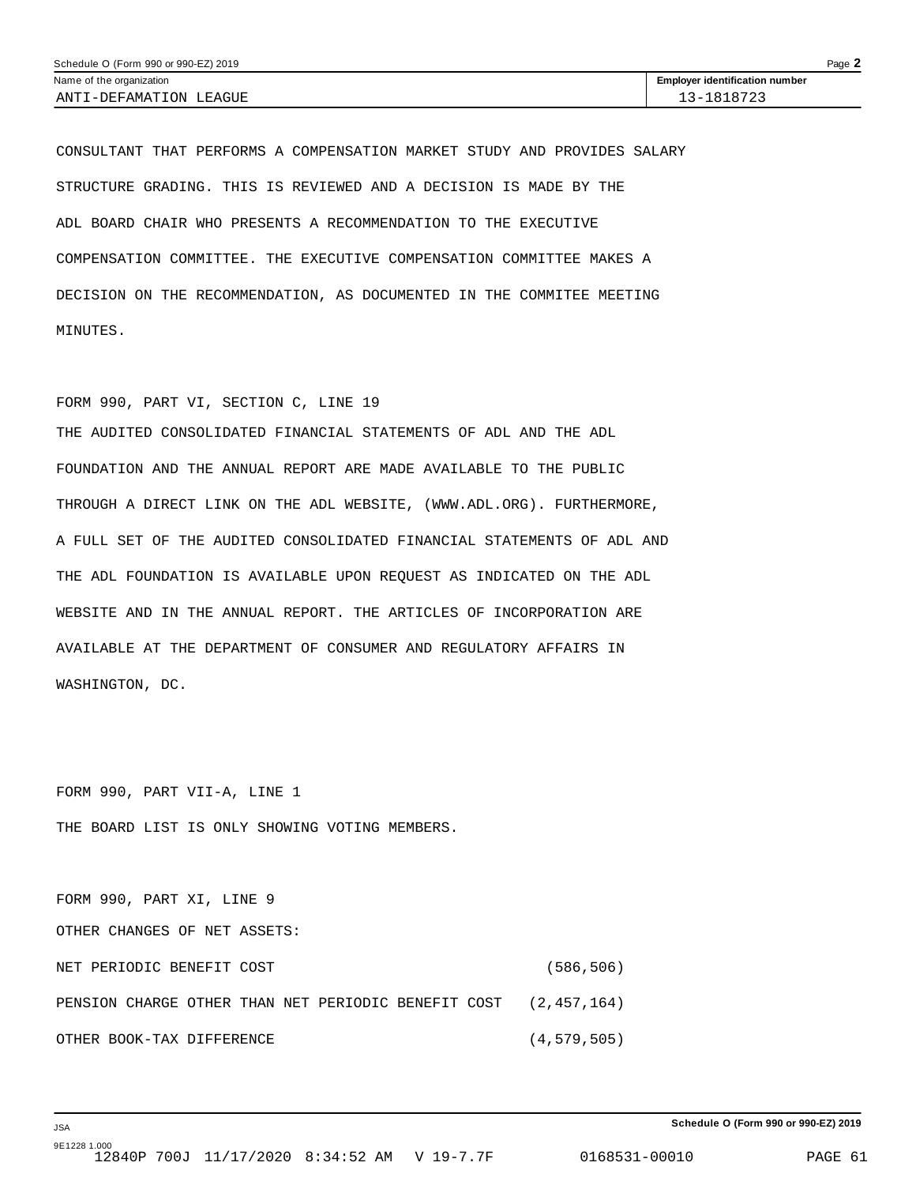Schedule O (Form 990 or 990-EZ) 2019

| Name of the organization | Employer identification number |
| --- | --- |
| ANTI-DEFAMATION LEAGUE | 13-1818723 |

CONSULTANT THAT PERFORMS A COMPENSATION MARKET STUDY AND PROVIDES SALARY STRUCTURE GRADING. THIS IS REVIEWED AND A DECISION IS MADE BY THE ADL BOARD CHAIR WHO PRESENTS A RECOMMENDATION TO THE EXECUTIVE COMPENSATION COMMITTEE. THE EXECUTIVE COMPENSATION COMMITTEE MAKES A DECISION ON THE RECOMMENDATION, AS DOCUMENTED IN THE COMMITEE MEETING MINUTES.

FORM 990, PART VI, SECTION C, LINE 19

THE AUDITED CONSOLIDATED FINANCIAL STATEMENTS OF ADL AND THE ADL FOUNDATION AND THE ANNUAL REPORT ARE MADE AVAILABLE TO THE PUBLIC THROUGH A DIRECT LINK ON THE ADL WEBSITE, (WWW.ADL.ORG). FURTHERMORE, A FULL SET OF THE AUDITED CONSOLIDATED FINANCIAL STATEMENTS OF ADL AND THE ADL FOUNDATION IS AVAILABLE UPON REQUEST AS INDICATED ON THE ADL WEBSITE AND IN THE ANNUAL REPORT. THE ARTICLES OF INCORPORATION ARE AVAILABLE AT THE DEPARTMENT OF CONSUMER AND REGULATORY AFFAIRS IN WASHINGTON, DC.

FORM 990, PART VII-A, LINE 1

THE BOARD LIST IS ONLY SHOWING VOTING MEMBERS.

FORM 990, PART XI, LINE 9

OTHER CHANGES OF NET ASSETS:

| | |
| --- | --- |
| NET PERIODIC BENEFIT COST | (586,506) |
| PENSION CHARGE OTHER THAN NET PERIODIC BENEFIT COST | (2,457,164) |
| OTHER BOOK-TAX DIFFERENCE | (4,579,505) |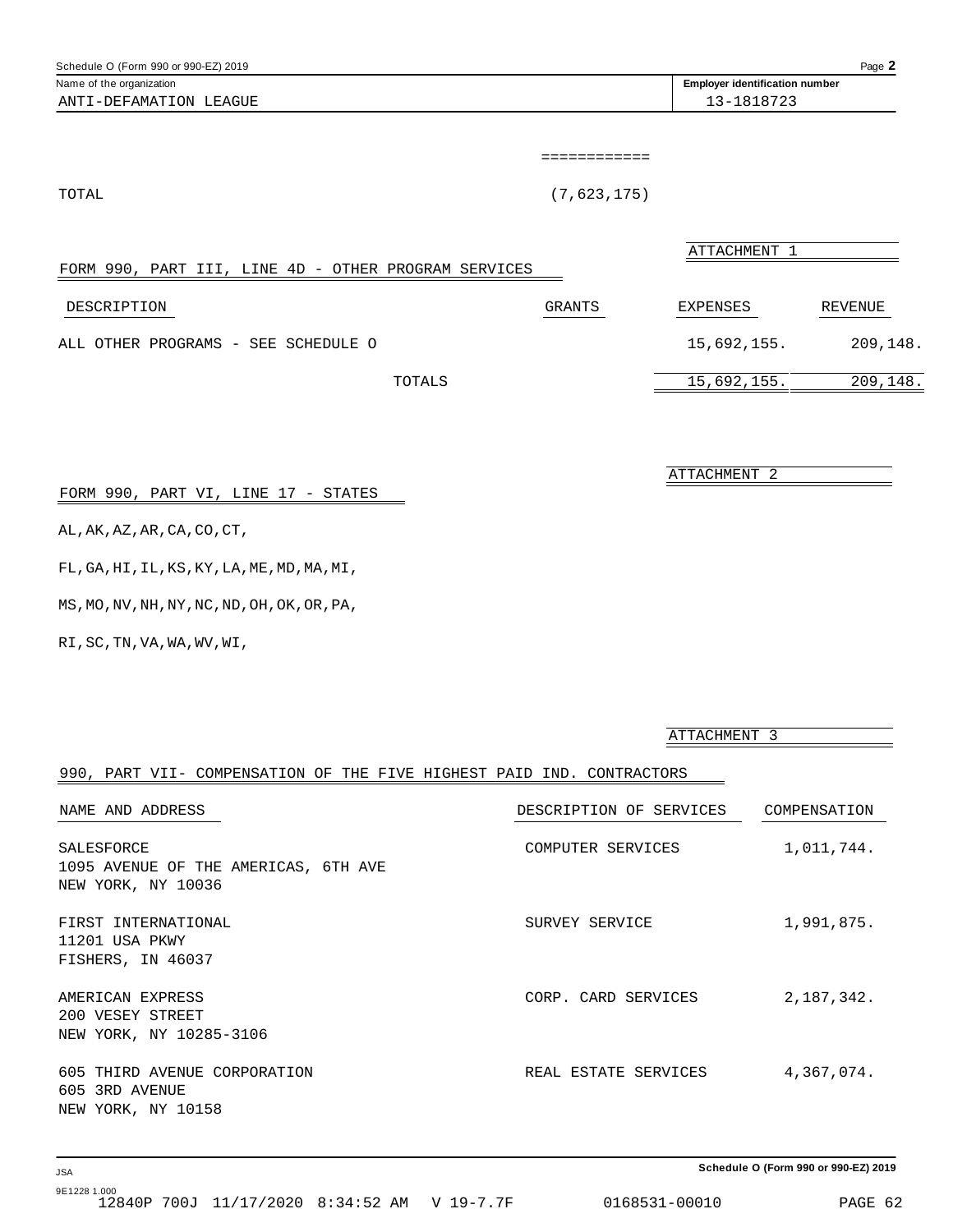Name of the organization: ANTI-DEFAMATION LEAGUE

Employer identification number: 13-1818723

| | |
|---|---|
| | ============ |
| TOTAL | (7,623,175) |

ATTACHMENT 1

FORM 990, PART III, LINE 4D - OTHER PROGRAM SERVICES

| DESCRIPTION | GRANTS | EXPENSES | REVENUE |
|---|---|---|---|
| ALL OTHER PROGRAMS - SEE SCHEDULE O | | 15,692,155. | 209,148. |
| TOTALS | | 15,692,155. | 209,148. |

ATTACHMENT 2

FORM 990, PART VI, LINE 17 - STATES

AL,AK,AZ,AR,CA,CO,CT,

FL,GA,HI,IL,KS,KY,LA,ME,MD,MA,MI,

MS,MO,NV,NH,NY,NC,ND,OH,OK,OR,PA,

RI,SC,TN,VA,WA,WV,WI,

ATTACHMENT 3

990, PART VII- COMPENSATION OF THE FIVE HIGHEST PAID IND. CONTRACTORS

| NAME AND ADDRESS | DESCRIPTION OF SERVICES | COMPENSATION |
|---|---|---|
| SALESFORCE<br>1095 AVENUE OF THE AMERICAS, 6TH AVE<br>NEW YORK, NY 10036 | COMPUTER SERVICES | 1,011,744. |
| FIRST INTERNATIONAL<br>11201 USA PKWY<br>FISHERS, IN 46037 | SURVEY SERVICE | 1,991,875. |
| AMERICAN EXPRESS<br>200 VESEY STREET<br>NEW YORK, NY 10285-3106 | CORP. CARD SERVICES | 2,187,342. |
| 605 THIRD AVENUE CORPORATION<br>605 3RD AVENUE<br>NEW YORK, NY 10158 | REAL ESTATE SERVICES | 4,367,074. |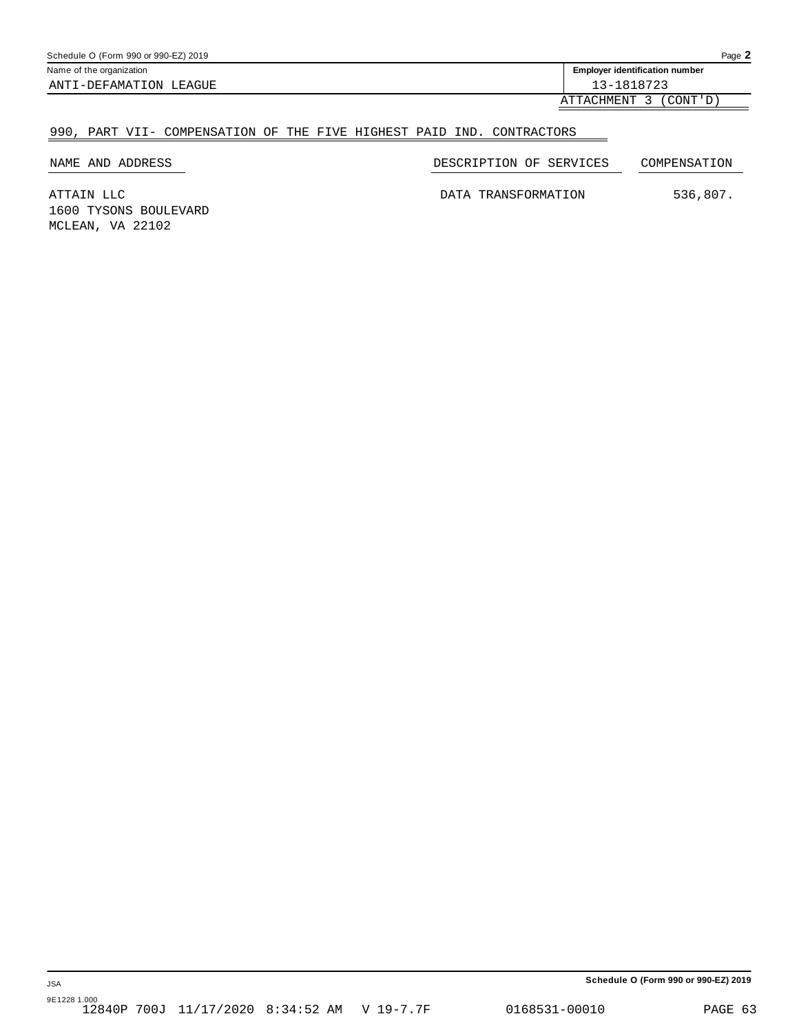Schedule O (Form 990 or 990-EZ) 2019

| Name of the organization | Employer identification number |
| --- | --- |
| ANTI-DEFAMATION LEAGUE | 13-1818723 |

ATTACHMENT 3 (CONT'D)

## 990, PART VII- COMPENSATION OF THE FIVE HIGHEST PAID IND. CONTRACTORS

| NAME AND ADDRESS | DESCRIPTION OF SERVICES | COMPENSATION |
| --- | --- | --- |
| ATTAIN LLC<br>1600 TYSONS BOULEVARD<br>MCLEAN, VA 22102 | DATA TRANSFORMATION | 536,807. |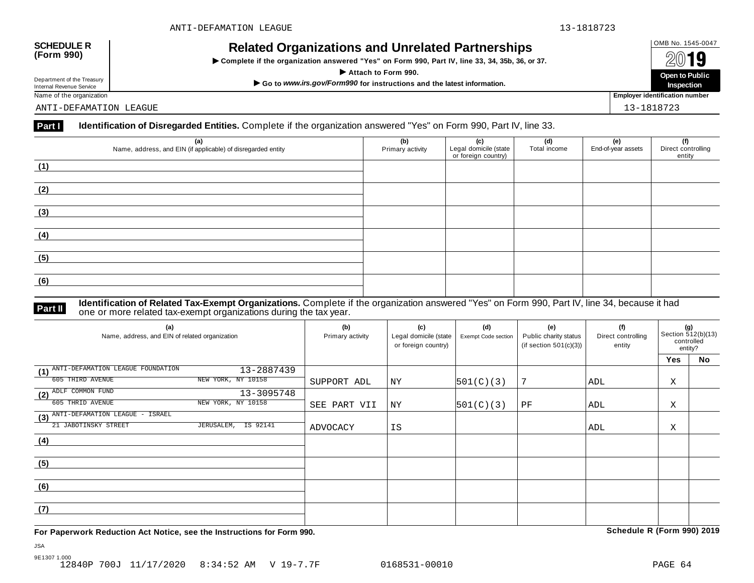ANTI-DEFAMATION LEAGUE 13-1818723

**SCHEDULE R (Form 990)**

Department of the Treasury
Internal Revenue Service

# Related Organizations and Unrelated Partnerships

▶ Complete if the organization answered "Yes" on Form 990, Part IV, line 33, 34, 35b, 36, or 37.

▶ Attach to Form 990.

▶ Go to *www.irs.gov/Form990* for instructions and the latest information.

OMB No. 1545-0047

2019

**Open to Public Inspection**

Name of the organization: ANTI-DEFAMATION LEAGUE

Employer identification number: 13-1818723

**Part I** **Identification of Disregarded Entities.** Complete if the organization answered "Yes" on Form 990, Part IV, line 33.

| (a) Name, address, and EIN (if applicable) of disregarded entity | (b) Primary activity | (c) Legal domicile (state or foreign country) | (d) Total income | (e) End-of-year assets | (f) Direct controlling entity |
|---|---|---|---|---|---|
| (1) | | | | | |
| (2) | | | | | |
| (3) | | | | | |
| (4) | | | | | |
| (5) | | | | | |
| (6) | | | | | |

**Part II** **Identification of Related Tax-Exempt Organizations.** Complete if the organization answered "Yes" on Form 990, Part IV, line 34, because it had one or more related tax-exempt organizations during the tax year.

| (a) Name, address, and EIN of related organization | (b) Primary activity | (c) Legal domicile (state or foreign country) | (d) Exempt Code section | (e) Public charity status (if section 501(c)(3)) | (f) Direct controlling entity | (g) Section 512(b)(13) controlled entity? Yes | No |
|---|---|---|---|---|---|---|---|
| (1) ANTI-DEFAMATION LEAGUE FOUNDATION 13-2887439, 605 THIRD AVENUE NEW YORK, NY 10158 | SUPPORT ADL | NY | 501(C)(3) | 7 | ADL | X | |
| (2) ADLF COMMON FUND 13-3095748, 605 THRID AVENUE NEW YORK, NY 10158 | SEE PART VII | NY | 501(C)(3) | PF | ADL | X | |
| (3) ANTI-DEFAMATION LEAGUE - ISRAEL, 21 JABOTINSKY STREET JERUSALEM, IS 92141 | ADVOCACY | IS | | | ADL | X | |
| (4) | | | | | | | |
| (5) | | | | | | | |
| (6) | | | | | | | |
| (7) | | | | | | | |

**For Paperwork Reduction Act Notice, see the Instructions for Form 990.** **Schedule R (Form 990) 2019**

JSA
9E1307 1.000
12840P 700J 11/17/2020 8:34:52 AM V 19-7.7F 0168531-00010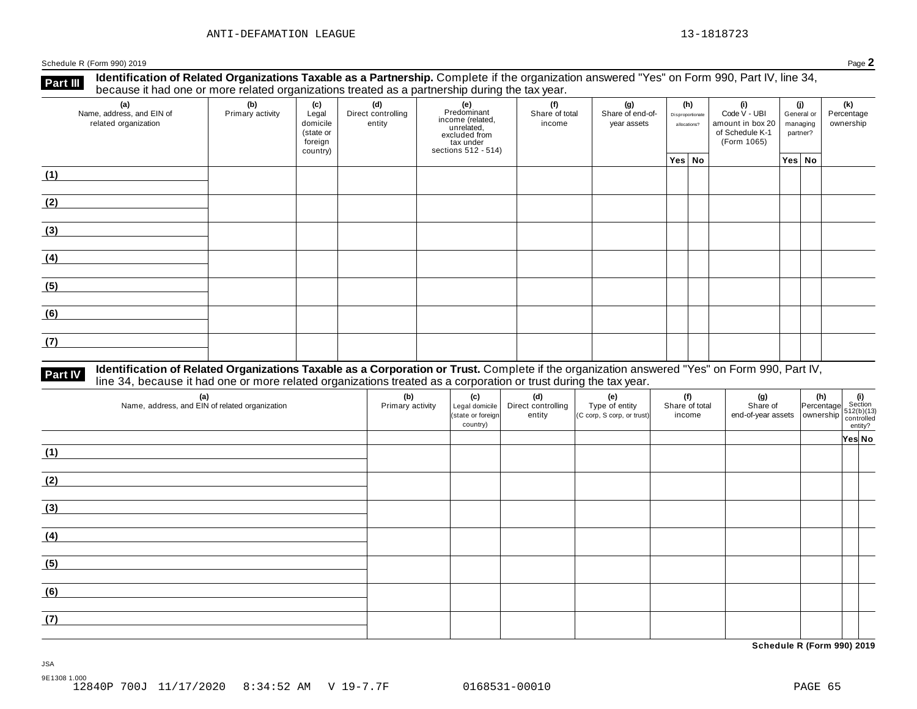ANTI-DEFAMATION LEAGUE 13-1818723

Schedule R (Form 990) 2019 Page **2**

**Part III** **Identification of Related Organizations Taxable as a Partnership.** Complete if the organization answered "Yes" on Form 990, Part IV, line 34, because it had one or more related organizations treated as a partnership during the tax year.

| (a) Name, address, and EIN of related organization | (b) Primary activity | (c) Legal domicile (state or foreign country) | (d) Direct controlling entity | (e) Predominant income (related, unrelated, excluded from tax under sections 512 - 514) | (f) Share of total income | (g) Share of end-of-year assets | (h) Disproportionate allocations? | | (i) Code V - UBI amount in box 20 of Schedule K-1 (Form 1065) | (j) General or managing partner? | | (k) Percentage ownership |
|---|---|---|---|---|---|---|---|---|---|---|---|---|
| | | | | | | | Yes | No | | Yes | No | |
| (1) | | | | | | | | | | | | |
| (2) | | | | | | | | | | | | |
| (3) | | | | | | | | | | | | |
| (4) | | | | | | | | | | | | |
| (5) | | | | | | | | | | | | |
| (6) | | | | | | | | | | | | |
| (7) | | | | | | | | | | | | |

**Part IV** **Identification of Related Organizations Taxable as a Corporation or Trust.** Complete if the organization answered "Yes" on Form 990, Part IV, line 34, because it had one or more related organizations treated as a corporation or trust during the tax year.

| (a) Name, address, and EIN of related organization | (b) Primary activity | (c) Legal domicile (state or foreign country) | (d) Direct controlling entity | (e) Type of entity (C corp, S corp, or trust) | (f) Share of total income | (g) Share of end-of-year assets | (h) Percentage ownership | (i) Section 512(b)(13) controlled entity? | |
|---|---|---|---|---|---|---|---|---|---|
| | | | | | | | | Yes | No |
| (1) | | | | | | | | | |
| (2) | | | | | | | | | |
| (3) | | | | | | | | | |
| (4) | | | | | | | | | |
| (5) | | | | | | | | | |
| (6) | | | | | | | | | |
| (7) | | | | | | | | | |

**Schedule R (Form 990) 2019**

JSA
9E1308 1.000
12840P 700J 11/17/2020 8:34:52 AM V 19-7.7F 0168531-00010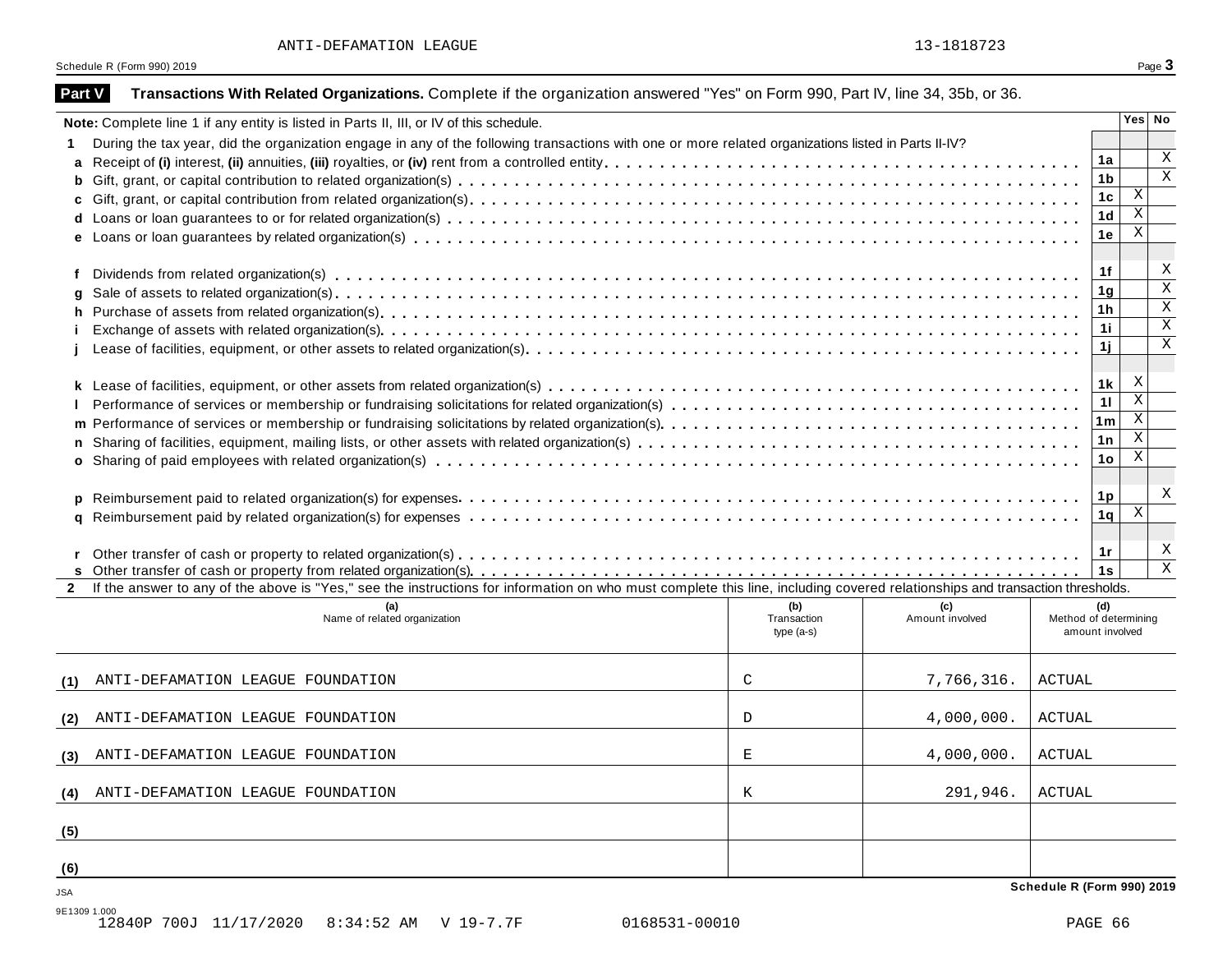ANTI-DEFAMATION LEAGUE 13-1818723

Schedule R (Form 990) 2019 Page **3**

**Part V** **Transactions With Related Organizations.** Complete if the organization answered "Yes" on Form 990, Part IV, line 34, 35b, or 36.

| **Note:** Complete line 1 if any entity is listed in Parts II, III, or IV of this schedule. | | Yes | No |
|---|---|---|---|
| **1** During the tax year, did the organization engage in any of the following transactions with one or more related organizations listed in Parts II-IV? | | | |
| **a** Receipt of **(i)** interest, **(ii)** annuities, **(iii)** royalties, or **(iv)** rent from a controlled entity | 1a | | X |
| **b** Gift, grant, or capital contribution to related organization(s) | 1b | | X |
| **c** Gift, grant, or capital contribution from related organization(s) | 1c | X | |
| **d** Loans or loan guarantees to or for related organization(s) | 1d | X | |
| **e** Loans or loan guarantees by related organization(s) | 1e | X | |
| **f** Dividends from related organization(s) | 1f | | X |
| **g** Sale of assets to related organization(s) | 1g | | X |
| **h** Purchase of assets from related organization(s) | 1h | | X |
| **i** Exchange of assets with related organization(s) | 1i | | X |
| **j** Lease of facilities, equipment, or other assets to related organization(s) | 1j | | X |
| **k** Lease of facilities, equipment, or other assets from related organization(s) | 1k | X | |
| **l** Performance of services or membership or fundraising solicitations for related organization(s) | 1l | X | |
| **m** Performance of services or membership or fundraising solicitations by related organization(s) | 1m | X | |
| **n** Sharing of facilities, equipment, mailing lists, or other assets with related organization(s) | 1n | X | |
| **o** Sharing of paid employees with related organization(s) | 1o | X | |
| **p** Reimbursement paid to related organization(s) for expenses | 1p | | X |
| **q** Reimbursement paid by related organization(s) for expenses | 1q | X | |
| **r** Other transfer of cash or property to related organization(s) | 1r | | X |
| **s** Other transfer of cash or property from related organization(s) | 1s | | X |

**2** If the answer to any of the above is "Yes," see the instructions for information on who must complete this line, including covered relationships and transaction thresholds.

| | (a) Name of related organization | (b) Transaction type (a-s) | (c) Amount involved | (d) Method of determining amount involved |
|---|---|---|---|---|
| (1) | ANTI-DEFAMATION LEAGUE FOUNDATION | C | 7,766,316. | ACTUAL |
| (2) | ANTI-DEFAMATION LEAGUE FOUNDATION | D | 4,000,000. | ACTUAL |
| (3) | ANTI-DEFAMATION LEAGUE FOUNDATION | E | 4,000,000. | ACTUAL |
| (4) | ANTI-DEFAMATION LEAGUE FOUNDATION | K | 291,946. | ACTUAL |
| (5) | | | | |
| (6) | | | | |

**Schedule R (Form 990) 2019**

JSA
9E1309 1.000
12840P 700J 11/17/2020 8:34:52 AM V 19-7.7F 0168531-00010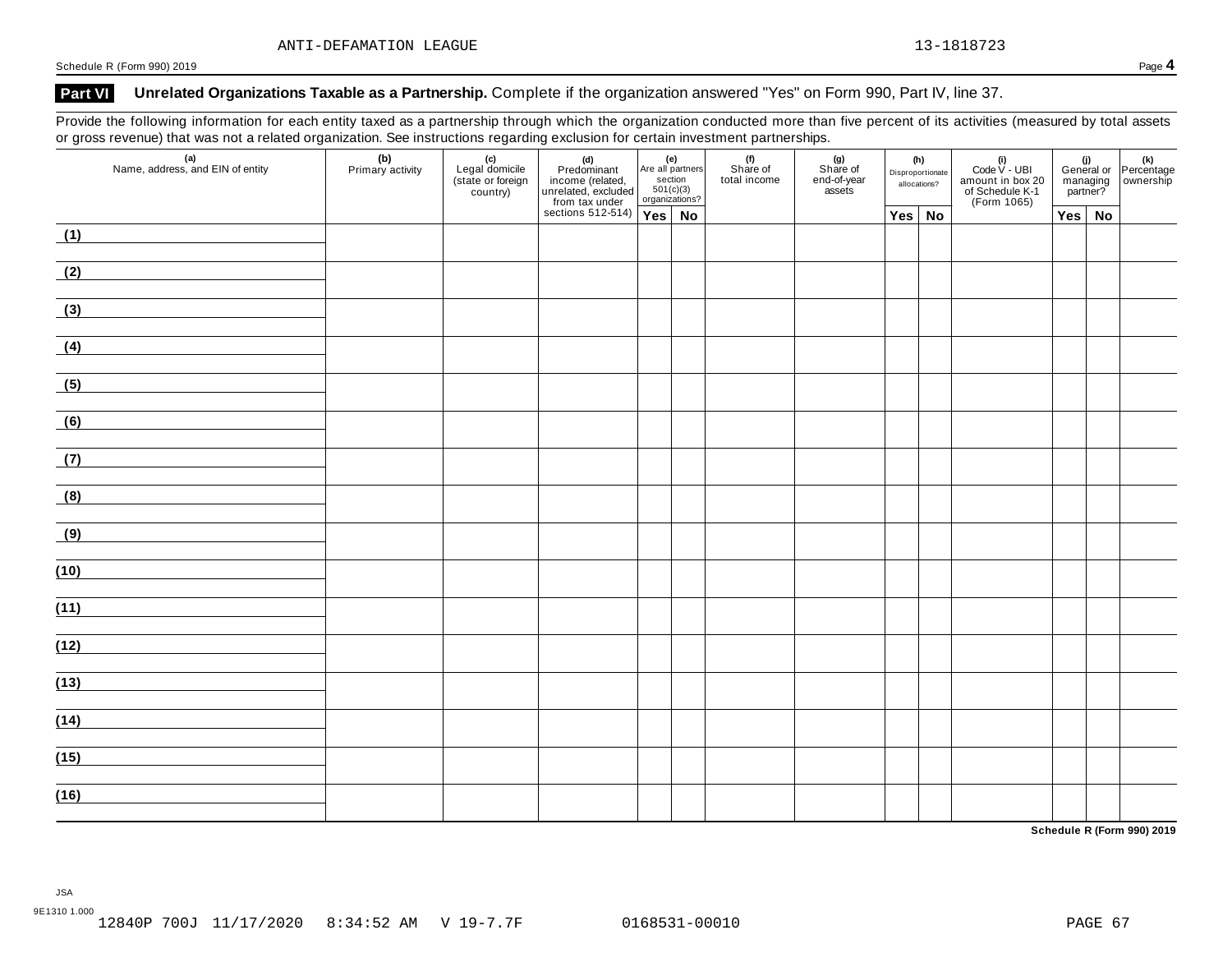ANTI-DEFAMATION LEAGUE 13-1818723

Schedule R (Form 990) 2019 Page **4**

## Part VI Unrelated Organizations Taxable as a Partnership. 
Complete if the organization answered "Yes" on Form 990, Part IV, line 37.

Provide the following information for each entity taxed as a partnership through which the organization conducted more than five percent of its activities (measured by total assets or gross revenue) that was not a related organization. See instructions regarding exclusion for certain investment partnerships.

| (a) Name, address, and EIN of entity | (b) Primary activity | (c) Legal domicile (state or foreign country) | (d) Predominant income (related, unrelated, excluded from tax under sections 512-514) | (e) Are all partners section 501(c)(3) organizations? | | (f) Share of total income | (g) Share of end-of-year assets | (h) Disproportionate allocations? | | (i) Code V - UBI amount in box 20 of Schedule K-1 (Form 1065) | (j) General or managing partner? | | (k) Percentage ownership |
|---|---|---|---|---|---|---|---|---|---|---|---|---|---|
| | | | | Yes | No | | | Yes | No | | Yes | No | |
| (1) | | | | | | | | | | | | | |
| (2) | | | | | | | | | | | | | |
| (3) | | | | | | | | | | | | | |
| (4) | | | | | | | | | | | | | |
| (5) | | | | | | | | | | | | | |
| (6) | | | | | | | | | | | | | |
| (7) | | | | | | | | | | | | | |
| (8) | | | | | | | | | | | | | |
| (9) | | | | | | | | | | | | | |
| (10) | | | | | | | | | | | | | |
| (11) | | | | | | | | | | | | | |
| (12) | | | | | | | | | | | | | |
| (13) | | | | | | | | | | | | | |
| (14) | | | | | | | | | | | | | |
| (15) | | | | | | | | | | | | | |
| (16) | | | | | | | | | | | | | |

**Schedule R (Form 990) 2019**

JSA
9E1310 1.000
12840P 700J 11/17/2020 8:34:52 AM V 19-7.7F 0168531-00010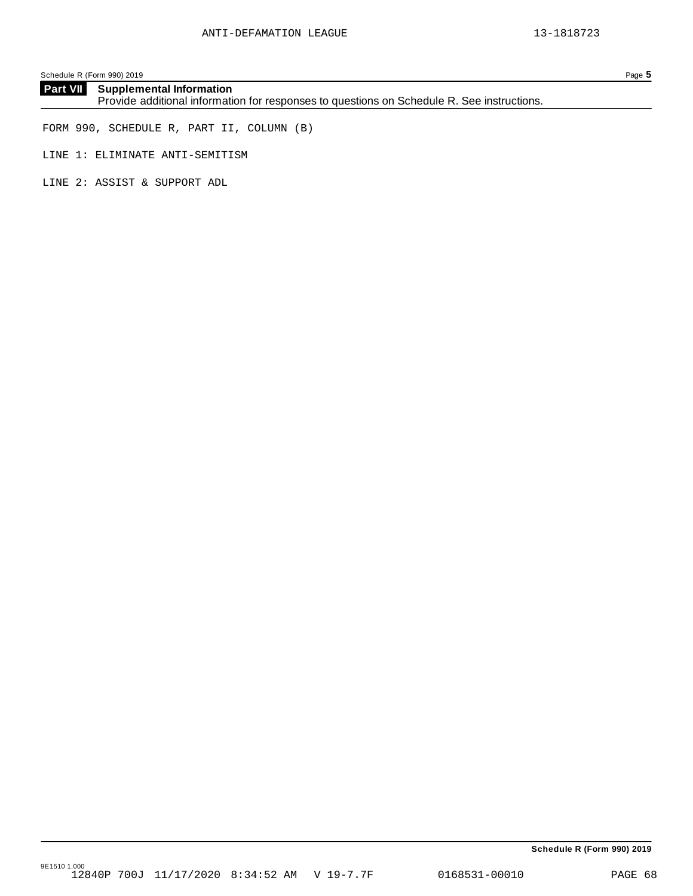## Part VII Supplemental Information

Provide additional information for responses to questions on Schedule R. See instructions.

FORM 990, SCHEDULE R, PART II, COLUMN (B)

LINE 1: ELIMINATE ANTI-SEMITISM

LINE 2: ASSIST & SUPPORT ADL